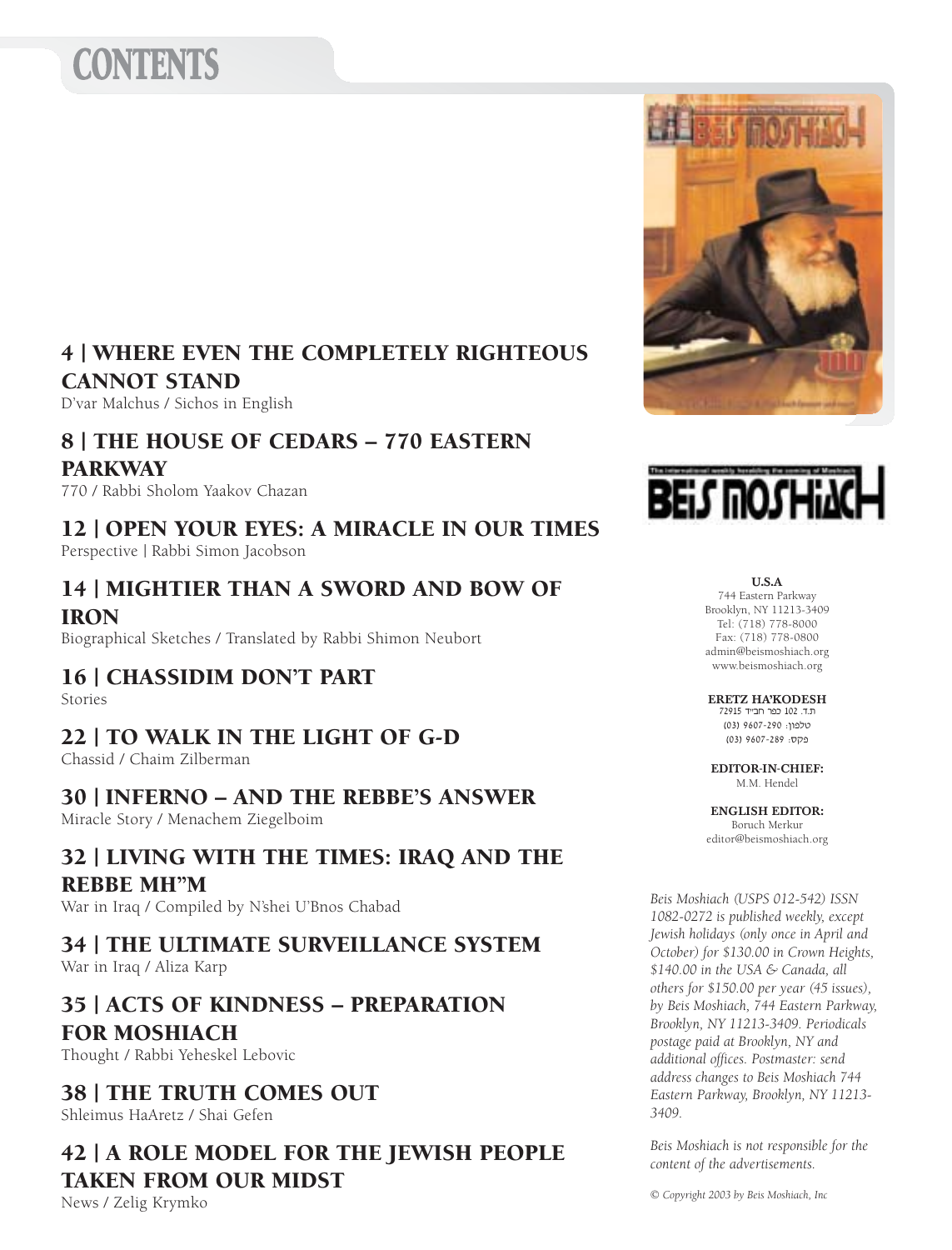# CONTENTS

## 4 | WHERE EVEN THE COMPLETELY RIGHTEOUS CANNOT STAND
D'var Malchus / Sichos in English

## 8 | THE HOUSE OF CEDARS – 770 EASTERN PARKWAY
770 / Rabbi Sholom Yaakov Chazan

## 12 | OPEN YOUR EYES: A MIRACLE IN OUR TIMES
Perspective | Rabbi Simon Jacobson

## 14 | MIGHTIER THAN A SWORD AND BOW OF IRON
Biographical Sketches / Translated by Rabbi Shimon Neubort

## 16 | CHASSIDIM DON'T PART
Stories

## 22 | TO WALK IN THE LIGHT OF G-D
Chassid / Chaim Zilberman

## 30 | INFERNO – AND THE REBBE'S ANSWER
Miracle Story / Menachem Ziegelboim

## 32 | LIVING WITH THE TIMES: IRAQ AND THE REBBE MH"M
War in Iraq / Compiled by N'shei U'Bnos Chabad

## 34 | THE ULTIMATE SURVEILLANCE SYSTEM
War in Iraq / Aliza Karp

## 35 | ACTS OF KINDNESS – PREPARATION FOR MOSHIACH
Thought / Rabbi Yeheskel Lebovic

## 38 | THE TRUTH COMES OUT
Shleimus HaAretz / Shai Gefen

## 42 | A ROLE MODEL FOR THE JEWISH PEOPLE TAKEN FROM OUR MIDST
News / Zelig Krymko

---

The international weekly heralding the coming of Moshiach

**BEIS MOSHIACH**

**U.S.A**
744 Eastern Parkway
Brooklyn, NY 11213-3409
Tel: (718) 778-8000
Fax: (718) 778-0800
admin@beismoshiach.org
www.beismoshiach.org

**ERETZ HA'KODESH**
ת.ד. 102 כפר חב"ד 72915
טלפון: 9607-290 (03)
פקס: 9607-289 (03)

**EDITOR-IN-CHIEF:**
M.M. Hendel

**ENGLISH EDITOR:**
Boruch Merkur
editor@beismoshiach.org

*Beis Moshiach (USPS 012-542) ISSN 1082-0272 is published weekly, except Jewish holidays (only once in April and October) for $130.00 in Crown Heights, $140.00 in the USA & Canada, all others for $150.00 per year (45 issues), by Beis Moshiach, 744 Eastern Parkway, Brooklyn, NY 11213-3409. Periodicals postage paid at Brooklyn, NY and additional offices. Postmaster: send address changes to Beis Moshiach 744 Eastern Parkway, Brooklyn, NY 11213-3409.*

*Beis Moshiach is not responsible for the content of the advertisements.*

*© Copyright 2003 by Beis Moshiach, Inc*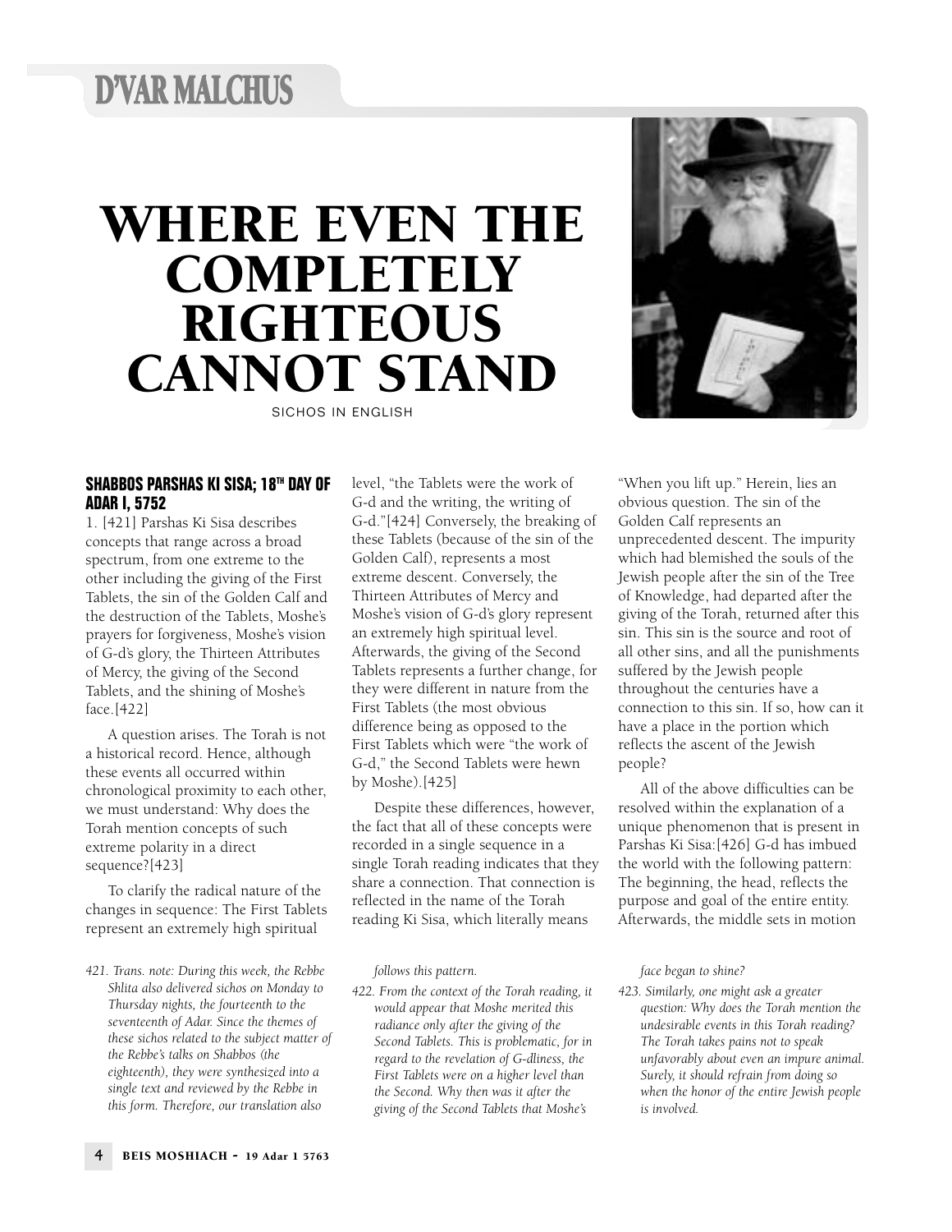# D'VAR MALCHUS

# WHERE EVEN THE COMPLETELY RIGHTEOUS CANNOT STAND

SICHOS IN ENGLISH

### SHABBOS PARSHAS KI SISA; 18TH DAY OF ADAR I, 5752

1. [421] Parshas Ki Sisa describes concepts that range across a broad spectrum, from one extreme to the other including the giving of the First Tablets, the sin of the Golden Calf and the destruction of the Tablets, Moshe's prayers for forgiveness, Moshe's vision of G-d's glory, the Thirteen Attributes of Mercy, the giving of the Second Tablets, and the shining of Moshe's face.[422]

A question arises. The Torah is not a historical record. Hence, although these events all occurred within chronological proximity to each other, we must understand: Why does the Torah mention concepts of such extreme polarity in a direct sequence?[423]

To clarify the radical nature of the changes in sequence: The First Tablets represent an extremely high spiritual level, "the Tablets were the work of G-d and the writing, the writing of G-d."[424] Conversely, the breaking of these Tablets (because of the sin of the Golden Calf), represents a most extreme descent. Conversely, the Thirteen Attributes of Mercy and Moshe's vision of G-d's glory represent an extremely high spiritual level. Afterwards, the giving of the Second Tablets represents a further change, for they were different in nature from the First Tablets (the most obvious difference being as opposed to the First Tablets which were "the work of G-d," the Second Tablets were hewn by Moshe).[425]

Despite these differences, however, the fact that all of these concepts were recorded in a single sequence in a single Torah reading indicates that they share a connection. That connection is reflected in the name of the Torah reading Ki Sisa, which literally means "When you lift up." Herein, lies an obvious question. The sin of the Golden Calf represents an unprecedented descent. The impurity which had blemished the souls of the Jewish people after the sin of the Tree of Knowledge, had departed after the giving of the Torah, returned after this sin. This sin is the source and root of all other sins, and all the punishments suffered by the Jewish people throughout the centuries have a connection to this sin. If so, how can it have a place in the portion which reflects the ascent of the Jewish people?

All of the above difficulties can be resolved within the explanation of a unique phenomenon that is present in Parshas Ki Sisa:[426] G-d has imbued the world with the following pattern: The beginning, the head, reflects the purpose and goal of the entire entity. Afterwards, the middle sets in motion

---

*421. Trans. note: During this week, the Rebbe Shlita also delivered sichos on Monday to Thursday nights, the fourteenth to the seventeenth of Adar. Since the themes of these sichos related to the subject matter of the Rebbe's talks on Shabbos (the eighteenth), they were synthesized into a single text and reviewed by the Rebbe in this form. Therefore, our translation also follows this pattern.*

*422. From the context of the Torah reading, it would appear that Moshe merited this radiance only after the giving of the Second Tablets. This is problematic, for in regard to the revelation of G-dliness, the First Tablets were on a higher level than the Second. Why then was it after the giving of the Second Tablets that Moshe's face began to shine?*

*423. Similarly, one might ask a greater question: Why does the Torah mention the undesirable events in this Torah reading? The Torah takes pains not to speak unfavorably about even an impure animal. Surely, it should refrain from doing so when the honor of the entire Jewish people is involved.*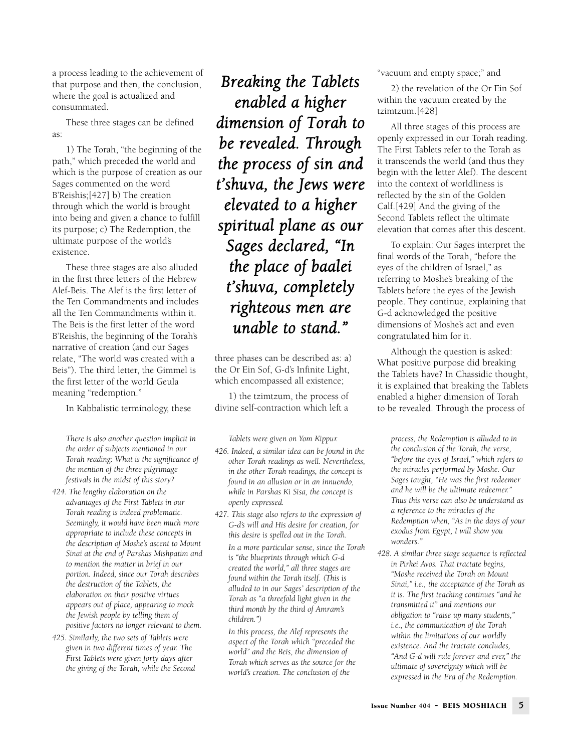a process leading to the achievement of that purpose and then, the conclusion, where the goal is actualized and consummated.

These three stages can be defined as:

1) The Torah, "the beginning of the path," which preceded the world and which is the purpose of creation as our Sages commented on the word B'Reishis;[427] b) The creation through which the world is brought into being and given a chance to fulfill its purpose; c) The Redemption, the ultimate purpose of the world's existence.

These three stages are also alluded in the first three letters of the Hebrew Alef-Beis. The Alef is the first letter of the Ten Commandments and includes all the Ten Commandments within it. The Beis is the first letter of the word B'Reishis, the beginning of the Torah's narrative of creation (and our Sages relate, "The world was created with a Beis"). The third letter, the Gimmel is the first letter of the world Geula meaning "redemption."

In Kabbalistic terminology, these three phases can be described as: a) the Or Ein Sof, G-d's Infinite Light, which encompassed all existence;

1) the tzimtzum, the process of divine self-contraction which left a "vacuum and empty space;" and

2) the revelation of the Or Ein Sof within the vacuum created by the tzimtzum.[428]

All three stages of this process are openly expressed in our Torah reading. The First Tablets refer to the Torah as it transcends the world (and thus they begin with the letter Alef). The descent into the context of worldliness is reflected by the sin of the Golden Calf.[429] And the giving of the Second Tablets reflect the ultimate elevation that comes after this descent.

To explain: Our Sages interpret the final words of the Torah, "before the eyes of the children of Israel," as referring to Moshe's breaking of the Tablets before the eyes of the Jewish people. They continue, explaining that G-d acknowledged the positive dimensions of Moshe's act and even congratulated him for it.

Although the question is asked: What positive purpose did breaking the Tablets have? In Chassidic thought, it is explained that breaking the Tablets enabled a higher dimension of Torah to be revealed. Through the process of

*Breaking the Tablets enabled a higher dimension of Torah to be revealed. Through the process of sin and t'shuva, the Jews were elevated to a higher spiritual plane as our Sages declared, "In the place of baalei t'shuva, completely righteous men are unable to stand."*

---

*There is also another question implicit in the order of subjects mentioned in our Torah reading: What is the significance of the mention of the three pilgrimage festivals in the midst of this story?*

*424. The lengthy elaboration on the advantages of the First Tablets in our Torah reading is indeed problematic. Seemingly, it would have been much more appropriate to include these concepts in the description of Moshe's ascent to Mount Sinai at the end of Parshas Mishpatim and to mention the matter in brief in our portion. Indeed, since our Torah describes the destruction of the Tablets, the elaboration on their positive virtues appears out of place, appearing to mock the Jewish people by telling them of positive factors no longer relevant to them.*

*425. Similarly, the two sets of Tablets were given in two different times of year. The First Tablets were given forty days after the giving of the Torah, while the Second Tablets were given on Yom Kippur.*

*426. Indeed, a similar idea can be found in the other Torah readings as well. Nevertheless, in the other Torah readings, the concept is found in an allusion or in an innuendo, while in Parshas Ki Sisa, the concept is openly expressed.*

*427. This stage also refers to the expression of G-d's will and His desire for creation, for this desire is spelled out in the Torah.*

*In a more particular sense, since the Torah is "the blueprints through which G-d created the world," all three stages are found within the Torah itself. (This is alluded to in our Sages' description of the Torah as "a threefold light given in the third month by the third of Amram's children.")*

*In this process, the Alef represents the aspect of the Torah which "preceded the world" and the Beis, the dimension of Torah which serves as the source for the world's creation. The conclusion of the process, the Redemption is alluded to in the conclusion of the Torah, the verse, "before the eyes of Israel," which refers to the miracles performed by Moshe. Our Sages taught, "He was the first redeemer and he will be the ultimate redeemer." Thus this verse can also be understand as a reference to the miracles of the Redemption when, "As in the days of your exodus from Egypt, I will show you wonders."*

*428. A similar three stage sequence is reflected in Pirkei Avos. That tractate begins, "Moshe received the Torah on Mount Sinai," i.e., the acceptance of the Torah as it is. The first teaching continues "and he transmitted it" and mentions our obligation to "raise up many students," i.e., the communication of the Torah within the limitations of our worldly existence. And the tractate concludes, "And G-d will rule forever and ever," the ultimate of sovereignty which will be expressed in the Era of the Redemption.*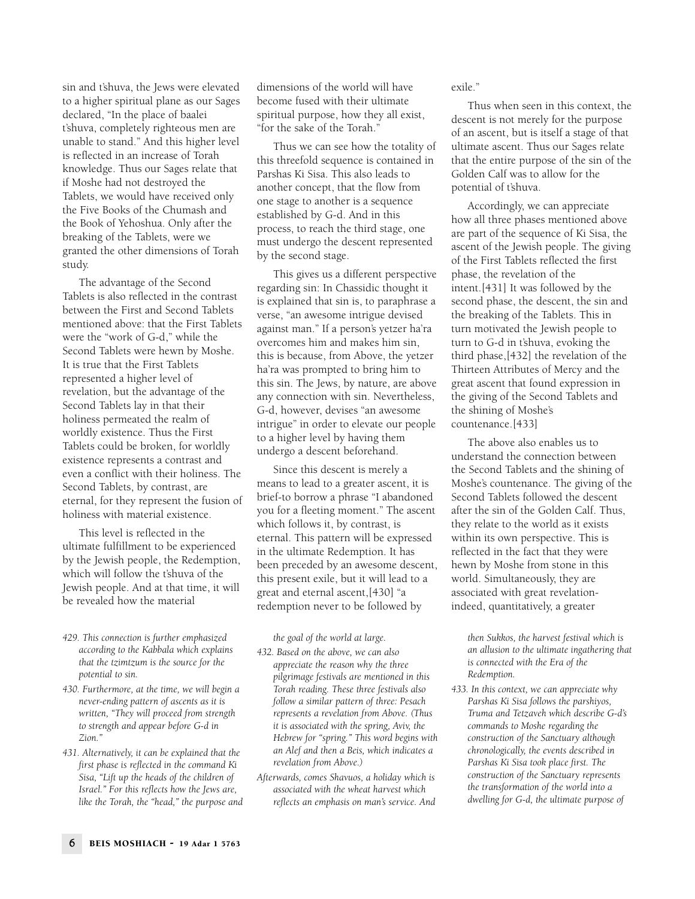sin and t'shuva, the Jews were elevated to a higher spiritual plane as our Sages declared, "In the place of baalei t'shuva, completely righteous men are unable to stand." And this higher level is reflected in an increase of Torah knowledge. Thus our Sages relate that if Moshe had not destroyed the Tablets, we would have received only the Five Books of the Chumash and the Book of Yehoshua. Only after the breaking of the Tablets, were we granted the other dimensions of Torah study.

The advantage of the Second Tablets is also reflected in the contrast between the First and Second Tablets mentioned above: that the First Tablets were the "work of G-d," while the Second Tablets were hewn by Moshe. It is true that the First Tablets represented a higher level of revelation, but the advantage of the Second Tablets lay in that their holiness permeated the realm of worldly existence. Thus the First Tablets could be broken, for worldly existence represents a contrast and even a conflict with their holiness. The Second Tablets, by contrast, are eternal, for they represent the fusion of holiness with material existence.

This level is reflected in the ultimate fulfillment to be experienced by the Jewish people, the Redemption, which will follow the t'shuva of the Jewish people. And at that time, it will be revealed how the material dimensions of the world will have become fused with their ultimate spiritual purpose, how they all exist, "for the sake of the Torah."

Thus we can see how the totality of this threefold sequence is contained in Parshas Ki Sisa. This also leads to another concept, that the flow from one stage to another is a sequence established by G-d. And in this process, to reach the third stage, one must undergo the descent represented by the second stage.

This gives us a different perspective regarding sin: In Chassidic thought it is explained that sin is, to paraphrase a verse, "an awesome intrigue devised against man." If a person's yetzer ha'ra overcomes him and makes him sin, this is because, from Above, the yetzer ha'ra was prompted to bring him to this sin. The Jews, by nature, are above any connection with sin. Nevertheless, G-d, however, devises "an awesome intrigue" in order to elevate our people to a higher level by having them undergo a descent beforehand.

Since this descent is merely a means to lead to a greater ascent, it is brief-to borrow a phrase "I abandoned you for a fleeting moment." The ascent which follows it, by contrast, is eternal. This pattern will be expressed in the ultimate Redemption. It has been preceded by an awesome descent, this present exile, but it will lead to a great and eternal ascent,[430] "a redemption never to be followed by exile."

Thus when seen in this context, the descent is not merely for the purpose of an ascent, but is itself a stage of that ultimate ascent. Thus our Sages relate that the entire purpose of the sin of the Golden Calf was to allow for the potential of t'shuva.

Accordingly, we can appreciate how all three phases mentioned above are part of the sequence of Ki Sisa, the ascent of the Jewish people. The giving of the First Tablets reflected the first phase, the revelation of the intent.[431] It was followed by the second phase, the descent, the sin and the breaking of the Tablets. This in turn motivated the Jewish people to turn to G-d in t'shuva, evoking the third phase,[432] the revelation of the Thirteen Attributes of Mercy and the great ascent that found expression in the giving of the Second Tablets and the shining of Moshe's countenance.[433]

The above also enables us to understand the connection between the Second Tablets and the shining of Moshe's countenance. The giving of the Second Tablets followed the descent after the sin of the Golden Calf. Thus, they relate to the world as it exists within its own perspective. This is reflected in the fact that they were hewn by Moshe from stone in this world. Simultaneously, they are associated with great revelation-indeed, quantitatively, a greater

*429. This connection is further emphasized according to the Kabbala which explains that the tzimtzum is the source for the potential to sin.*

*430. Furthermore, at the time, we will begin a never-ending pattern of ascents as it is written, "They will proceed from strength to strength and appear before G-d in Zion."*

*431. Alternatively, it can be explained that the first phase is reflected in the command Ki Sisa, "Lift up the heads of the children of Israel." For this reflects how the Jews are, like the Torah, the "head," the purpose and the goal of the world at large.*

*432. Based on the above, we can also appreciate the reason why the three pilgrimage festivals are mentioned in this Torah reading. These three festivals also follow a similar pattern of three: Pesach represents a revelation from Above. (Thus it is associated with the spring, Aviv, the Hebrew for "spring." This word begins with an Alef and then a Beis, which indicates a revelation from Above.)*

*Afterwards, comes Shavuos, a holiday which is associated with the wheat harvest which reflects an emphasis on man's service. And then Sukkos, the harvest festival which is an allusion to the ultimate ingathering that is connected with the Era of the Redemption.*

*433. In this context, we can appreciate why Parshas Ki Sisa follows the parshiyos, Truma and Tetzaveh which describe G-d's commands to Moshe regarding the construction of the Sanctuary although chronologically, the events described in Parshas Ki Sisa took place first. The construction of the Sanctuary represents the transformation of the world into a dwelling for G-d, the ultimate purpose of*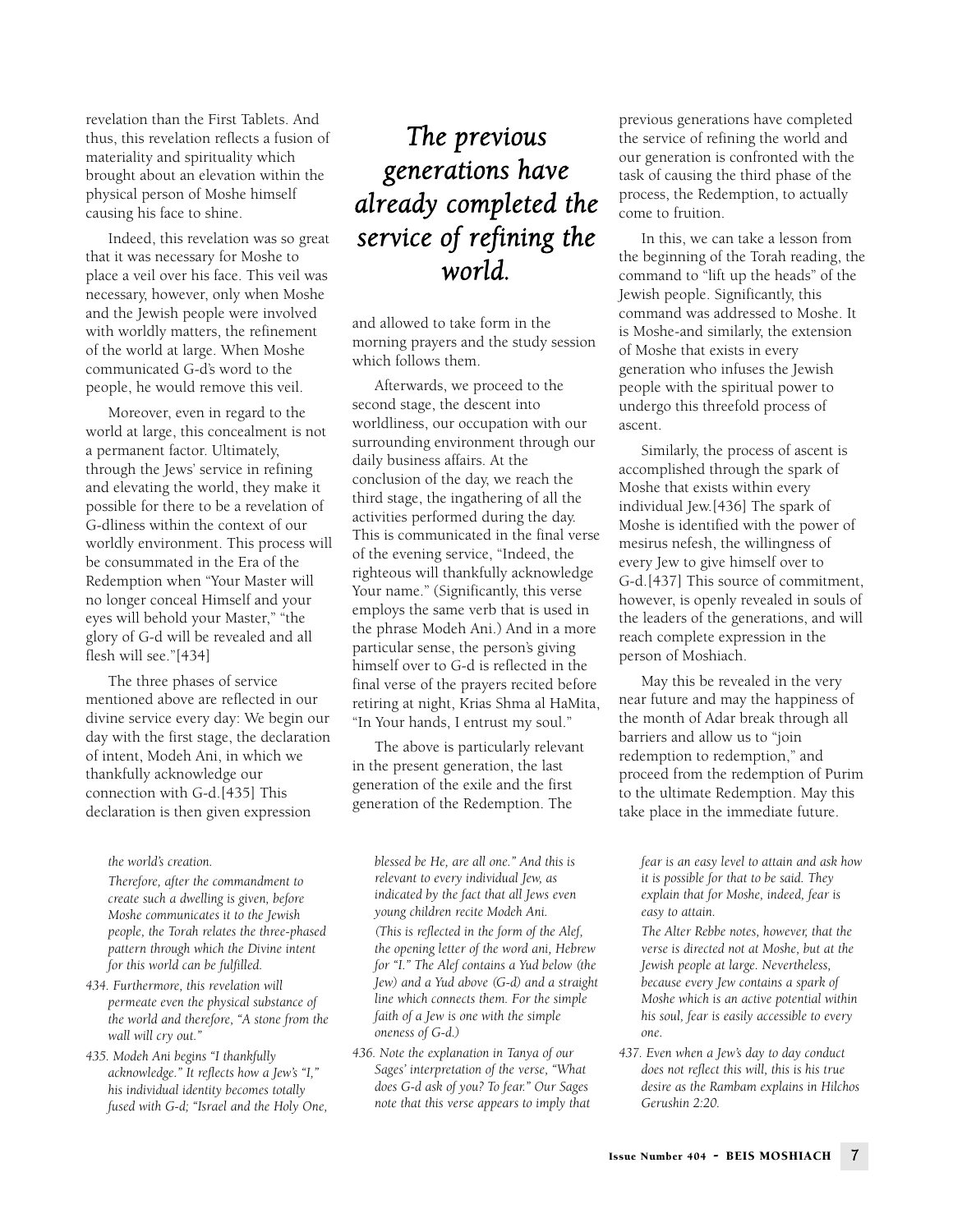revelation than the First Tablets. And thus, this revelation reflects a fusion of materiality and spirituality which brought about an elevation within the physical person of Moshe himself causing his face to shine.

Indeed, this revelation was so great that it was necessary for Moshe to place a veil over his face. This veil was necessary, however, only when Moshe and the Jewish people were involved with worldly matters, the refinement of the world at large. When Moshe communicated G-d's word to the people, he would remove this veil.

Moreover, even in regard to the world at large, this concealment is not a permanent factor. Ultimately, through the Jews' service in refining and elevating the world, they make it possible for there to be a revelation of G-dliness within the context of our worldly environment. This process will be consummated in the Era of the Redemption when "Your Master will no longer conceal Himself and your eyes will behold your Master," "the glory of G-d will be revealed and all flesh will see."[434]

The three phases of service mentioned above are reflected in our divine service every day: We begin our day with the first stage, the declaration of intent, Modeh Ani, in which we thankfully acknowledge our connection with G-d.[435] This declaration is then given expression and allowed to take form in the morning prayers and the study session which follows them.

> *The previous generations have already completed the service of refining the world.*

Afterwards, we proceed to the second stage, the descent into worldliness, our occupation with our surrounding environment through our daily business affairs. At the conclusion of the day, we reach the third stage, the ingathering of all the activities performed during the day. This is communicated in the final verse of the evening service, "Indeed, the righteous will thankfully acknowledge Your name." (Significantly, this verse employs the same verb that is used in the phrase Modeh Ani.) And in a more particular sense, the person's giving himself over to G-d is reflected in the final verse of the prayers recited before retiring at night, Krias Shma al HaMita, "In Your hands, I entrust my soul."

The above is particularly relevant in the present generation, the last generation of the exile and the first generation of the Redemption. The previous generations have completed the service of refining the world and our generation is confronted with the task of causing the third phase of the process, the Redemption, to actually come to fruition.

In this, we can take a lesson from the beginning of the Torah reading, the command to "lift up the heads" of the Jewish people. Significantly, this command was addressed to Moshe. It is Moshe-and similarly, the extension of Moshe that exists in every generation who infuses the Jewish people with the spiritual power to undergo this threefold process of ascent.

Similarly, the process of ascent is accomplished through the spark of Moshe that exists within every individual Jew.[436] The spark of Moshe is identified with the power of mesirus nefesh, the willingness of every Jew to give himself over to G-d.[437] This source of commitment, however, is openly revealed in souls of the leaders of the generations, and will reach complete expression in the person of Moshiach.

May this be revealed in the very near future and may the happiness of the month of Adar break through all barriers and allow us to "join redemption to redemption," and proceed from the redemption of Purim to the ultimate Redemption. May this take place in the immediate future.

---

*the world's creation.*

*Therefore, after the commandment to create such a dwelling is given, before Moshe communicates it to the Jewish people, the Torah relates the three-phased pattern through which the Divine intent for this world can be fulfilled.*

*434. Furthermore, this revelation will permeate even the physical substance of the world and therefore, "A stone from the wall will cry out."*

*435. Modeh Ani begins "I thankfully acknowledge." It reflects how a Jew's "I," his individual identity becomes totally fused with G-d; "Israel and the Holy One, blessed be He, are all one." And this is relevant to every individual Jew, as indicated by the fact that all Jews even young children recite Modeh Ani.*

*(This is reflected in the form of the Alef, the opening letter of the word ani, Hebrew for "I." The Alef contains a Yud below (the Jew) and a Yud above (G-d) and a straight line which connects them. For the simple faith of a Jew is one with the simple oneness of G-d.)*

*436. Note the explanation in Tanya of our Sages' interpretation of the verse, "What does G-d ask of you? To fear." Our Sages note that this verse appears to imply that fear is an easy level to attain and ask how it is possible for that to be said. They explain that for Moshe, indeed, fear is easy to attain.*

*The Alter Rebbe notes, however, that the verse is directed not at Moshe, but at the Jewish people at large. Nevertheless, because every Jew contains a spark of Moshe which is an active potential within his soul, fear is easily accessible to every one.*

*437. Even when a Jew's day to day conduct does not reflect this will, this is his true desire as the Rambam explains in Hilchos Gerushin 2:20.*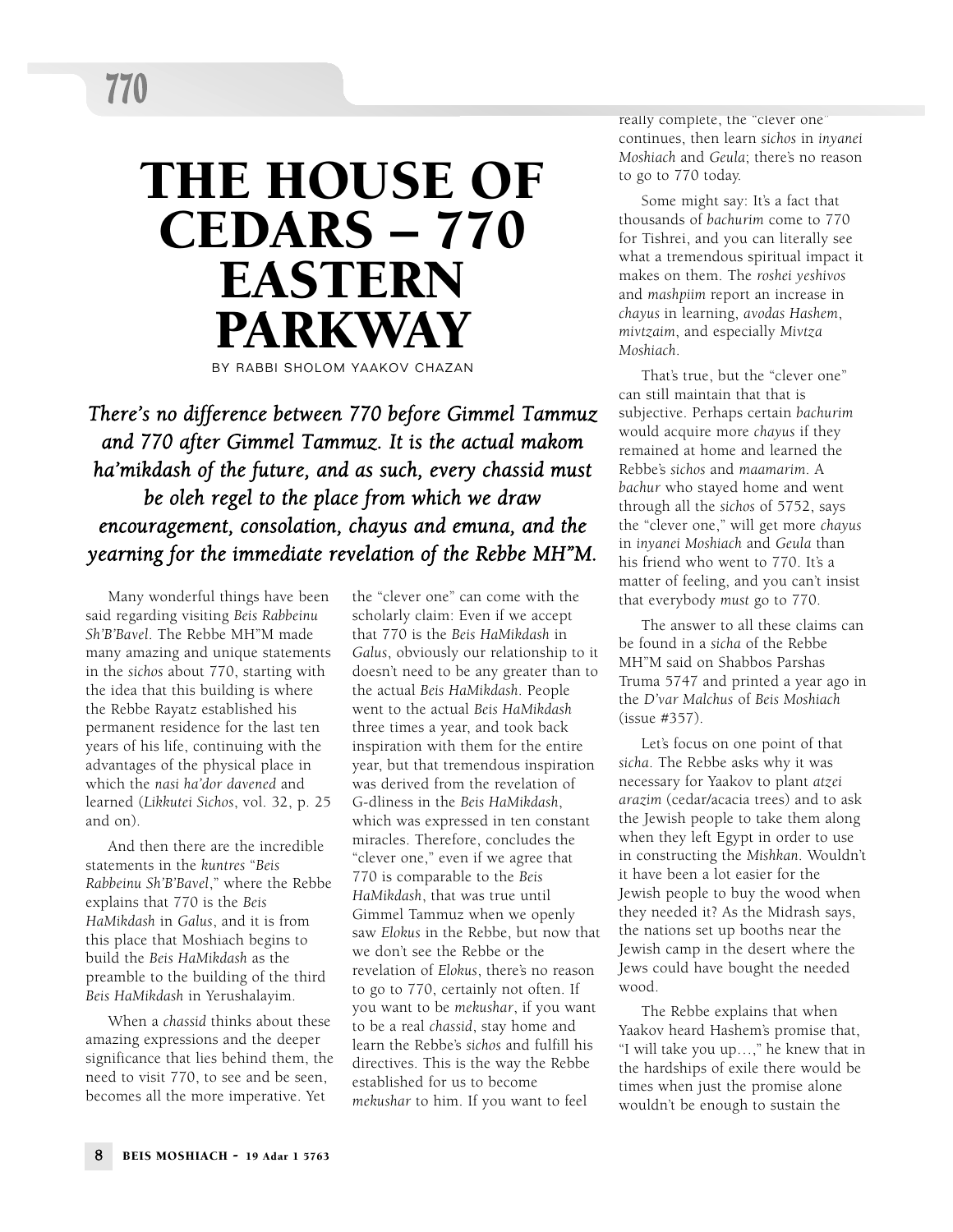# THE HOUSE OF CEDARS – 770 EASTERN PARKWAY

BY RABBI SHOLOM YAAKOV CHAZAN

***There's no difference between 770 before Gimmel Tammuz and 770 after Gimmel Tammuz. It is the actual makom ha'mikdash of the future, and as such, every chassid must be oleh regel to the place from which we draw encouragement, consolation, chayus and emuna, and the yearning for the immediate revelation of the Rebbe MH"M.***

Many wonderful things have been said regarding visiting *Beis Rabbeinu Sh'B'Bavel*. The Rebbe MH"M made many amazing and unique statements in the *sichos* about 770, starting with the idea that this building is where the Rebbe Rayatz established his permanent residence for the last ten years of his life, continuing with the advantages of the physical place in which the *nasi ha'dor davened* and learned (*Likkutei Sichos*, vol. 32, p. 25 and on).

And then there are the incredible statements in the *kuntres* "*Beis Rabbeinu Sh'B'Bavel*," where the Rebbe explains that 770 is the *Beis HaMikdash* in *Galus*, and it is from this place that Moshiach begins to build the *Beis HaMikdash* as the preamble to the building of the third *Beis HaMikdash* in Yerushalayim.

When a *chassid* thinks about these amazing expressions and the deeper significance that lies behind them, the need to visit 770, to see and be seen, becomes all the more imperative. Yet the "clever one" can come with the scholarly claim: Even if we accept that 770 is the *Beis HaMikdash* in *Galus*, obviously our relationship to it doesn't need to be any greater than to the actual *Beis HaMikdash*. People went to the actual *Beis HaMikdash* three times a year, and took back inspiration with them for the entire year, but that tremendous inspiration was derived from the revelation of G-dliness in the *Beis HaMikdash*, which was expressed in ten constant miracles. Therefore, concludes the "clever one," even if we agree that 770 is comparable to the *Beis HaMikdash*, that was true until Gimmel Tammuz when we openly saw *Elokus* in the Rebbe, but now that we don't see the Rebbe or the revelation of *Elokus*, there's no reason to go to 770, certainly not often. If you want to be *mekushar*, if you want to be a real *chassid*, stay home and learn the Rebbe's *sichos* and fulfill his directives. This is the way the Rebbe established for us to become *mekushar* to him. If you want to feel really complete, the "clever one" continues, then learn *sichos* in *inyanei Moshiach* and *Geula*; there's no reason to go to 770 today.

Some might say: It's a fact that thousands of *bachurim* come to 770 for Tishrei, and you can literally see what a tremendous spiritual impact it makes on them. The *roshei yeshivos* and *mashpiim* report an increase in *chayus* in learning, *avodas Hashem*, *mivtzaim*, and especially *Mivtza Moshiach*.

That's true, but the "clever one" can still maintain that that is subjective. Perhaps certain *bachurim* would acquire more *chayus* if they remained at home and learned the Rebbe's *sichos* and *maamarim*. A *bachur* who stayed home and went through all the *sichos* of 5752, says the "clever one," will get more *chayus* in *inyanei Moshiach* and *Geula* than his friend who went to 770. It's a matter of feeling, and you can't insist that everybody *must* go to 770.

The answer to all these claims can be found in a *sicha* of the Rebbe MH"M said on Shabbos Parshas Truma 5747 and printed a year ago in the *D'var Malchus* of *Beis Moshiach* (issue #357).

Let's focus on one point of that *sicha*. The Rebbe asks why it was necessary for Yaakov to plant *atzei arazim* (cedar/acacia trees) and to ask the Jewish people to take them along when they left Egypt in order to use in constructing the *Mishkan*. Wouldn't it have been a lot easier for the Jewish people to buy the wood when they needed it? As the Midrash says, the nations set up booths near the Jewish camp in the desert where the Jews could have bought the needed wood.

The Rebbe explains that when Yaakov heard Hashem's promise that, "I will take you up…," he knew that in the hardships of exile there would be times when just the promise alone wouldn't be enough to sustain the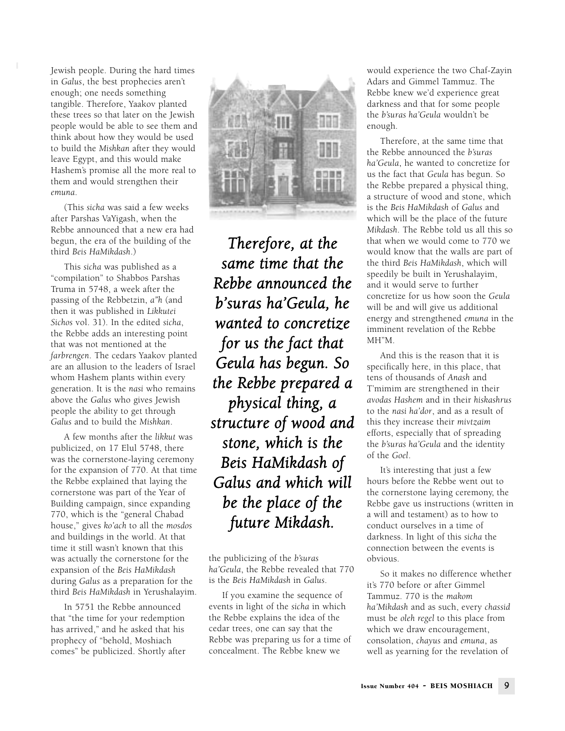Jewish people. During the hard times in *Galus*, the best prophecies aren't enough; one needs something tangible. Therefore, Yaakov planted these trees so that later on the Jewish people would be able to see them and think about how they would be used to build the *Mishkan* after they would leave Egypt, and this would make Hashem's promise all the more real to them and would strengthen their *emuna*.

(This *sicha* was said a few weeks after Parshas VaYigash, when the Rebbe announced that a new era had begun, the era of the building of the third *Beis HaMikdash*.)

This *sicha* was published as a "compilation" to Shabbos Parshas Truma in 5748, a week after the passing of the Rebbetzin, *a"h* (and then it was published in *Likkutei Sichos* vol. 31). In the edited *sicha*, the Rebbe adds an interesting point that was not mentioned at the *farbrengen*. The cedars Yaakov planted are an allusion to the leaders of Israel whom Hashem plants within every generation. It is the *nasi* who remains above the *Galus* who gives Jewish people the ability to get through *Galus* and to build the *Mishkan*.

A few months after the *likkut* was publicized, on 17 Elul 5748, there was the cornerstone-laying ceremony for the expansion of 770. At that time the Rebbe explained that laying the cornerstone was part of the Year of Building campaign, since expanding 770, which is the "general Chabad house," gives *ko'ach* to all the *mosdos* and buildings in the world. At that time it still wasn't known that this was actually the cornerstone for the expansion of the *Beis HaMikdash* during *Galus* as a preparation for the third *Beis HaMikdash* in Yerushalayim.

In 5751 the Rebbe announced that "the time for your redemption has arrived," and he asked that his prophecy of "behold, Moshiach comes" be publicized. Shortly after the publicizing of the *b'suras ha'Geula*, the Rebbe revealed that 770 is the *Beis HaMikdash* in *Galus*.

*Therefore, at the same time that the Rebbe announced the b'suras ha'Geula, he wanted to concretize for us the fact that Geula has begun. So the Rebbe prepared a physical thing, a structure of wood and stone, which is the Beis HaMikdash of Galus and which will be the place of the future Mikdash.*

If you examine the sequence of events in light of the *sicha* in which the Rebbe explains the idea of the cedar trees, one can say that the Rebbe was preparing us for a time of concealment. The Rebbe knew we would experience the two Chaf-Zayin Adars and Gimmel Tammuz. The Rebbe knew we'd experience great darkness and that for some people the *b'suras ha'Geula* wouldn't be enough.

Therefore, at the same time that the Rebbe announced the *b'suras ha'Geula*, he wanted to concretize for us the fact that *Geula* has begun. So the Rebbe prepared a physical thing, a structure of wood and stone, which is the *Beis HaMikdash* of *Galus* and which will be the place of the future *Mikdash*. The Rebbe told us all this so that when we would come to 770 we would know that the walls are part of the third *Beis HaMikdash*, which will speedily be built in Yerushalayim, and it would serve to further concretize for us how soon the *Geula* will be and will give us additional energy and strengthened *emuna* in the imminent revelation of the Rebbe MH"M.

And this is the reason that it is specifically here, in this place, that tens of thousands of *Anash* and T'mimim are strengthened in their *avodas Hashem* and in their *hiskashrus* to the *nasi ha'dor*, and as a result of this they increase their *mivtzaim* efforts, especially that of spreading the *b'suras ha'Geula* and the identity of the *Goel*.

It's interesting that just a few hours before the Rebbe went out to the cornerstone laying ceremony, the Rebbe gave us instructions (written in a will and testament) as to how to conduct ourselves in a time of darkness. In light of this *sicha* the connection between the events is obvious.

So it makes no difference whether it's 770 before or after Gimmel Tammuz. 770 is the *makom ha'Mikdash* and as such, every *chassid* must be *oleh regel* to this place from which we draw encouragement, consolation, *chayus* and *emuna*, as well as yearning for the revelation of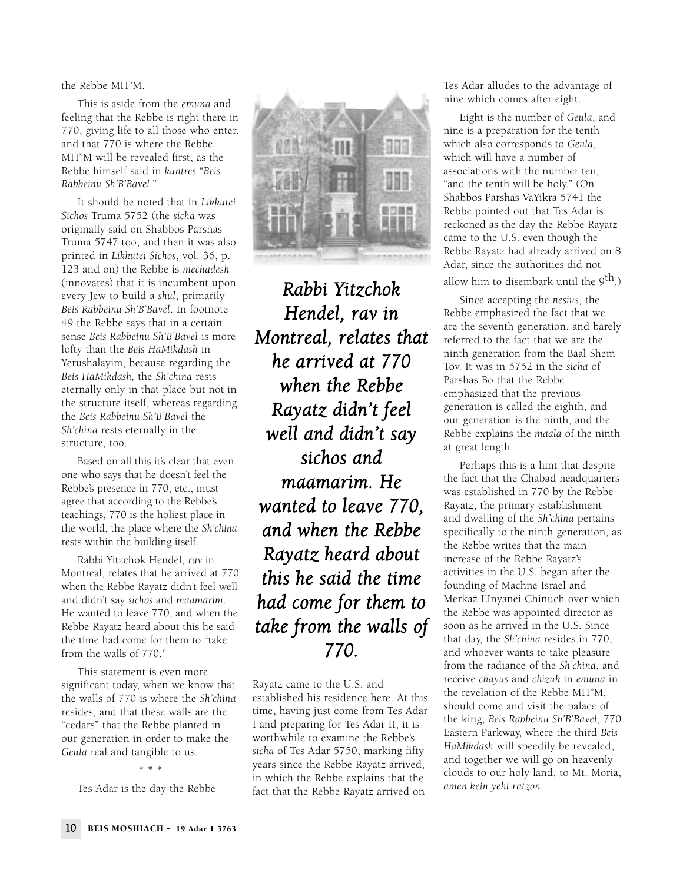the Rebbe MH"M.

This is aside from the *emuna* and feeling that the Rebbe is right there in 770, giving life to all those who enter, and that 770 is where the Rebbe MH"M will be revealed first, as the Rebbe himself said in *kuntres* "*Beis Rabbeinu Sh'B'Bavel*."

It should be noted that in *Likkutei Sichos* Truma 5752 (the *sicha* was originally said on Shabbos Parshas Truma 5747 too, and then it was also printed in *Likkutei Sichos*, vol. 36, p. 123 and on) the Rebbe is *mechadesh* (innovates) that it is incumbent upon every Jew to build a *shul*, primarily *Beis Rabbeinu Sh'B'Bavel*. In footnote 49 the Rebbe says that in a certain sense *Beis Rabbeinu Sh'B'Bavel* is more lofty than the *Beis HaMikdash* in Yerushalayim, because regarding the *Beis HaMikdash,* the *Sh'china* rests eternally only in that place but not in the structure itself, whereas regarding the *Beis Rabbeinu Sh'B'Bavel* the *Sh'china* rests eternally in the structure, too.

Based on all this it's clear that even one who says that he doesn't feel the Rebbe's presence in 770, etc., must agree that according to the Rebbe's teachings, 770 is the holiest place in the world, the place where the *Sh'china* rests within the building itself.

Rabbi Yitzchok Hendel, *rav* in Montreal, relates that he arrived at 770 when the Rebbe Rayatz didn't feel well and didn't say *sichos* and *maamarim*. He wanted to leave 770, and when the Rebbe Rayatz heard about this he said the time had come for them to "take from the walls of 770."

This statement is even more significant today, when we know that the walls of 770 is where the *Sh'china* resides, and that these walls are the "cedars" that the Rebbe planted in our generation in order to make the *Geula* real and tangible to us.

\* \* \*

Tes Adar is the day the Rebbe Rayatz came to the U.S. and established his residence here. At this time, having just come from Tes Adar I and preparing for Tes Adar II, it is worthwhile to examine the Rebbe's *sicha* of Tes Adar 5750, marking fifty years since the Rebbe Rayatz arrived, in which the Rebbe explains that the fact that the Rebbe Rayatz arrived on Tes Adar alludes to the advantage of nine which comes after eight.

***Rabbi Yitzchok Hendel, rav in Montreal, relates that he arrived at 770 when the Rebbe Rayatz didn't feel well and didn't say sichos and maamarim. He wanted to leave 770, and when the Rebbe Rayatz heard about this he said the time had come for them to take from the walls of 770.***

Eight is the number of *Geula*, and nine is a preparation for the tenth which also corresponds to *Geula*, which will have a number of associations with the number ten, "and the tenth will be holy." (On Shabbos Parshas VaYikra 5741 the Rebbe pointed out that Tes Adar is reckoned as the day the Rebbe Rayatz came to the U.S. even though the Rebbe Rayatz had already arrived on 8 Adar, since the authorities did not allow him to disembark until the 9th.)

Since accepting the *nesius*, the Rebbe emphasized the fact that we are the seventh generation, and barely referred to the fact that we are the ninth generation from the Baal Shem Tov. It was in 5752 in the *sicha* of Parshas Bo that the Rebbe emphasized that the previous generation is called the eighth, and our generation is the ninth, and the Rebbe explains the *maala* of the ninth at great length.

Perhaps this is a hint that despite the fact that the Chabad headquarters was established in 770 by the Rebbe Rayatz, the primary establishment and dwelling of the *Sh'china* pertains specifically to the ninth generation, as the Rebbe writes that the main increase of the Rebbe Rayatz's activities in the U.S. began after the founding of Machne Israel and Merkaz L'Inyanei Chinuch over which the Rebbe was appointed director as soon as he arrived in the U.S. Since that day, the *Sh'china* resides in 770, and whoever wants to take pleasure from the radiance of the *Sh'china*, and receive *chayus* and *chizuk* in *emuna* in the revelation of the Rebbe MH"M, should come and visit the palace of the king, *Beis Rabbeinu Sh'B'Bavel*, 770 Eastern Parkway, where the third *Beis HaMikdash* will speedily be revealed, and together we will go on heavenly clouds to our holy land, to Mt. Moria, *amen kein yehi ratzon*.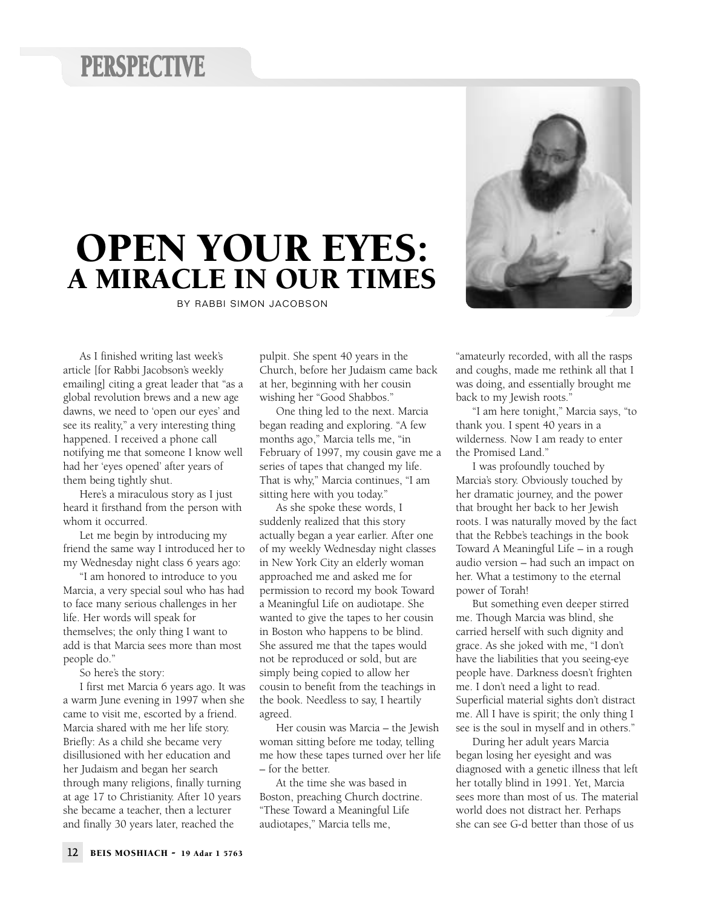PERSPECTIVE

# OPEN YOUR EYES: A MIRACLE IN OUR TIMES

BY RABBI SIMON JACOBSON

As I finished writing last week's article [for Rabbi Jacobson's weekly emailing] citing a great leader that "as a global revolution brews and a new age dawns, we need to 'open our eyes' and see its reality," a very interesting thing happened. I received a phone call notifying me that someone I know well had her 'eyes opened' after years of them being tightly shut.

Here's a miraculous story as I just heard it firsthand from the person with whom it occurred.

Let me begin by introducing my friend the same way I introduced her to my Wednesday night class 6 years ago:

"I am honored to introduce to you Marcia, a very special soul who has had to face many serious challenges in her life. Her words will speak for themselves; the only thing I want to add is that Marcia sees more than most people do."

So here's the story:

I first met Marcia 6 years ago. It was a warm June evening in 1997 when she came to visit me, escorted by a friend. Marcia shared with me her life story. Briefly: As a child she became very disillusioned with her education and her Judaism and began her search through many religions, finally turning at age 17 to Christianity. After 10 years she became a teacher, then a lecturer and finally 30 years later, reached the pulpit. She spent 40 years in the Church, before her Judaism came back at her, beginning with her cousin wishing her "Good Shabbos."

One thing led to the next. Marcia began reading and exploring. "A few months ago," Marcia tells me, "in February of 1997, my cousin gave me a series of tapes that changed my life. That is why," Marcia continues, "I am sitting here with you today."

As she spoke these words, I suddenly realized that this story actually began a year earlier. After one of my weekly Wednesday night classes in New York City an elderly woman approached me and asked me for permission to record my book Toward a Meaningful Life on audiotape. She wanted to give the tapes to her cousin in Boston who happens to be blind. She assured me that the tapes would not be reproduced or sold, but are simply being copied to allow her cousin to benefit from the teachings in the book. Needless to say, I heartily agreed.

Her cousin was Marcia – the Jewish woman sitting before me today, telling me how these tapes turned over her life – for the better.

At the time she was based in Boston, preaching Church doctrine. "These Toward a Meaningful Life audiotapes," Marcia tells me, "amateurly recorded, with all the rasps and coughs, made me rethink all that I was doing, and essentially brought me back to my Jewish roots."

"I am here tonight," Marcia says, "to thank you. I spent 40 years in a wilderness. Now I am ready to enter the Promised Land."

I was profoundly touched by Marcia's story. Obviously touched by her dramatic journey, and the power that brought her back to her Jewish roots. I was naturally moved by the fact that the Rebbe's teachings in the book Toward A Meaningful Life – in a rough audio version – had such an impact on her. What a testimony to the eternal power of Torah!

But something even deeper stirred me. Though Marcia was blind, she carried herself with such dignity and grace. As she joked with me, "I don't have the liabilities that you seeing-eye people have. Darkness doesn't frighten me. I don't need a light to read. Superficial material sights don't distract me. All I have is spirit; the only thing I see is the soul in myself and in others."

During her adult years Marcia began losing her eyesight and was diagnosed with a genetic illness that left her totally blind in 1991. Yet, Marcia sees more than most of us. The material world does not distract her. Perhaps she can see G-d better than those of us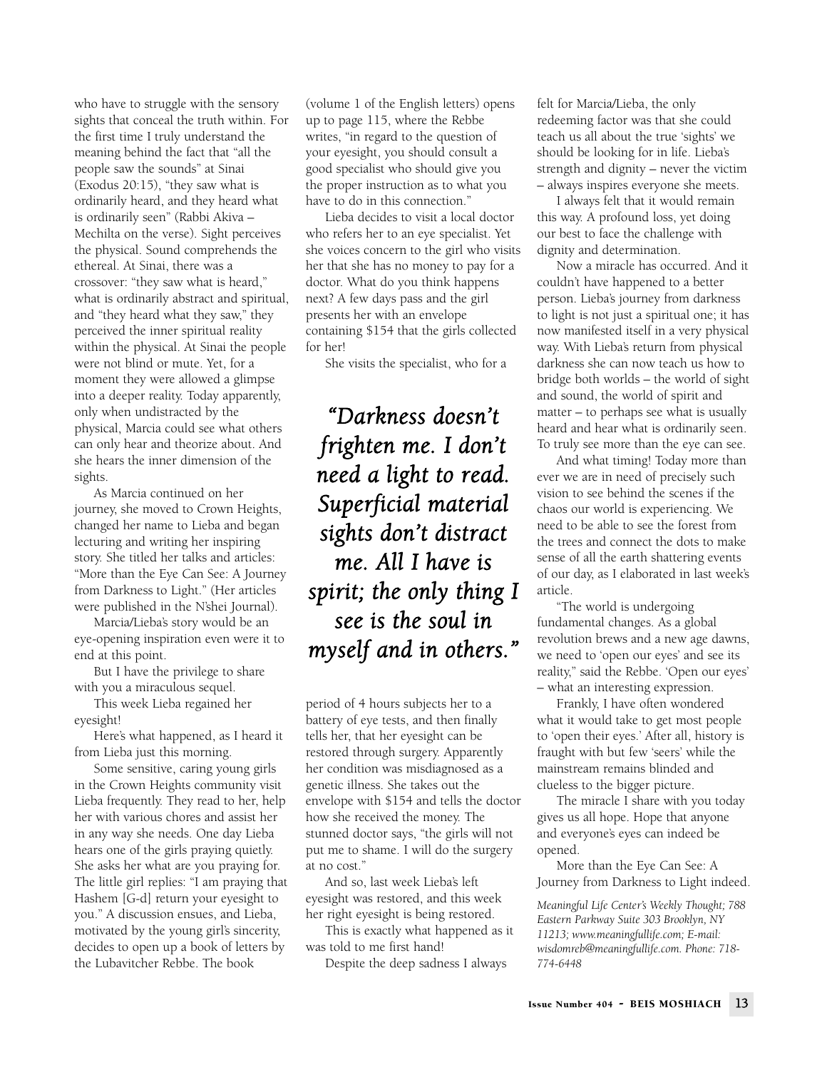who have to struggle with the sensory sights that conceal the truth within. For the first time I truly understand the meaning behind the fact that "all the people saw the sounds" at Sinai (Exodus 20:15), "they saw what is ordinarily heard, and they heard what is ordinarily seen" (Rabbi Akiva – Mechilta on the verse). Sight perceives the physical. Sound comprehends the ethereal. At Sinai, there was a crossover: "they saw what is heard," what is ordinarily abstract and spiritual, and "they heard what they saw," they perceived the inner spiritual reality within the physical. At Sinai the people were not blind or mute. Yet, for a moment they were allowed a glimpse into a deeper reality. Today apparently, only when undistracted by the physical, Marcia could see what others can only hear and theorize about. And she hears the inner dimension of the sights.

As Marcia continued on her journey, she moved to Crown Heights, changed her name to Lieba and began lecturing and writing her inspiring story. She titled her talks and articles: "More than the Eye Can See: A Journey from Darkness to Light." (Her articles were published in the N'shei Journal).

Marcia/Lieba's story would be an eye-opening inspiration even were it to end at this point.

But I have the privilege to share with you a miraculous sequel.

This week Lieba regained her eyesight!

Here's what happened, as I heard it from Lieba just this morning.

Some sensitive, caring young girls in the Crown Heights community visit Lieba frequently. They read to her, help her with various chores and assist her in any way she needs. One day Lieba hears one of the girls praying quietly. She asks her what are you praying for. The little girl replies: "I am praying that Hashem [G-d] return your eyesight to you." A discussion ensues, and Lieba, motivated by the young girl's sincerity, decides to open up a book of letters by the Lubavitcher Rebbe. The book (volume 1 of the English letters) opens up to page 115, where the Rebbe writes, "in regard to the question of your eyesight, you should consult a good specialist who should give you the proper instruction as to what you have to do in this connection."

Lieba decides to visit a local doctor who refers her to an eye specialist. Yet she voices concern to the girl who visits her that she has no money to pay for a doctor. What do you think happens next? A few days pass and the girl presents her with an envelope containing $154 that the girls collected for her!

She visits the specialist, who for a period of 4 hours subjects her to a battery of eye tests, and then finally tells her, that her eyesight can be restored through surgery. Apparently her condition was misdiagnosed as a genetic illness. She takes out the envelope with $154 and tells the doctor how she received the money. The stunned doctor says, "the girls will not put me to shame. I will do the surgery at no cost."

*"Darkness doesn't frighten me. I don't need a light to read. Superficial material sights don't distract me. All I have is spirit; the only thing I see is the soul in myself and in others."*

And so, last week Lieba's left eyesight was restored, and this week her right eyesight is being restored.

This is exactly what happened as it was told to me first hand!

Despite the deep sadness I always felt for Marcia/Lieba, the only redeeming factor was that she could teach us all about the true 'sights' we should be looking for in life. Lieba's strength and dignity – never the victim – always inspires everyone she meets.

I always felt that it would remain this way. A profound loss, yet doing our best to face the challenge with dignity and determination.

Now a miracle has occurred. And it couldn't have happened to a better person. Lieba's journey from darkness to light is not just a spiritual one; it has now manifested itself in a very physical way. With Lieba's return from physical darkness she can now teach us how to bridge both worlds – the world of sight and sound, the world of spirit and matter – to perhaps see what is usually heard and hear what is ordinarily seen. To truly see more than the eye can see.

And what timing! Today more than ever we are in need of precisely such vision to see behind the scenes if the chaos our world is experiencing. We need to be able to see the forest from the trees and connect the dots to make sense of all the earth shattering events of our day, as I elaborated in last week's article.

"The world is undergoing fundamental changes. As a global revolution brews and a new age dawns, we need to 'open our eyes' and see its reality," said the Rebbe. 'Open our eyes' – what an interesting expression.

Frankly, I have often wondered what it would take to get most people to 'open their eyes.' After all, history is fraught with but few 'seers' while the mainstream remains blinded and clueless to the bigger picture.

The miracle I share with you today gives us all hope. Hope that anyone and everyone's eyes can indeed be opened.

More than the Eye Can See: A Journey from Darkness to Light indeed.

*Meaningful Life Center's Weekly Thought; 788 Eastern Parkway Suite 303 Brooklyn, NY 11213; www.meaningfullife.com; E-mail: wisdomreb@meaningfullife.com. Phone: 718-774-6448*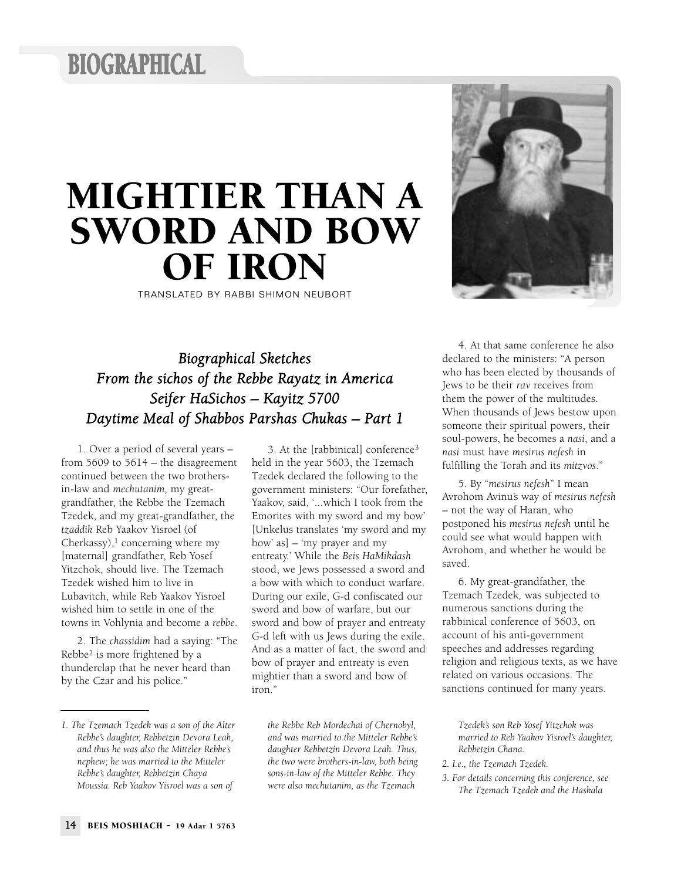# MIGHTIER THAN A SWORD AND BOW OF IRON

TRANSLATED BY RABBI SHIMON NEUBORT

## *Biographical Sketches*
## *From the sichos of the Rebbe Rayatz in America*
## *Seifer HaSichos – Kayitz 5700*
## *Daytime Meal of Shabbos Parshas Chukas – Part 1*

1. Over a period of several years – from 5609 to 5614 – the disagreement continued between the two brothers-in-law and *mechutanim,* my great-grandfather, the Rebbe the Tzemach Tzedek, and my great-grandfather, the *tzaddik* Reb Yaakov Yisroel (of Cherkassy),[1] concerning where my [maternal] grandfather, Reb Yosef Yitzchok, should live. The Tzemach Tzedek wished him to live in Lubavitch, while Reb Yaakov Yisroel wished him to settle in one of the towns in Vohlynia and become a *rebbe*.

2. The *chassidim* had a saying: "The Rebbe[2] is more frightened by a thunderclap that he never heard than by the Czar and his police."

3. At the [rabbinical] conference[3] held in the year 5603, the Tzemach Tzedek declared the following to the government ministers: "Our forefather, Yaakov, said, '...which I took from the Emorites with my sword and my bow' [Unkelus translates 'my sword and my bow' as] – 'my prayer and my entreaty.' While the *Beis HaMikdash* stood, we Jews possessed a sword and a bow with which to conduct warfare. During our exile, G-d confiscated our sword and bow of warfare, but our sword and bow of prayer and entreaty G-d left with us Jews during the exile. And as a matter of fact, the sword and bow of prayer and entreaty is even mightier than a sword and bow of iron."

4. At that same conference he also declared to the ministers: "A person who has been elected by thousands of Jews to be their *rav* receives from them the power of the multitudes. When thousands of Jews bestow upon someone their spiritual powers, their soul-powers, he becomes a *nasi*, and a *nasi* must have *mesirus nefesh* in fulfilling the Torah and its *mitzvos*."

5. By "*mesirus nefesh*" I mean Avrohom Avinu's way of *mesirus nefesh* – not the way of Haran, who postponed his *mesirus nefesh* until he could see what would happen with Avrohom, and whether he would be saved.

6. My great-grandfather, the Tzemach Tzedek, was subjected to numerous sanctions during the rabbinical conference of 5603, on account of his anti-government speeches and addresses regarding religion and religious texts, as we have related on various occasions. The sanctions continued for many years.

---

*1. The Tzemach Tzedek was a son of the Alter Rebbe's daughter, Rebbetzin Devora Leah, and thus he was also the Mitteler Rebbe's nephew; he was married to the Mitteler Rebbe's daughter, Rebbetzin Chaya Moussia. Reb Yaakov Yisroel was a son of the Rebbe Reb Mordechai of Chernobyl, and was married to the Mitteler Rebbe's daughter Rebbetzin Devora Leah. Thus, the two were brothers-in-law, both being sons-in-law of the Mitteler Rebbe. They were also mechutanim, as the Tzemach Tzedek's son Reb Yosef Yitzchok was married to Reb Yaakov Yisroel's daughter, Rebbetzin Chana.*

*2. I.e., the Tzemach Tzedek.*

*3. For details concerning this conference, see The Tzemach Tzedek and the Haskala*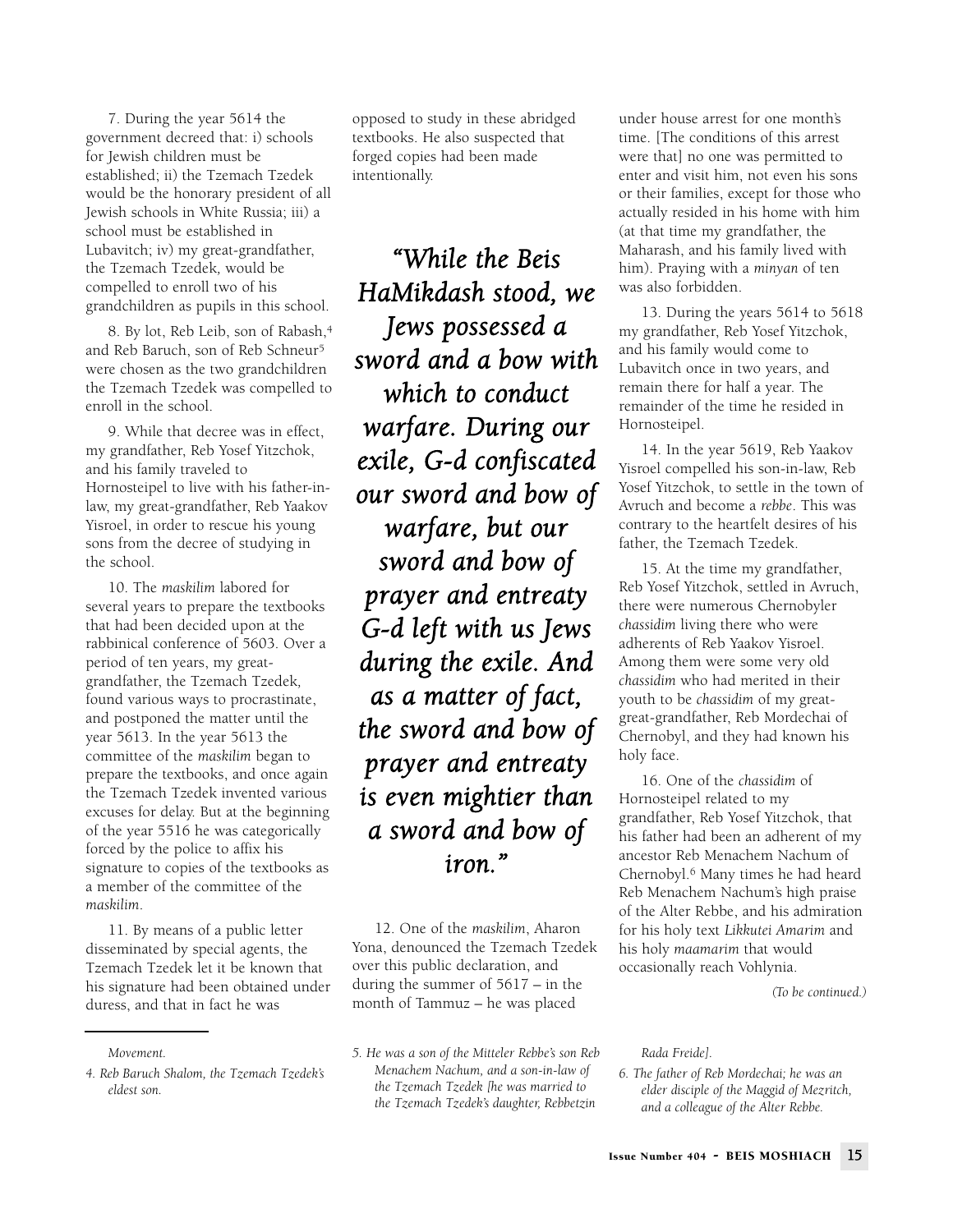7. During the year 5614 the government decreed that: i) schools for Jewish children must be established; ii) the Tzemach Tzedek would be the honorary president of all Jewish schools in White Russia; iii) a school must be established in Lubavitch; iv) my great-grandfather, the Tzemach Tzedek, would be compelled to enroll two of his grandchildren as pupils in this school.

8. By lot, Reb Leib, son of Rabash,[4] and Reb Baruch, son of Reb Schneur[5] were chosen as the two grandchildren the Tzemach Tzedek was compelled to enroll in the school.

9. While that decree was in effect, my grandfather, Reb Yosef Yitzchok, and his family traveled to Hornosteipel to live with his father-in-law, my great-grandfather, Reb Yaakov Yisroel, in order to rescue his young sons from the decree of studying in the school.

10. The *maskilim* labored for several years to prepare the textbooks that had been decided upon at the rabbinical conference of 5603. Over a period of ten years, my great-grandfather, the Tzemach Tzedek, found various ways to procrastinate, and postponed the matter until the year 5613. In the year 5613 the committee of the *maskilim* began to prepare the textbooks, and once again the Tzemach Tzedek invented various excuses for delay. But at the beginning of the year 5516 he was categorically forced by the police to affix his signature to copies of the textbooks as a member of the committee of the *maskilim*.

11. By means of a public letter disseminated by special agents, the Tzemach Tzedek let it be known that his signature had been obtained under duress, and that in fact he was opposed to study in these abridged textbooks. He also suspected that forged copies had been made intentionally.

*"While the Beis HaMikdash stood, we Jews possessed a sword and a bow with which to conduct warfare. During our exile, G-d confiscated our sword and bow of warfare, but our sword and bow of prayer and entreaty G-d left with us Jews during the exile. And as a matter of fact, the sword and bow of prayer and entreaty is even mightier than a sword and bow of iron."*

12. One of the *maskilim*, Aharon Yona, denounced the Tzemach Tzedek over this public declaration, and during the summer of 5617 – in the month of Tammuz – he was placed under house arrest for one month's time. [The conditions of this arrest were that] no one was permitted to enter and visit him, not even his sons or their families, except for those who actually resided in his home with him (at that time my grandfather, the Maharash, and his family lived with him). Praying with a *minyan* of ten was also forbidden.

13. During the years 5614 to 5618 my grandfather, Reb Yosef Yitzchok, and his family would come to Lubavitch once in two years, and remain there for half a year. The remainder of the time he resided in Hornosteipel.

14. In the year 5619, Reb Yaakov Yisroel compelled his son-in-law, Reb Yosef Yitzchok, to settle in the town of Avruch and become a *rebbe*. This was contrary to the heartfelt desires of his father, the Tzemach Tzedek.

15. At the time my grandfather, Reb Yosef Yitzchok, settled in Avruch, there were numerous Chernobyler *chassidim* living there who were adherents of Reb Yaakov Yisroel. Among them were some very old *chassidim* who had merited in their youth to be *chassidim* of my great-great-grandfather, Reb Mordechai of Chernobyl, and they had known his holy face.

16. One of the *chassidim* of Hornosteipel related to my grandfather, Reb Yosef Yitzchok, that his father had been an adherent of my ancestor Reb Menachem Nachum of Chernobyl.[6] Many times he had heard Reb Menachem Nachum's high praise of the Alter Rebbe, and his admiration for his holy text *Likkutei Amarim* and his holy *maamarim* that would occasionally reach Vohlynia.

*(To be continued.)*

---

*Movement.*

*4. Reb Baruch Shalom, the Tzemach Tzedek's eldest son.*

*5. He was a son of the Mitteler Rebbe's son Reb Menachem Nachum, and a son-in-law of the Tzemach Tzedek [he was married to the Tzemach Tzedek's daughter, Rebbetzin Rada Freide].*

*6. The father of Reb Mordechai; he was an elder disciple of the Maggid of Mezritch, and a colleague of the Alter Rebbe.*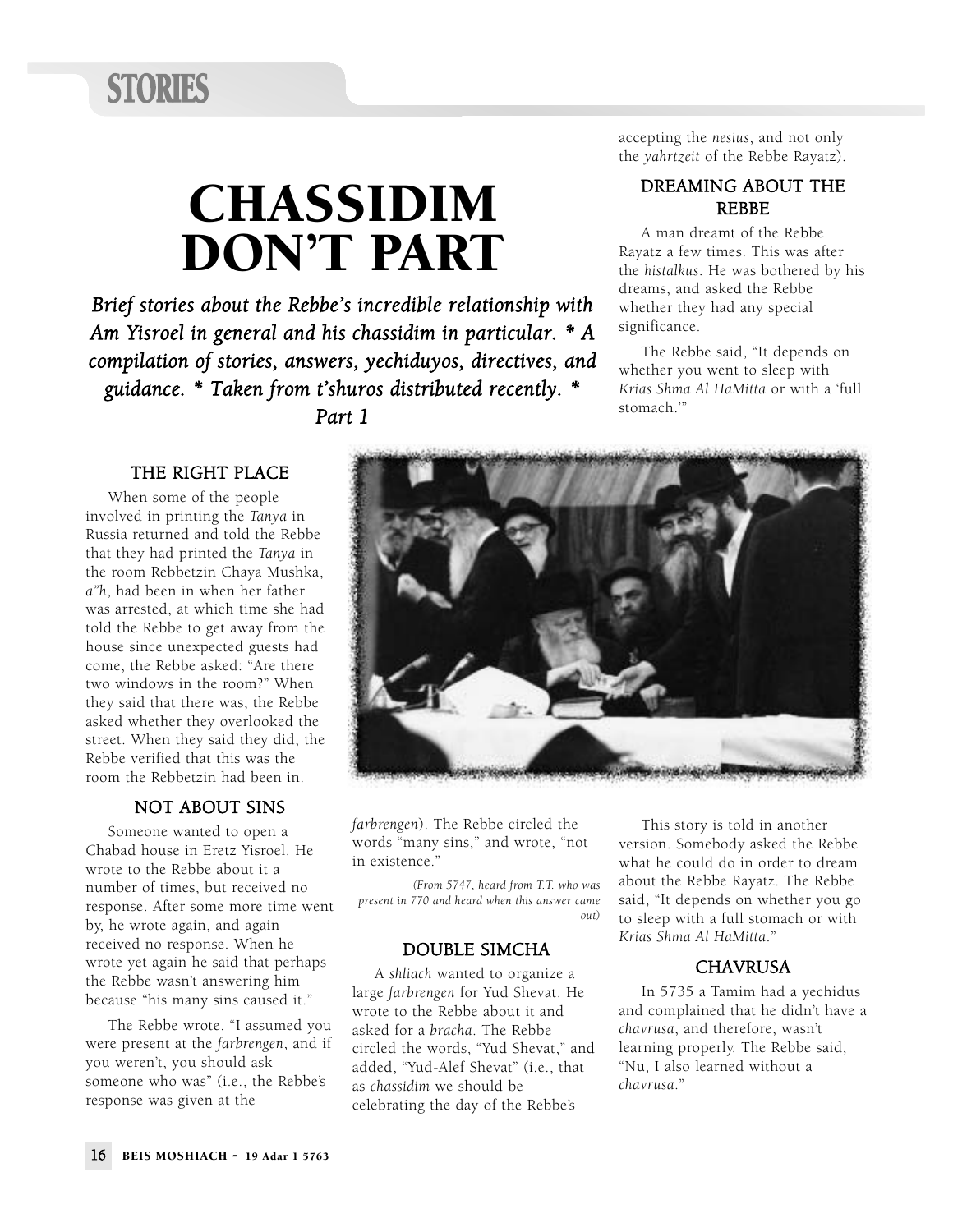# CHASSIDIM DON'T PART

***Brief stories about the Rebbe's incredible relationship with Am Yisroel in general and his chassidim in particular. * A compilation of stories, answers, yechiduyos, directives, and guidance. * Taken from t'shuros distributed recently. * Part 1***

### THE RIGHT PLACE

When some of the people involved in printing the *Tanya* in Russia returned and told the Rebbe that they had printed the *Tanya* in the room Rebbetzin Chaya Mushka, *a"h*, had been in when her father was arrested, at which time she had told the Rebbe to get away from the house since unexpected guests had come, the Rebbe asked: "Are there two windows in the room?" When they said that there was, the Rebbe asked whether they overlooked the street. When they said they did, the Rebbe verified that this was the room the Rebbetzin had been in.

### NOT ABOUT SINS

Someone wanted to open a Chabad house in Eretz Yisroel. He wrote to the Rebbe about it a number of times, but received no response. After some more time went by, he wrote again, and again received no response. When he wrote yet again he said that perhaps the Rebbe wasn't answering him because "his many sins caused it."

The Rebbe wrote, "I assumed you were present at the *farbrengen*, and if you weren't, you should ask someone who was" (i.e., the Rebbe's response was given at the *farbrengen*). The Rebbe circled the words "many sins," and wrote, "not in existence."

*(From 5747, heard from T.T. who was present in 770 and heard when this answer came out)*

### DOUBLE SIMCHA

A *shliach* wanted to organize a large *farbrengen* for Yud Shevat. He wrote to the Rebbe about it and asked for a *bracha*. The Rebbe circled the words, "Yud Shevat," and added, "Yud-Alef Shevat" (i.e., that as *chassidim* we should be celebrating the day of the Rebbe's accepting the *nesius*, and not only the *yahrtzeit* of the Rebbe Rayatz).

### DREAMING ABOUT THE REBBE

A man dreamt of the Rebbe Rayatz a few times. This was after the *histalkus*. He was bothered by his dreams, and asked the Rebbe whether they had any special significance.

The Rebbe said, "It depends on whether you went to sleep with *Krias Shma Al HaMitta* or with a 'full stomach.'"

This story is told in another version. Somebody asked the Rebbe what he could do in order to dream about the Rebbe Rayatz. The Rebbe said, "It depends on whether you go to sleep with a full stomach or with *Krias Shma Al HaMitta*."

### CHAVRUSA

In 5735 a Tamim had a yechidus and complained that he didn't have a *chavrusa*, and therefore, wasn't learning properly. The Rebbe said, "Nu, I also learned without a *chavrusa*."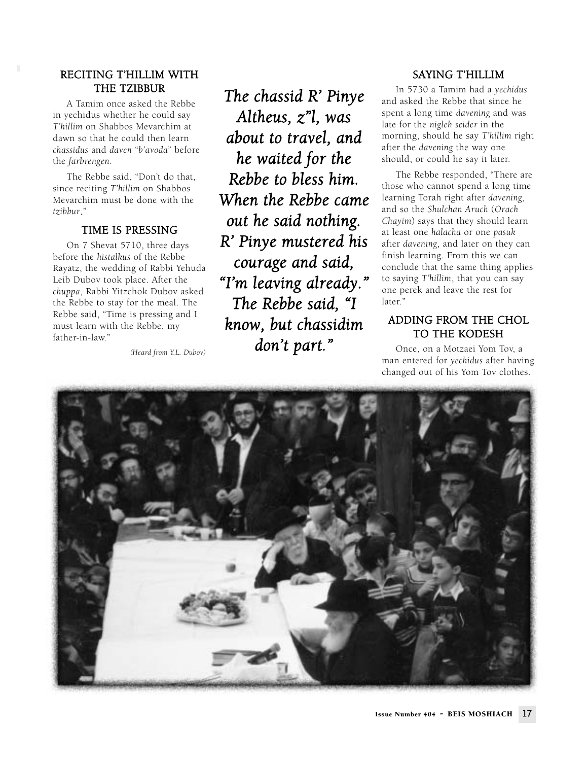### RECITING T'HILLIM WITH THE TZIBBUR

A Tamim once asked the Rebbe in yechidus whether he could say *T'hillim* on Shabbos Mevarchim at dawn so that he could then learn *chassidus* and *daven* "*b'avoda*" before the *farbrengen*.

The Rebbe said, "Don't do that, since reciting *T'hillim* on Shabbos Mevarchim must be done with the *tzibbur*."

### TIME IS PRESSING

On 7 Shevat 5710, three days before the *histalkus* of the Rebbe Rayatz, the wedding of Rabbi Yehuda Leib Dubov took place. After the *chuppa*, Rabbi Yitzchok Dubov asked the Rebbe to stay for the meal. The Rebbe said, "Time is pressing and I must learn with the Rebbe, my father-in-law."

*(Heard from Y.L. Dubov)*

*The chassid R' Pinye Altheus, z"l, was about to travel, and he waited for the Rebbe to bless him. When the Rebbe came out he said nothing. R' Pinye mustered his courage and said, "I'm leaving already." The Rebbe said, "I know, but chassidim don't part."*

### SAYING T'HILLIM

In 5730 a Tamim had a *yechidus* and asked the Rebbe that since he spent a long time *davening* and was late for the *nigleh seider* in the morning, should he say *T'hillim* right after the *davening* the way one should, or could he say it later.

The Rebbe responded, "There are those who cannot spend a long time learning Torah right after *davening*, and so the *Shulchan Aruch* (*Orach Chayim*) says that they should learn at least one *halacha* or one *pasuk* after *davening*, and later on they can finish learning. From this we can conclude that the same thing applies to saying *T'hillim*, that you can say one perek and leave the rest for later."

### ADDING FROM THE CHOL TO THE KODESH

Once, on a Motzaei Yom Tov, a man entered for *yechidus* after having changed out of his Yom Tov clothes.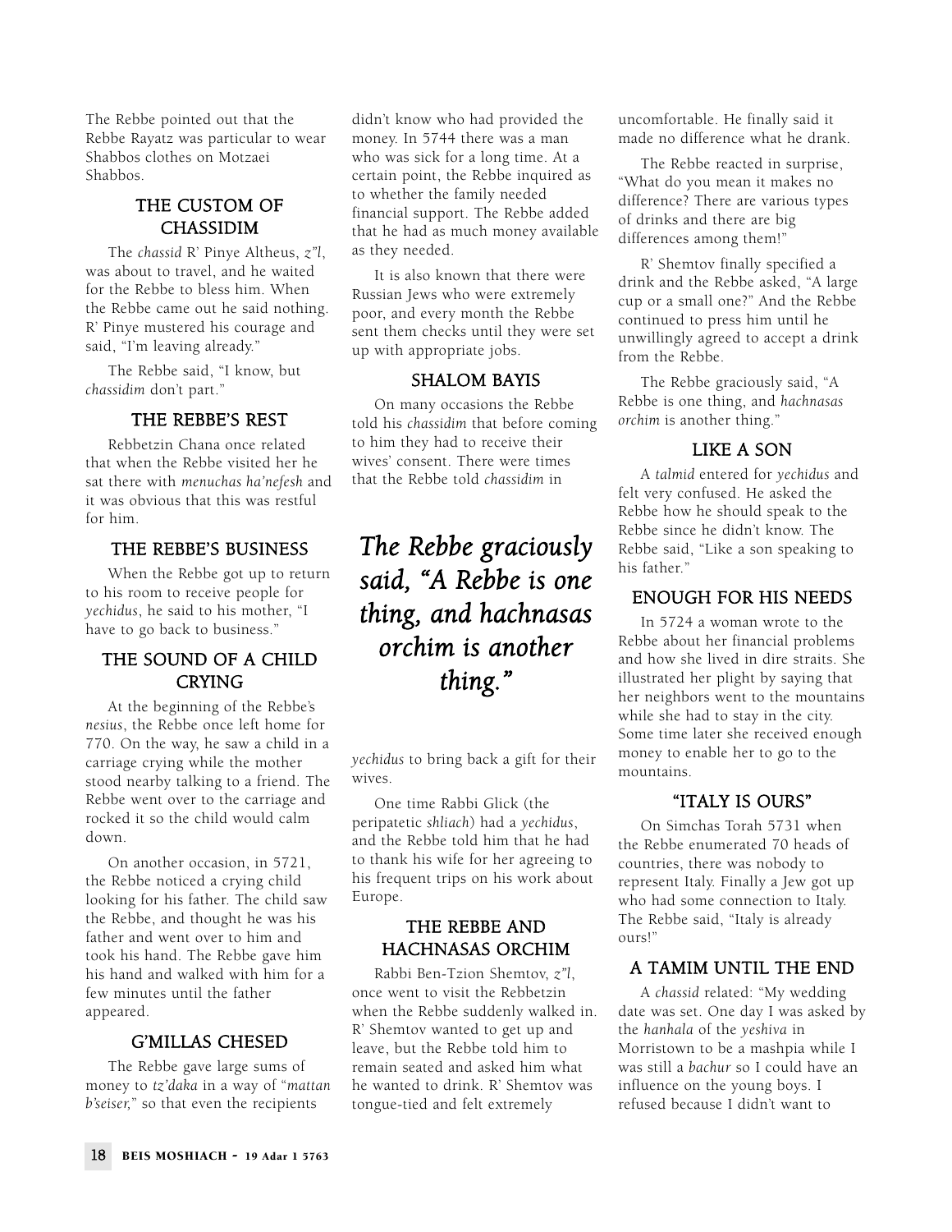The Rebbe pointed out that the Rebbe Rayatz was particular to wear Shabbos clothes on Motzaei Shabbos.

### THE CUSTOM OF CHASSIDIM

The *chassid* R' Pinye Altheus, *z"l*, was about to travel, and he waited for the Rebbe to bless him. When the Rebbe came out he said nothing. R' Pinye mustered his courage and said, "I'm leaving already."

The Rebbe said, "I know, but *chassidim* don't part."

### THE REBBE'S REST

Rebbetzin Chana once related that when the Rebbe visited her he sat there with *menuchas ha'nefesh* and it was obvious that this was restful for him.

### THE REBBE'S BUSINESS

When the Rebbe got up to return to his room to receive people for *yechidus*, he said to his mother, "I have to go back to business."

### THE SOUND OF A CHILD CRYING

At the beginning of the Rebbe's *nesius*, the Rebbe once left home for 770. On the way, he saw a child in a carriage crying while the mother stood nearby talking to a friend. The Rebbe went over to the carriage and rocked it so the child would calm down.

On another occasion, in 5721, the Rebbe noticed a crying child looking for his father. The child saw the Rebbe, and thought he was his father and went over to him and took his hand. The Rebbe gave him his hand and walked with him for a few minutes until the father appeared.

### G'MILLAS CHESED

The Rebbe gave large sums of money to *tz'daka* in a way of "*mattan b'seiser,*" so that even the recipients didn't know who had provided the money. In 5744 there was a man who was sick for a long time. At a certain point, the Rebbe inquired as to whether the family needed financial support. The Rebbe added that he had as much money available as they needed.

It is also known that there were Russian Jews who were extremely poor, and every month the Rebbe sent them checks until they were set up with appropriate jobs.

### SHALOM BAYIS

On many occasions the Rebbe told his *chassidim* that before coming to him they had to receive their wives' consent. There were times that the Rebbe told *chassidim* in *yechidus* to bring back a gift for their wives.

*The Rebbe graciously said, "A Rebbe is one thing, and hachnasas orchim is another thing."*

One time Rabbi Glick (the peripatetic *shliach*) had a *yechidus*, and the Rebbe told him that he had to thank his wife for her agreeing to his frequent trips on his work about Europe.

### THE REBBE AND HACHNASAS ORCHIM

Rabbi Ben-Tzion Shemtov, *z"l*, once went to visit the Rebbetzin when the Rebbe suddenly walked in. R' Shemtov wanted to get up and leave, but the Rebbe told him to remain seated and asked him what he wanted to drink. R' Shemtov was tongue-tied and felt extremely uncomfortable. He finally said it made no difference what he drank.

The Rebbe reacted in surprise, "What do you mean it makes no difference? There are various types of drinks and there are big differences among them!"

R' Shemtov finally specified a drink and the Rebbe asked, "A large cup or a small one?" And the Rebbe continued to press him until he unwillingly agreed to accept a drink from the Rebbe.

The Rebbe graciously said, "A Rebbe is one thing, and *hachnasas orchim* is another thing."

### LIKE A SON

A *talmid* entered for *yechidus* and felt very confused. He asked the Rebbe how he should speak to the Rebbe since he didn't know. The Rebbe said, "Like a son speaking to his father."

### ENOUGH FOR HIS NEEDS

In 5724 a woman wrote to the Rebbe about her financial problems and how she lived in dire straits. She illustrated her plight by saying that her neighbors went to the mountains while she had to stay in the city. Some time later she received enough money to enable her to go to the mountains.

### "ITALY IS OURS"

On Simchas Torah 5731 when the Rebbe enumerated 70 heads of countries, there was nobody to represent Italy. Finally a Jew got up who had some connection to Italy. The Rebbe said, "Italy is already ours!"

### A TAMIM UNTIL THE END

A *chassid* related: "My wedding date was set. One day I was asked by the *hanhala* of the *yeshiva* in Morristown to be a mashpia while I was still a *bachur* so I could have an influence on the young boys. I refused because I didn't want to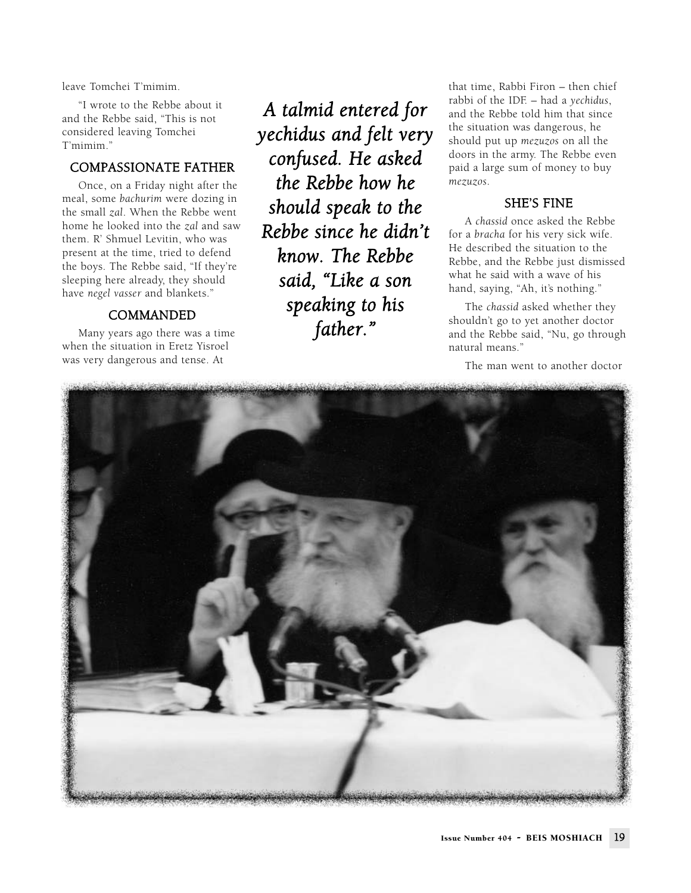leave Tomchei T'mimim.

"I wrote to the Rebbe about it and the Rebbe said, "This is not considered leaving Tomchei T'mimim."

### COMPASSIONATE FATHER

Once, on a Friday night after the meal, some *bachurim* were dozing in the small *zal*. When the Rebbe went home he looked into the *zal* and saw them. R' Shmuel Levitin, who was present at the time, tried to defend the boys. The Rebbe said, "If they're sleeping here already, they should have *negel vasser* and blankets."

### COMMANDED

Many years ago there was a time when the situation in Eretz Yisroel was very dangerous and tense. At that time, Rabbi Firon – then chief rabbi of the IDF. – had a *yechidus*, and the Rebbe told him that since the situation was dangerous, he should put up *mezuzos* on all the doors in the army. The Rebbe even paid a large sum of money to buy *mezuzos*.

*A talmid entered for yechidus and felt very confused. He asked the Rebbe how he should speak to the Rebbe since he didn't know. The Rebbe said, "Like a son speaking to his father."*

### SHE'S FINE

A *chassid* once asked the Rebbe for a *bracha* for his very sick wife. He described the situation to the Rebbe, and the Rebbe just dismissed what he said with a wave of his hand, saying, "Ah, it's nothing."

The *chassid* asked whether they shouldn't go to yet another doctor and the Rebbe said, "Nu, go through natural means."

The man went to another doctor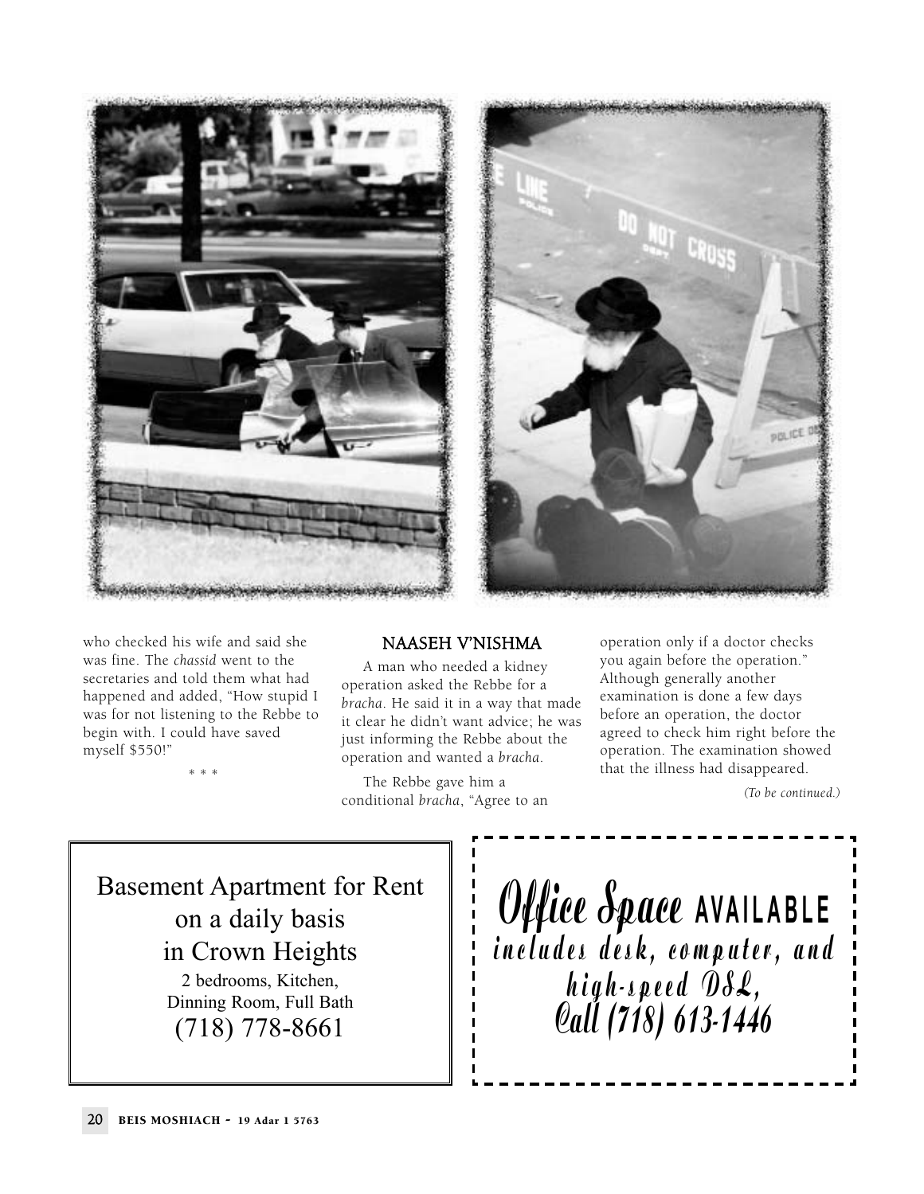who checked his wife and said she was fine. The *chassid* went to the secretaries and told them what had happened and added, "How stupid I was for not listening to the Rebbe to begin with. I could have saved myself $550!"

\* \* \*

### NAASEH V'NISHMA

A man who needed a kidney operation asked the Rebbe for a *bracha*. He said it in a way that made it clear he didn't want advice; he was just informing the Rebbe about the operation and wanted a *bracha*.

The Rebbe gave him a conditional *bracha*, "Agree to an operation only if a doctor checks you again before the operation." Although generally another examination is done a few days before an operation, the doctor agreed to check him right before the operation. The examination showed that the illness had disappeared.

*(To be continued.)*

---

Basement Apartment for Rent
on a daily basis
in Crown Heights
2 bedrooms, Kitchen,
Dinning Room, Full Bath
(718) 778-8661

---

*Office Space* AVAILABLE
*includes desk, computer, and high-speed DSL,*
*Call (718) 613-1446*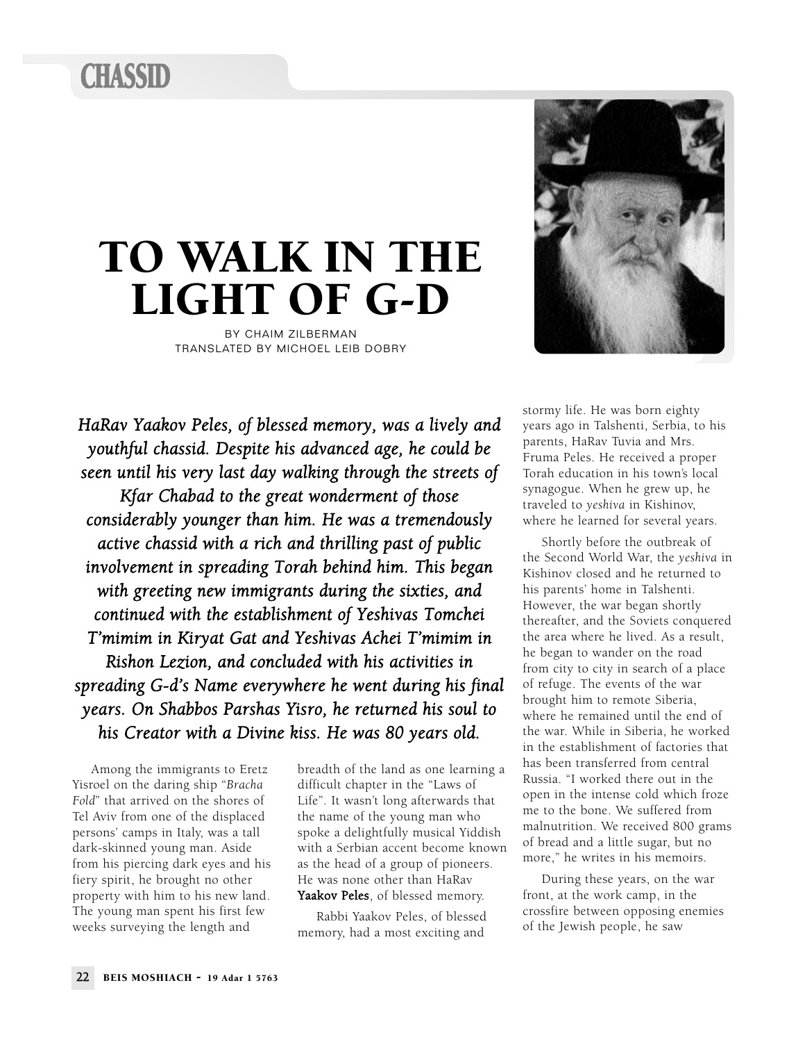CHASSID

# TO WALK IN THE LIGHT OF G-D

BY CHAIM ZILBERMAN
TRANSLATED BY MICHOEL LEIB DOBRY

***HaRav Yaakov Peles, of blessed memory, was a lively and youthful chassid. Despite his advanced age, he could be seen until his very last day walking through the streets of Kfar Chabad to the great wonderment of those considerably younger than him. He was a tremendously active chassid with a rich and thrilling past of public involvement in spreading Torah behind him. This began with greeting new immigrants during the sixties, and continued with the establishment of Yeshivas Tomchei T'mimim in Kiryat Gat and Yeshivas Achei T'mimim in Rishon Lezion, and concluded with his activities in spreading G-d's Name everywhere he went during his final years. On Shabbos Parshas Yisro, he returned his soul to his Creator with a Divine kiss. He was 80 years old.***

Among the immigrants to Eretz Yisroel on the daring ship "*Bracha Fold*" that arrived on the shores of Tel Aviv from one of the displaced persons' camps in Italy, was a tall dark-skinned young man. Aside from his piercing dark eyes and his fiery spirit, he brought no other property with him to his new land. The young man spent his first few weeks surveying the length and breadth of the land as one learning a difficult chapter in the "Laws of Life". It wasn't long afterwards that the name of the young man who spoke a delightfully musical Yiddish with a Serbian accent become known as the head of a group of pioneers. He was none other than HaRav **Yaakov Peles**, of blessed memory.

Rabbi Yaakov Peles, of blessed memory, had a most exciting and stormy life. He was born eighty years ago in Talshenti, Serbia, to his parents, HaRav Tuvia and Mrs. Fruma Peles. He received a proper Torah education in his town's local synagogue. When he grew up, he traveled to *yeshiva* in Kishinov, where he learned for several years.

Shortly before the outbreak of the Second World War, the *yeshiva* in Kishinov closed and he returned to his parents' home in Talshenti. However, the war began shortly thereafter, and the Soviets conquered the area where he lived. As a result, he began to wander on the road from city to city in search of a place of refuge. The events of the war brought him to remote Siberia, where he remained until the end of the war. While in Siberia, he worked in the establishment of factories that has been transferred from central Russia. "I worked there out in the open in the intense cold which froze me to the bone. We suffered from malnutrition. We received 800 grams of bread and a little sugar, but no more," he writes in his memoirs.

During these years, on the war front, at the work camp, in the crossfire between opposing enemies of the Jewish people, he saw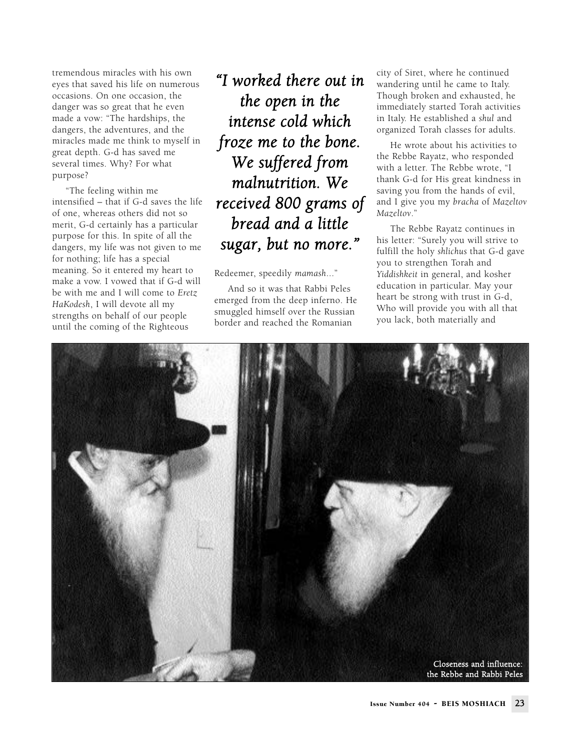tremendous miracles with his own eyes that saved his life on numerous occasions. On one occasion, the danger was so great that he even made a vow: "The hardships, the dangers, the adventures, and the miracles made me think to myself in great depth. G-d has saved me several times. Why? For what purpose?

"The feeling within me intensified – that if G-d saves the life of one, whereas others did not so merit, G-d certainly has a particular purpose for this. In spite of all the dangers, my life was not given to me for nothing; life has a special meaning. So it entered my heart to make a vow. I vowed that if G-d will be with me and I will come to *Eretz HaKodesh*, I will devote all my strengths on behalf of our people until the coming of the Righteous Redeemer, speedily *mamash*..."

*"I worked there out in the open in the intense cold which froze me to the bone. We suffered from malnutrition. We received 800 grams of bread and a little sugar, but no more."*

And so it was that Rabbi Peles emerged from the deep inferno. He smuggled himself over the Russian border and reached the Romanian city of Siret, where he continued wandering until he came to Italy. Though broken and exhausted, he immediately started Torah activities in Italy. He established a *shul* and organized Torah classes for adults.

He wrote about his activities to the Rebbe Rayatz, who responded with a letter. The Rebbe wrote, "I thank G-d for His great kindness in saving you from the hands of evil, and I give you my *bracha* of *Mazeltov Mazeltov*."

The Rebbe Rayatz continues in his letter: "Surely you will strive to fulfill the holy *shlichus* that G-d gave you to strengthen Torah and *Yiddishkeit* in general, and kosher education in particular. May your heart be strong with trust in G-d, Who will provide you with all that you lack, both materially and

Closeness and influence: the Rebbe and Rabbi Peles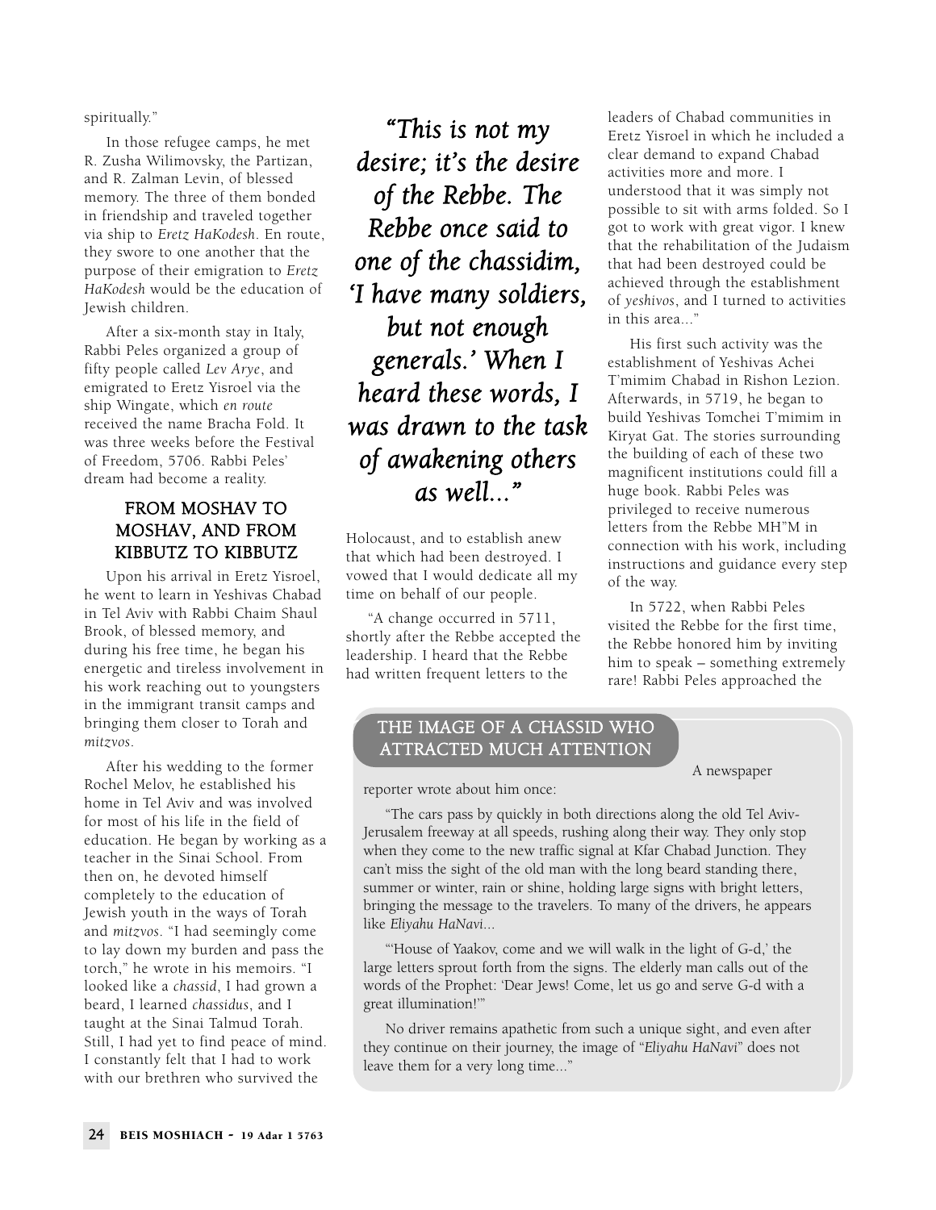spiritually."

In those refugee camps, he met R. Zusha Wilimovsky, the Partizan, and R. Zalman Levin, of blessed memory. The three of them bonded in friendship and traveled together via ship to *Eretz HaKodesh*. En route, they swore to one another that the purpose of their emigration to *Eretz HaKodesh* would be the education of Jewish children.

After a six-month stay in Italy, Rabbi Peles organized a group of fifty people called *Lev Arye*, and emigrated to Eretz Yisroel via the ship Wingate, which *en route* received the name Bracha Fold. It was three weeks before the Festival of Freedom, 5706. Rabbi Peles' dream had become a reality.

## FROM MOSHAV TO MOSHAV, AND FROM KIBBUTZ TO KIBBUTZ

Upon his arrival in Eretz Yisroel, he went to learn in Yeshivas Chabad in Tel Aviv with Rabbi Chaim Shaul Brook, of blessed memory, and during his free time, he began his energetic and tireless involvement in his work reaching out to youngsters in the immigrant transit camps and bringing them closer to Torah and *mitzvos*.

After his wedding to the former Rochel Melov, he established his home in Tel Aviv and was involved for most of his life in the field of education. He began by working as a teacher in the Sinai School. From then on, he devoted himself completely to the education of Jewish youth in the ways of Torah and *mitzvos*. "I had seemingly come to lay down my burden and pass the torch," he wrote in his memoirs. "I looked like a *chassid*, I had grown a beard, I learned *chassidus*, and I taught at the Sinai Talmud Torah. Still, I had yet to find peace of mind. I constantly felt that I had to work with our brethren who survived the Holocaust, and to establish anew that which had been destroyed. I vowed that I would dedicate all my time on behalf of our people.

*"This is not my desire; it's the desire of the Rebbe. The Rebbe once said to one of the chassidim, 'I have many soldiers, but not enough generals.' When I heard these words, I was drawn to the task of awakening others as well..."*

"A change occurred in 5711, shortly after the Rebbe accepted the leadership. I heard that the Rebbe had written frequent letters to the leaders of Chabad communities in Eretz Yisroel in which he included a clear demand to expand Chabad activities more and more. I understood that it was simply not possible to sit with arms folded. So I got to work with great vigor. I knew that the rehabilitation of the Judaism that had been destroyed could be achieved through the establishment of *yeshivos*, and I turned to activities in this area..."

His first such activity was the establishment of Yeshivas Achei T'mimim Chabad in Rishon Lezion. Afterwards, in 5719, he began to build Yeshivas Tomchei T'mimim in Kiryat Gat. The stories surrounding the building of each of these two magnificent institutions could fill a huge book. Rabbi Peles was privileged to receive numerous letters from the Rebbe MH"M in connection with his work, including instructions and guidance every step of the way.

In 5722, when Rabbi Peles visited the Rebbe for the first time, the Rebbe honored him by inviting him to speak – something extremely rare! Rabbi Peles approached the

## THE IMAGE OF A CHASSID WHO ATTRACTED MUCH ATTENTION

A newspaper reporter wrote about him once:

"The cars pass by quickly in both directions along the old Tel Aviv-Jerusalem freeway at all speeds, rushing along their way. They only stop when they come to the new traffic signal at Kfar Chabad Junction. They can't miss the sight of the old man with the long beard standing there, summer or winter, rain or shine, holding large signs with bright letters, bringing the message to the travelers. To many of the drivers, he appears like *Eliyahu HaNavi*...

"'House of Yaakov, come and we will walk in the light of G-d,' the large letters sprout forth from the signs. The elderly man calls out of the words of the Prophet: 'Dear Jews! Come, let us go and serve G-d with a great illumination!'"

No driver remains apathetic from such a unique sight, and even after they continue on their journey, the image of "*Eliyahu HaNavi*" does not leave them for a very long time..."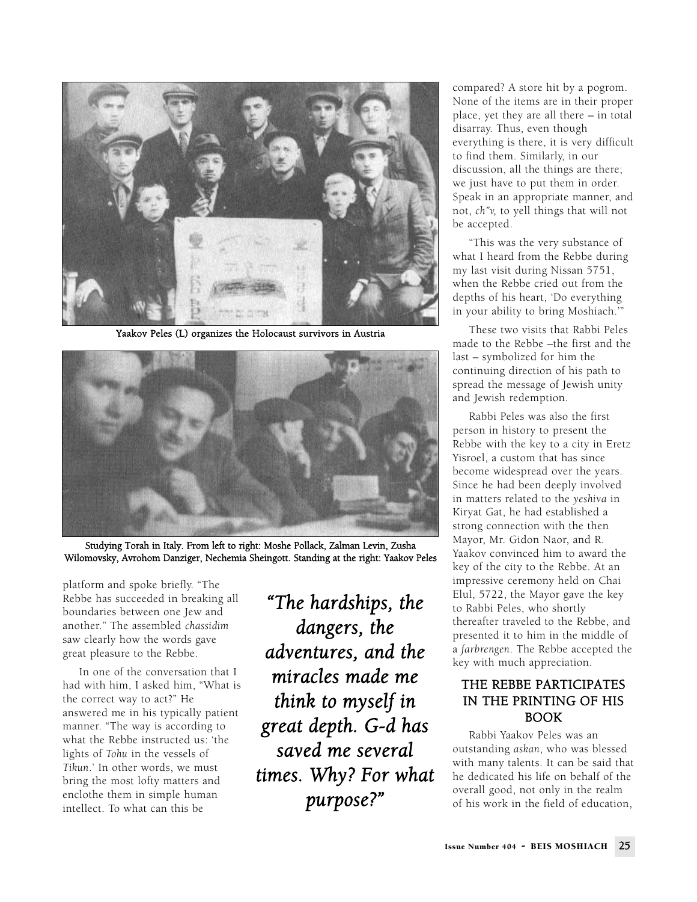Yaakov Peles (L) organizes the Holocaust survivors in Austria

Studying Torah in Italy. From left to right: Moshe Pollack, Zalman Levin, Zusha Wilomovsky, Avrohom Danziger, Nechemia Sheingott. Standing at the right: Yaakov Peles

platform and spoke briefly. "The Rebbe has succeeded in breaking all boundaries between one Jew and another." The assembled *chassidim* saw clearly how the words gave great pleasure to the Rebbe.

In one of the conversation that I had with him, I asked him, "What is the correct way to act?" He answered me in his typically patient manner. "The way is according to what the Rebbe instructed us: 'the lights of *Tohu* in the vessels of *Tikun*.' In other words, we must bring the most lofty matters and enclothe them in simple human intellect. To what can this be compared? A store hit by a pogrom. None of the items are in their proper place, yet they are all there – in total disarray. Thus, even though everything is there, it is very difficult to find them. Similarly, in our discussion, all the things are there; we just have to put them in order. Speak in an appropriate manner, and not, *ch"v,* to yell things that will not be accepted.

"This was the very substance of what I heard from the Rebbe during my last visit during Nissan 5751, when the Rebbe cried out from the depths of his heart, 'Do everything in your ability to bring Moshiach.'"

*"The hardships, the dangers, the adventures, and the miracles made me think to myself in great depth. G-d has saved me several times. Why? For what purpose?"*

These two visits that Rabbi Peles made to the Rebbe –the first and the last – symbolized for him the continuing direction of his path to spread the message of Jewish unity and Jewish redemption.

Rabbi Peles was also the first person in history to present the Rebbe with the key to a city in Eretz Yisroel, a custom that has since become widespread over the years. Since he had been deeply involved in matters related to the *yeshiva* in Kiryat Gat, he had established a strong connection with the then Mayor, Mr. Gidon Naor, and R. Yaakov convinced him to award the key of the city to the Rebbe. At an impressive ceremony held on Chai Elul, 5722, the Mayor gave the key to Rabbi Peles, who shortly thereafter traveled to the Rebbe, and presented it to him in the middle of a *farbrengen*. The Rebbe accepted the key with much appreciation.

## THE REBBE PARTICIPATES IN THE PRINTING OF HIS BOOK

Rabbi Yaakov Peles was an outstanding *askan*, who was blessed with many talents. It can be said that he dedicated his life on behalf of the overall good, not only in the realm of his work in the field of education,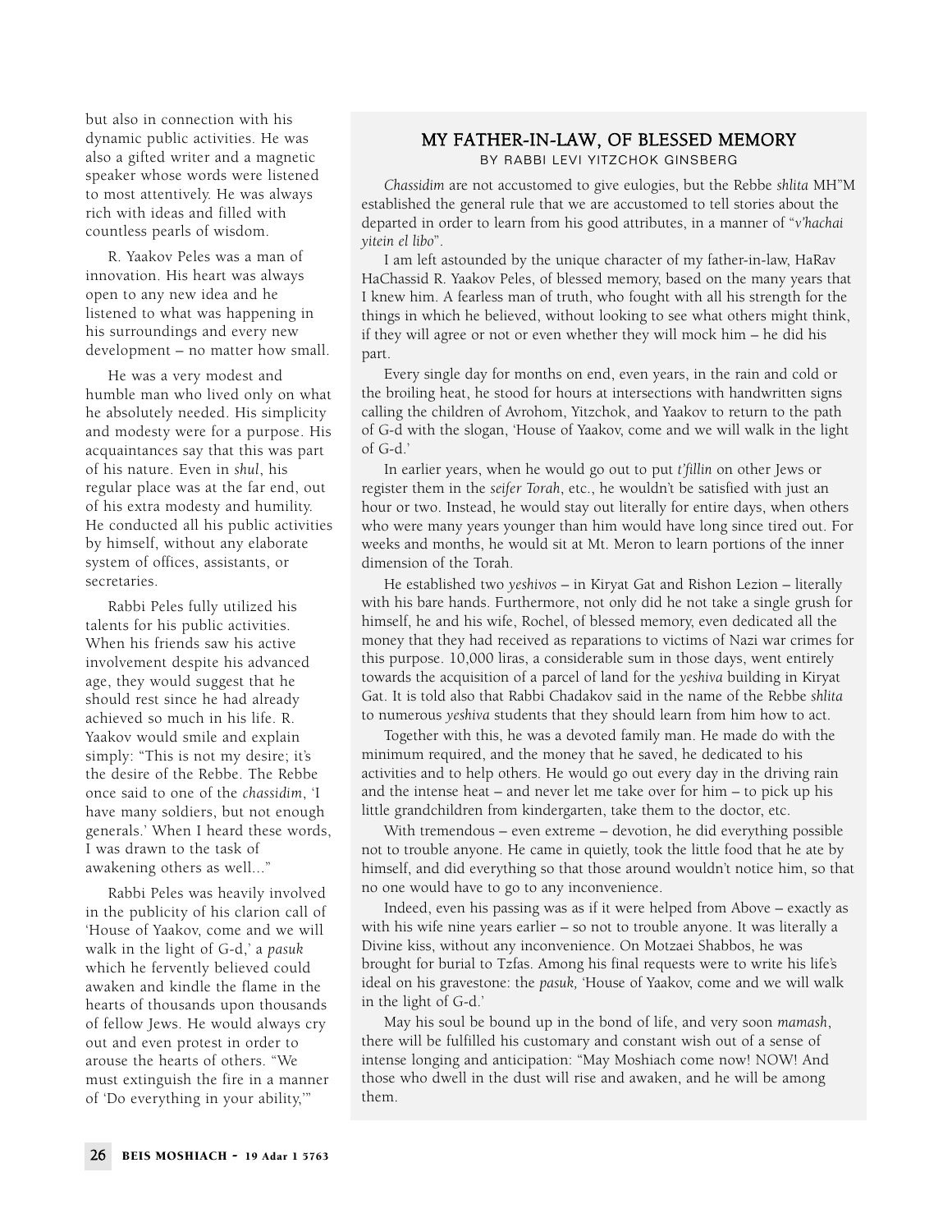but also in connection with his dynamic public activities. He was also a gifted writer and a magnetic speaker whose words were listened to most attentively. He was always rich with ideas and filled with countless pearls of wisdom.

R. Yaakov Peles was a man of innovation. His heart was always open to any new idea and he listened to what was happening in his surroundings and every new development – no matter how small.

He was a very modest and humble man who lived only on what he absolutely needed. His simplicity and modesty were for a purpose. His acquaintances say that this was part of his nature. Even in *shul*, his regular place was at the far end, out of his extra modesty and humility. He conducted all his public activities by himself, without any elaborate system of offices, assistants, or secretaries.

Rabbi Peles fully utilized his talents for his public activities. When his friends saw his active involvement despite his advanced age, they would suggest that he should rest since he had already achieved so much in his life. R. Yaakov would smile and explain simply: "This is not my desire; it's the desire of the Rebbe. The Rebbe once said to one of the *chassidim*, 'I have many soldiers, but not enough generals.' When I heard these words, I was drawn to the task of awakening others as well..."

Rabbi Peles was heavily involved in the publicity of his clarion call of 'House of Yaakov, come and we will walk in the light of G-d,' a *pasuk* which he fervently believed could awaken and kindle the flame in the hearts of thousands upon thousands of fellow Jews. He would always cry out and even protest in order to arouse the hearts of others. "We must extinguish the fire in a manner of 'Do everything in your ability,'"

## MY FATHER-IN-LAW, OF BLESSED MEMORY

BY RABBI LEVI YITZCHOK GINSBERG

*Chassidim* are not accustomed to give eulogies, but the Rebbe *shlita* MH"M established the general rule that we are accustomed to tell stories about the departed in order to learn from his good attributes, in a manner of "*v'hachai yitein el libo*".

I am left astounded by the unique character of my father-in-law, HaRav HaChassid R. Yaakov Peles, of blessed memory, based on the many years that I knew him. A fearless man of truth, who fought with all his strength for the things in which he believed, without looking to see what others might think, if they will agree or not or even whether they will mock him – he did his part.

Every single day for months on end, even years, in the rain and cold or the broiling heat, he stood for hours at intersections with handwritten signs calling the children of Avrohom, Yitzchok, and Yaakov to return to the path of G-d with the slogan, 'House of Yaakov, come and we will walk in the light of G-d.'

In earlier years, when he would go out to put *t'fillin* on other Jews or register them in the *seifer Torah*, etc., he wouldn't be satisfied with just an hour or two. Instead, he would stay out literally for entire days, when others who were many years younger than him would have long since tired out. For weeks and months, he would sit at Mt. Meron to learn portions of the inner dimension of the Torah.

He established two *yeshivos* – in Kiryat Gat and Rishon Lezion – literally with his bare hands. Furthermore, not only did he not take a single grush for himself, he and his wife, Rochel, of blessed memory, even dedicated all the money that they had received as reparations to victims of Nazi war crimes for this purpose. 10,000 liras, a considerable sum in those days, went entirely towards the acquisition of a parcel of land for the *yeshiva* building in Kiryat Gat. It is told also that Rabbi Chadakov said in the name of the Rebbe *shlita* to numerous *yeshiva* students that they should learn from him how to act.

Together with this, he was a devoted family man. He made do with the minimum required, and the money that he saved, he dedicated to his activities and to help others. He would go out every day in the driving rain and the intense heat – and never let me take over for him – to pick up his little grandchildren from kindergarten, take them to the doctor, etc.

With tremendous – even extreme – devotion, he did everything possible not to trouble anyone. He came in quietly, took the little food that he ate by himself, and did everything so that those around wouldn't notice him, so that no one would have to go to any inconvenience.

Indeed, even his passing was as if it were helped from Above – exactly as with his wife nine years earlier – so not to trouble anyone. It was literally a Divine kiss, without any inconvenience. On Motzaei Shabbos, he was brought for burial to Tzfas. Among his final requests were to write his life's ideal on his gravestone: the *pasuk,* 'House of Yaakov, come and we will walk in the light of G-d.'

May his soul be bound up in the bond of life, and very soon *mamash*, there will be fulfilled his customary and constant wish out of a sense of intense longing and anticipation: "May Moshiach come now! NOW! And those who dwell in the dust will rise and awaken, and he will be among them.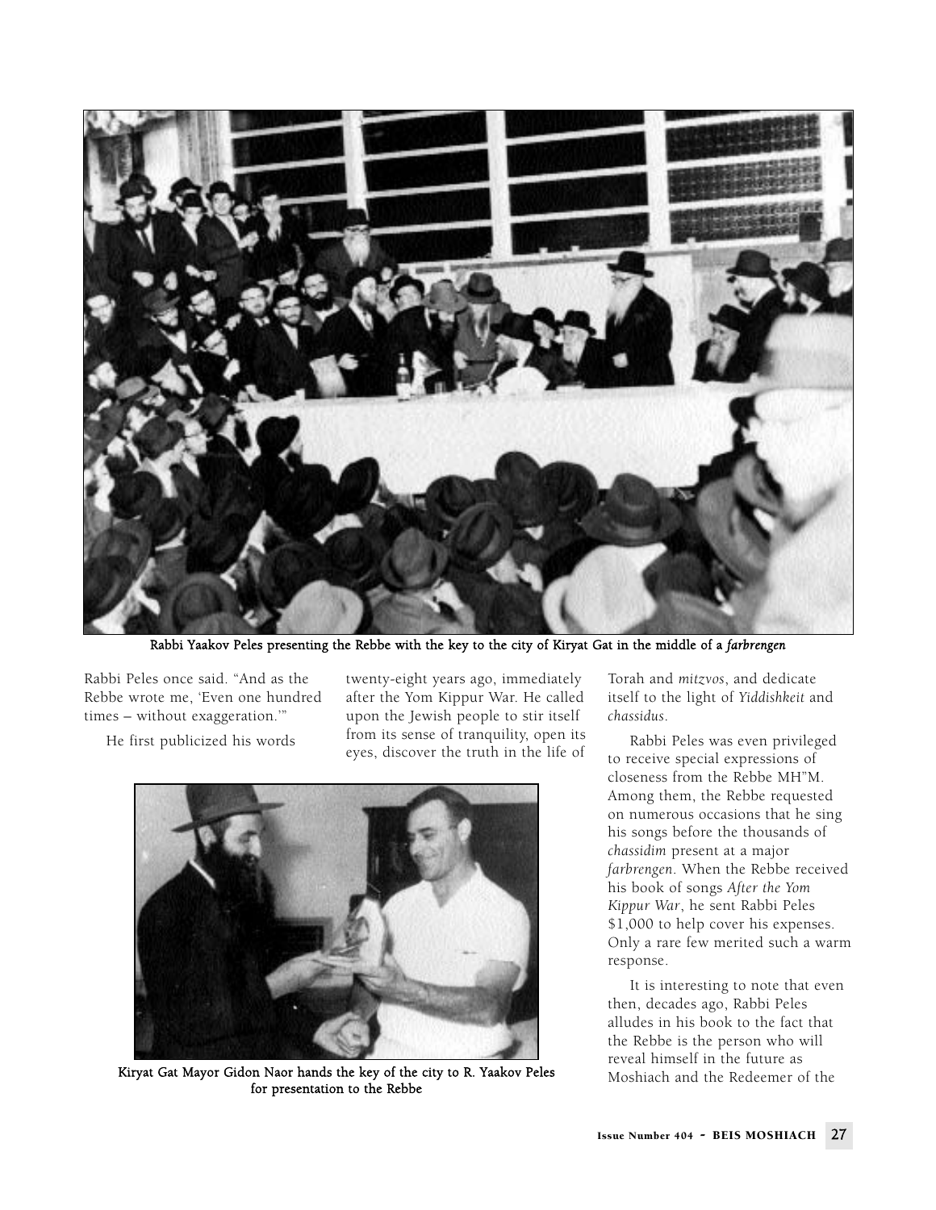Rabbi Yaakov Peles presenting the Rebbe with the key to the city of Kiryat Gat in the middle of a *farbrengen*

Rabbi Peles once said. "And as the Rebbe wrote me, 'Even one hundred times – without exaggeration.'"

He first publicized his words twenty-eight years ago, immediately after the Yom Kippur War. He called upon the Jewish people to stir itself from its sense of tranquility, open its eyes, discover the truth in the life of Torah and *mitzvos*, and dedicate itself to the light of *Yiddishkeit* and *chassidus*.

Kiryat Gat Mayor Gidon Naor hands the key of the city to R. Yaakov Peles for presentation to the Rebbe

Rabbi Peles was even privileged to receive special expressions of closeness from the Rebbe MH"M. Among them, the Rebbe requested on numerous occasions that he sing his songs before the thousands of *chassidim* present at a major *farbrengen*. When the Rebbe received his book of songs *After the Yom Kippur War*, he sent Rabbi Peles $1,000 to help cover his expenses. Only a rare few merited such a warm response.

It is interesting to note that even then, decades ago, Rabbi Peles alludes in his book to the fact that the Rebbe is the person who will reveal himself in the future as Moshiach and the Redeemer of the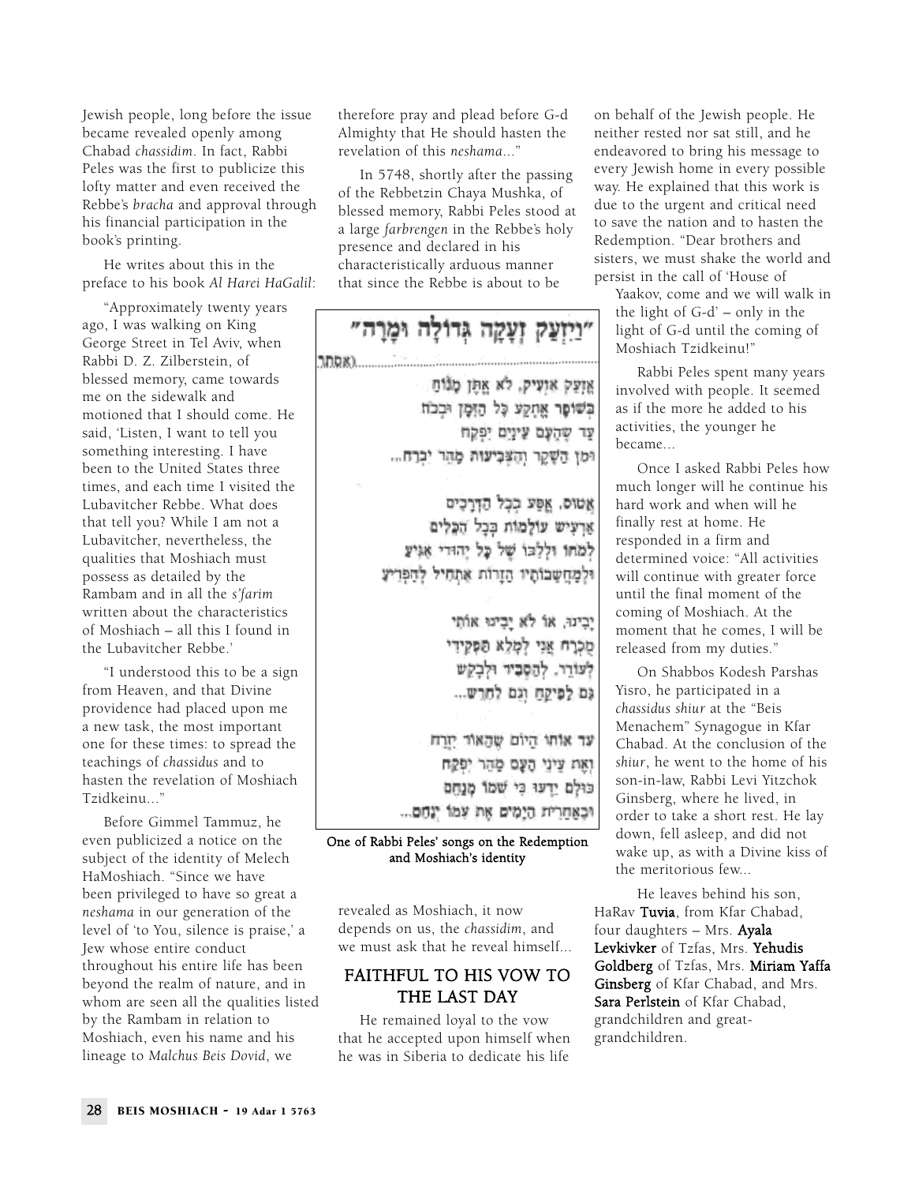Jewish people, long before the issue became revealed openly among Chabad *chassidim*. In fact, Rabbi Peles was the first to publicize this lofty matter and even received the Rebbe's *bracha* and approval through his financial participation in the book's printing.

He writes about this in the preface to his book *Al Harei HaGalil*:

"Approximately twenty years ago, I was walking on King George Street in Tel Aviv, when Rabbi D. Z. Zilberstein, of blessed memory, came towards me on the sidewalk and motioned that I should come. He said, 'Listen, I want to tell you something interesting. I have been to the United States three times, and each time I visited the Lubavitcher Rebbe. What does that tell you? While I am not a Lubavitcher, nevertheless, the qualities that Moshiach must possess as detailed by the Rambam and in all the *s'farim* written about the characteristics of Moshiach – all this I found in the Lubavitcher Rebbe.'

"I understood this to be a sign from Heaven, and that Divine providence had placed upon me a new task, the most important one for these times: to spread the teachings of *chassidus* and to hasten the revelation of Moshiach Tzidkeinu..."

Before Gimmel Tammuz, he even publicized a notice on the subject of the identity of Melech HaMoshiach. "Since we have been privileged to have so great a *neshama* in our generation of the level of 'to You, silence is praise,' a Jew whose entire conduct throughout his entire life has been beyond the realm of nature, and in whom are seen all the qualities listed by the Rambam in relation to Moshiach, even his name and his lineage to *Malchus Beis Dovid*, we therefore pray and plead before G-d Almighty that He should hasten the revelation of this *neshama*..."

In 5748, shortly after the passing of the Rebbetzin Chaya Mushka, of blessed memory, Rabbi Peles stood at a large *farbrengen* in the Rebbe's holy presence and declared in his characteristically arduous manner that since the Rebbe is about to be revealed as Moshiach, it now depends on us, the *chassidim*, and we must ask that he reveal himself...

"וַיִּזְעַק זְעָקָה גְּדוֹלָה וּמָרָה"

(אסתר)......................................

אֶזְעַק אוֹעִיק, לֹא אֶתֵּן מָנוֹחַ
בְּשׁוֹפָר אֶתְקַע כָּל הַזְּמַן וּבְכֹחַ
עַד שֶׁהָעָם עֵינַיִם יִפְקַח
וּמִן הַשֶּׁקֶר וְהַצְּבִיעוּת מַהֵר יִבְרַח...

אָטוּס, אֶסַּע בְּכָל הַדְּרָכִים
אַרְעִישׁ עוֹלָמוֹת בְּכָל הַכֵּלִים
לְמֹחוֹ וּלְלִבּוֹ שֶׁל כָּל יְהוּדִי אַגִּיעַ
וּלְמַחְשְׁבוֹתָיו הַזָּרוֹת אַתְחִיל לְהַפְרִיעַ

יָבִינוּ, אוֹ לֹא יָבִינוּ אוֹתִי
מֻכְרָח אֲנִי לְמַלֵּא תַּפְקִידִי
לְעוֹרֵר, לְהַסְבִּיר וּלְבַקֵּשׁ
גַּם לְפִיקֵחַ וְגַם לְחֵרֵשׁ...

עַד אוֹתוֹ הַיּוֹם שֶׁהָאוֹר יִזְרַח
וְאֶת עֵינֵי הָעָם מַהֵר יִפְקַח
כּוּלָם יֵדְעוּ כִּי שְׁמוֹ מְנַחֵם
וּבְאַחֲרִית הַיָּמִים אֶת עַמּוֹ יְנַחֵם...

**One of Rabbi Peles' songs on the Redemption and Moshiach's identity**

## FAITHFUL TO HIS VOW TO THE LAST DAY

He remained loyal to the vow that he accepted upon himself when he was in Siberia to dedicate his life on behalf of the Jewish people. He neither rested nor sat still, and he endeavored to bring his message to every Jewish home in every possible way. He explained that this work is due to the urgent and critical need to save the nation and to hasten the Redemption. "Dear brothers and sisters, we must shake the world and persist in the call of 'House of Yaakov, come and we will walk in the light of G-d' – only in the light of G-d until the coming of Moshiach Tzidkeinu!"

Rabbi Peles spent many years involved with people. It seemed as if the more he added to his activities, the younger he became...

Once I asked Rabbi Peles how much longer will he continue his hard work and when will he finally rest at home. He responded in a firm and determined voice: "All activities will continue with greater force until the final moment of the coming of Moshiach. At the moment that he comes, I will be released from my duties."

On Shabbos Kodesh Parshas Yisro, he participated in a *chassidus shiur* at the "Beis Menachem" Synagogue in Kfar Chabad. At the conclusion of the *shiur*, he went to the home of his son-in-law, Rabbi Levi Yitzchok Ginsberg, where he lived, in order to take a short rest. He lay down, fell asleep, and did not wake up, as with a Divine kiss of the meritorious few...

He leaves behind his son, HaRav **Tuvia**, from Kfar Chabad, four daughters – Mrs. **Ayala Levkivker** of Tzfas, Mrs. **Yehudis Goldberg** of Tzfas, Mrs. **Miriam Yaffa Ginsberg** of Kfar Chabad, and Mrs. **Sara Perlstein** of Kfar Chabad, grandchildren and great-grandchildren.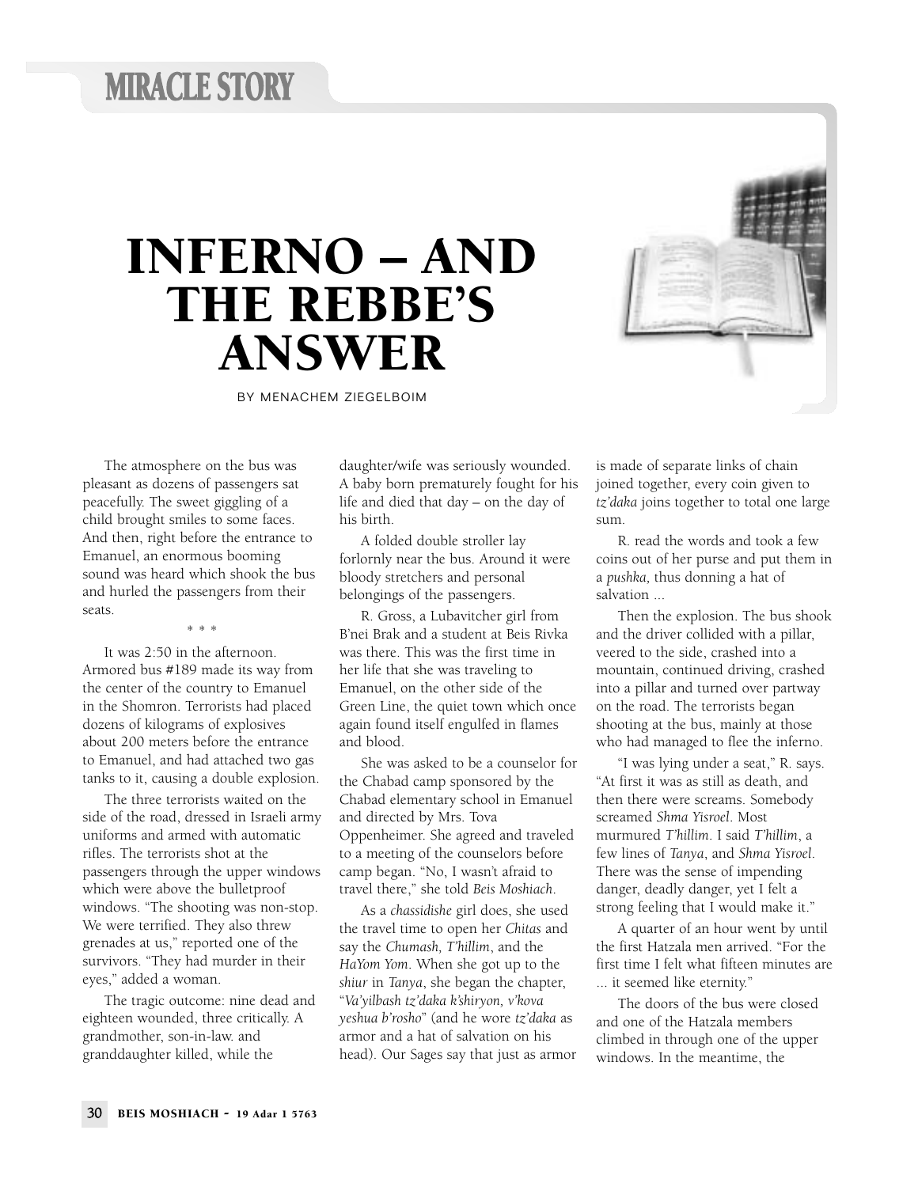MIRACLE STORY

# INFERNO – AND THE REBBE'S ANSWER

BY MENACHEM ZIEGELBOIM

The atmosphere on the bus was pleasant as dozens of passengers sat peacefully. The sweet giggling of a child brought smiles to some faces. And then, right before the entrance to Emanuel, an enormous booming sound was heard which shook the bus and hurled the passengers from their seats.

\* \* \*

It was 2:50 in the afternoon. Armored bus #189 made its way from the center of the country to Emanuel in the Shomron. Terrorists had placed dozens of kilograms of explosives about 200 meters before the entrance to Emanuel, and had attached two gas tanks to it, causing a double explosion.

The three terrorists waited on the side of the road, dressed in Israeli army uniforms and armed with automatic rifles. The terrorists shot at the passengers through the upper windows which were above the bulletproof windows. "The shooting was non-stop. We were terrified. They also threw grenades at us," reported one of the survivors. "They had murder in their eyes," added a woman.

The tragic outcome: nine dead and eighteen wounded, three critically. A grandmother, son-in-law. and granddaughter killed, while the daughter/wife was seriously wounded. A baby born prematurely fought for his life and died that day – on the day of his birth.

A folded double stroller lay forlornly near the bus. Around it were bloody stretchers and personal belongings of the passengers.

R. Gross, a Lubavitcher girl from B'nei Brak and a student at Beis Rivka was there. This was the first time in her life that she was traveling to Emanuel, on the other side of the Green Line, the quiet town which once again found itself engulfed in flames and blood.

She was asked to be a counselor for the Chabad camp sponsored by the Chabad elementary school in Emanuel and directed by Mrs. Tova Oppenheimer. She agreed and traveled to a meeting of the counselors before camp began. "No, I wasn't afraid to travel there," she told *Beis Moshiach*.

As a *chassidishe* girl does, she used the travel time to open her *Chitas* and say the *Chumash, T'hillim*, and the *HaYom Yom*. When she got up to the *shiur* in *Tanya*, she began the chapter, "*Va'yilbash tz'daka k'shiryon, v'kova yeshua b'rosho*" (and he wore *tz'daka* as armor and a hat of salvation on his head). Our Sages say that just as armor is made of separate links of chain joined together, every coin given to *tz'daka* joins together to total one large sum.

R. read the words and took a few coins out of her purse and put them in a *pushka*, thus donning a hat of salvation ...

Then the explosion. The bus shook and the driver collided with a pillar, veered to the side, crashed into a mountain, continued driving, crashed into a pillar and turned over partway on the road. The terrorists began shooting at the bus, mainly at those who had managed to flee the inferno.

"I was lying under a seat," R. says. "At first it was as still as death, and then there were screams. Somebody screamed *Shma Yisroel*. Most murmured *T'hillim*. I said *T'hillim*, a few lines of *Tanya*, and *Shma Yisroel*. There was the sense of impending danger, deadly danger, yet I felt a strong feeling that I would make it."

A quarter of an hour went by until the first Hatzala men arrived. "For the first time I felt what fifteen minutes are ... it seemed like eternity."

The doors of the bus were closed and one of the Hatzala members climbed in through one of the upper windows. In the meantime, the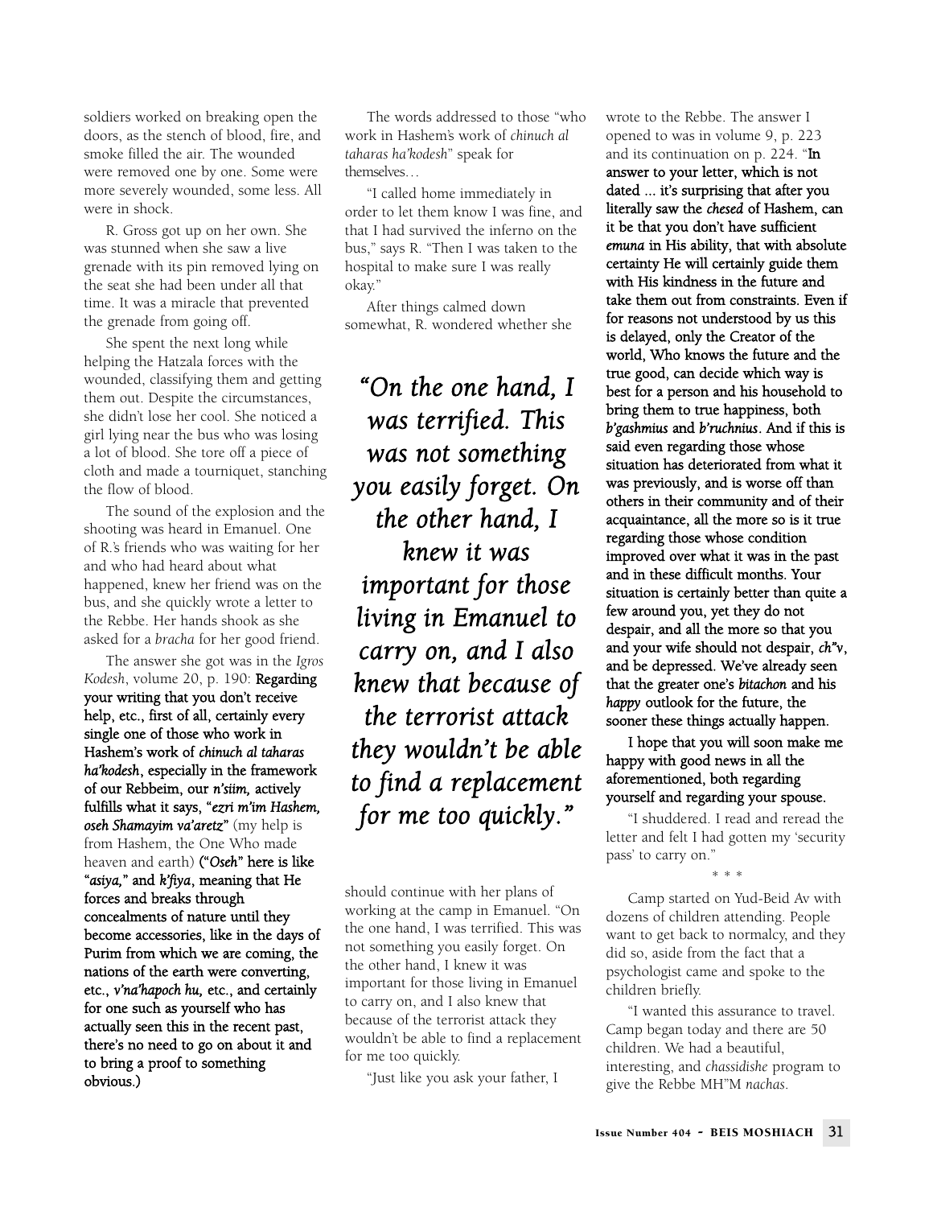soldiers worked on breaking open the doors, as the stench of blood, fire, and smoke filled the air. The wounded were removed one by one. Some were more severely wounded, some less. All were in shock.

R. Gross got up on her own. She was stunned when she saw a live grenade with its pin removed lying on the seat she had been under all that time. It was a miracle that prevented the grenade from going off.

She spent the next long while helping the Hatzala forces with the wounded, classifying them and getting them out. Despite the circumstances, she didn't lose her cool. She noticed a girl lying near the bus who was losing a lot of blood. She tore off a piece of cloth and made a tourniquet, stanching the flow of blood.

The sound of the explosion and the shooting was heard in Emanuel. One of R.'s friends who was waiting for her and who had heard about what happened, knew her friend was on the bus, and she quickly wrote a letter to the Rebbe. Her hands shook as she asked for a *bracha* for her good friend.

The answer she got was in the *Igros Kodesh*, volume 20, p. 190: **Regarding your writing that you don't receive help, etc., first of all, certainly every single one of those who work in Hashem's work of *chinuch al taharas ha'kodesh*, especially in the framework of our Rebbeim, our *n'siim,* actively fulfills what it says, "*ezri m'im Hashem, oseh Shamayim va'aretz*"** (my help is from Hashem, the One Who made heaven and earth) **("*Oseh*" here is like "*asiya,*" and *k'fiya*, meaning that He forces and breaks through concealments of nature until they become accessories, like in the days of Purim from which we are coming, the nations of the earth were converting, etc., *v'na'hapoch hu,* etc., and certainly for one such as yourself who has actually seen this in the recent past, there's no need to go on about it and to bring a proof to something obvious.)**

The words addressed to those "who work in Hashem's work of *chinuch al taharas ha'kodesh*" speak for themselves…

"I called home immediately in order to let them know I was fine, and that I had survived the inferno on the bus," says R. "Then I was taken to the hospital to make sure I was really okay."

After things calmed down somewhat, R. wondered whether she should continue with her plans of working at the camp in Emanuel. "On the one hand, I was terrified. This was not something you easily forget. On the other hand, I knew it was important for those living in Emanuel to carry on, and I also knew that because of the terrorist attack they wouldn't be able to find a replacement for me too quickly.

"Just like you ask your father, I wrote to the Rebbe. The answer I opened to was in volume 9, p. 223 and its continuation on p. 224. "**In answer to your letter, which is not dated ... it's surprising that after you literally saw the *chesed* of Hashem, can it be that you don't have sufficient *emuna* in His ability, that with absolute certainty He will certainly guide them with His kindness in the future and take them out from constraints. Even if for reasons not understood by us this is delayed, only the Creator of the world, Who knows the future and the true good, can decide which way is best for a person and his household to bring them to true happiness, both *b'gashmius* and *b'ruchnius*. And if this is said even regarding those whose situation has deteriorated from what it was previously, and is worse off than others in their community and of their acquaintance, all the more so is it true regarding those whose condition improved over what it was in the past and in these difficult months. Your situation is certainly better than quite a few around you, yet they do not despair, and all the more so that you and your wife should not despair, *ch"v*, and be depressed. We've already seen that the greater one's *bitachon* and his *happy* outlook for the future, the sooner these things actually happen.**

**I hope that you will soon make me happy with good news in all the aforementioned, both regarding yourself and regarding your spouse.**

"I shuddered. I read and reread the letter and felt I had gotten my 'security pass' to carry on."

\* \* \*

Camp started on Yud-Beid Av with dozens of children attending. People want to get back to normalcy, and they did so, aside from the fact that a psychologist came and spoke to the children briefly.

"I wanted this assurance to travel. Camp began today and there are 50 children. We had a beautiful, interesting, and *chassidishe* program to give the Rebbe MH"M *nachas*.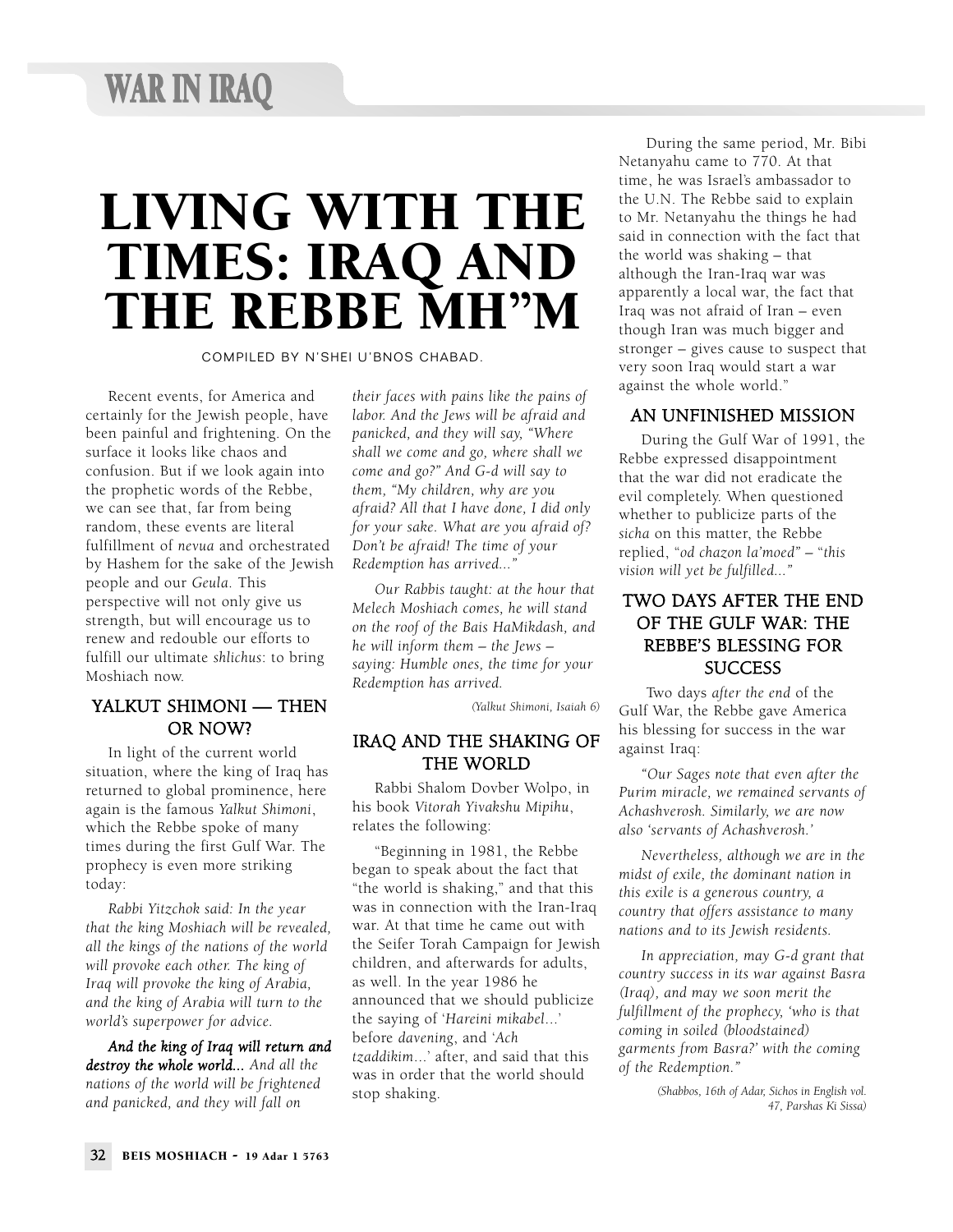# LIVING WITH THE TIMES: IRAQ AND THE REBBE MH"M

COMPILED BY N'SHEI U'BNOS CHABAD.

Recent events, for America and certainly for the Jewish people, have been painful and frightening. On the surface it looks like chaos and confusion. But if we look again into the prophetic words of the Rebbe, we can see that, far from being random, these events are literal fulfillment of *nevua* and orchestrated by Hashem for the sake of the Jewish people and our *Geula*. This perspective will not only give us strength, but will encourage us to renew and redouble our efforts to fulfill our ultimate *shlichus*: to bring Moshiach now.

## YALKUT SHIMONI — THEN OR NOW?

In light of the current world situation, where the king of Iraq has returned to global prominence, here again is the famous *Yalkut Shimoni*, which the Rebbe spoke of many times during the first Gulf War. The prophecy is even more striking today:

*Rabbi Yitzchok said: In the year that the king Moshiach will be revealed, all the kings of the nations of the world will provoke each other. The king of Iraq will provoke the king of Arabia, and the king of Arabia will turn to the world's superpower for advice.*

***And the king of Iraq will return and destroy the whole world...*** *And all the nations of the world will be frightened and panicked, and they will fall on their faces with pains like the pains of labor. And the Jews will be afraid and panicked, and they will say, "Where shall we come and go, where shall we come and go?" And G-d will say to them, "My children, why are you afraid? All that I have done, I did only for your sake. What are you afraid of? Don't be afraid! The time of your Redemption has arrived..."*

*Our Rabbis taught: at the hour that Melech Moshiach comes, he will stand on the roof of the Bais HaMikdash, and he will inform them – the Jews – saying: Humble ones, the time for your Redemption has arrived.*

*(Yalkut Shimoni, Isaiah 6)*

## IRAQ AND THE SHAKING OF THE WORLD

Rabbi Shalom Dovber Wolpo, in his book *Vitorah Yivakshu Mipihu*, relates the following:

"Beginning in 1981, the Rebbe began to speak about the fact that "the world is shaking," and that this was in connection with the Iran-Iraq war. At that time he came out with the Seifer Torah Campaign for Jewish children, and afterwards for adults, as well. In the year 1986 he announced that we should publicize the saying of '*Hareini mikabel*...' before *davening*, and '*Ach tzaddikim*...' after, and said that this was in order that the world should stop shaking.

During the same period, Mr. Bibi Netanyahu came to 770. At that time, he was Israel's ambassador to the U.N. The Rebbe said to explain to Mr. Netanyahu the things he had said in connection with the fact that the world was shaking – that although the Iran-Iraq war was apparently a local war, the fact that Iraq was not afraid of Iran – even though Iran was much bigger and stronger – gives cause to suspect that very soon Iraq would start a war against the whole world."

## AN UNFINISHED MISSION

During the Gulf War of 1991, the Rebbe expressed disappointment that the war did not eradicate the evil completely. When questioned whether to publicize parts of the *sicha* on this matter, the Rebbe replied, "*od chazon la'moed*" – "*this vision will yet be fulfilled...*"

## TWO DAYS AFTER THE END OF THE GULF WAR: THE REBBE'S BLESSING FOR SUCCESS

Two days *after the end* of the Gulf War, the Rebbe gave America his blessing for success in the war against Iraq:

*"Our Sages note that even after the Purim miracle, we remained servants of Achashverosh. Similarly, we are now also 'servants of Achashverosh.'*

*Nevertheless, although we are in the midst of exile, the dominant nation in this exile is a generous country, a country that offers assistance to many nations and to its Jewish residents.*

*In appreciation, may G-d grant that country success in its war against Basra (Iraq), and may we soon merit the fulfillment of the prophecy, 'who is that coming in soiled (bloodstained) garments from Basra?' with the coming of the Redemption."*

*(Shabbos, 16th of Adar, Sichos in English vol. 47, Parshas Ki Sissa)*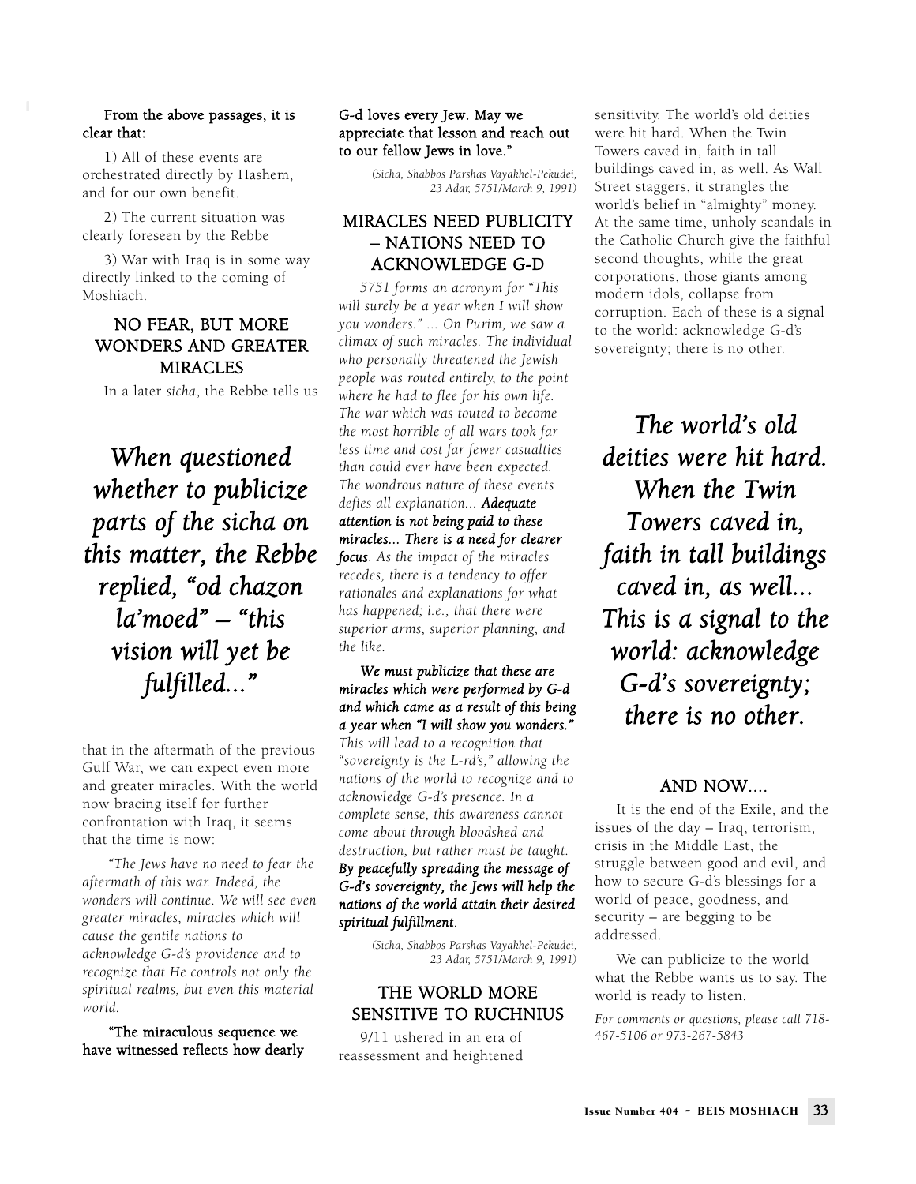**From the above passages, it is clear that:**

1) All of these events are orchestrated directly by Hashem, and for our own benefit.

2) The current situation was clearly foreseen by the Rebbe

3) War with Iraq is in some way directly linked to the coming of Moshiach.

## NO FEAR, BUT MORE WONDERS AND GREATER MIRACLES

In a later *sicha*, the Rebbe tells us that in the aftermath of the previous Gulf War, we can expect even more and greater miracles. With the world now bracing itself for further confrontation with Iraq, it seems that the time is now:

*"The Jews have no need to fear the aftermath of this war. Indeed, the wonders will continue. We will see even greater miracles, miracles which will cause the gentile nations to acknowledge G-d's providence and to recognize that He controls not only the spiritual realms, but even this material world.*

**"The miraculous sequence we have witnessed reflects how dearly G-d loves every Jew. May we appreciate that lesson and reach out to our fellow Jews in love."**

*(Sicha, Shabbos Parshas Vayakhel-Pekudei, 23 Adar, 5751/March 9, 1991)*

***When questioned whether to publicize parts of the sicha on this matter, the Rebbe replied, "od chazon la'moed" – "this vision will yet be fulfilled..."***

## MIRACLES NEED PUBLICITY – NATIONS NEED TO ACKNOWLEDGE G-D

*5751 forms an acronym for "This will surely be a year when I will show you wonders." ... On Purim, we saw a climax of such miracles. The individual who personally threatened the Jewish people was routed entirely, to the point where he had to flee for his own life. The war which was touted to become the most horrible of all wars took far less time and cost far fewer casualties than could ever have been expected. The wondrous nature of these events defies all explanation...* ***Adequate attention is not being paid to these miracles... There is a need for clearer focus****. As the impact of the miracles recedes, there is a tendency to offer rationales and explanations for what has happened; i.e., that there were superior arms, superior planning, and the like.*

***We must publicize that these are miracles which were performed by G-d and which came as a result of this being a year when "I will show you wonders."*** *This will lead to a recognition that "sovereignty is the L-rd's," allowing the nations of the world to recognize and to acknowledge G-d's presence. In a complete sense, this awareness cannot come about through bloodshed and destruction, but rather must be taught.* ***By peacefully spreading the message of G-d's sovereignty, the Jews will help the nations of the world attain their desired spiritual fulfillment****.*

*(Sicha, Shabbos Parshas Vayakhel-Pekudei, 23 Adar, 5751/March 9, 1991)*

## THE WORLD MORE SENSITIVE TO RUCHNIUS

9/11 ushered in an era of reassessment and heightened sensitivity. The world's old deities were hit hard. When the Twin Towers caved in, faith in tall buildings caved in, as well. As Wall Street staggers, it strangles the world's belief in "almighty" money. At the same time, unholy scandals in the Catholic Church give the faithful second thoughts, while the great corporations, those giants among modern idols, collapse from corruption. Each of these is a signal to the world: acknowledge G-d's sovereignty; there is no other.

***The world's old deities were hit hard. When the Twin Towers caved in, faith in tall buildings caved in, as well... This is a signal to the world: acknowledge G-d's sovereignty; there is no other.***

## AND NOW....

It is the end of the Exile, and the issues of the day – Iraq, terrorism, crisis in the Middle East, the struggle between good and evil, and how to secure G-d's blessings for a world of peace, goodness, and security – are begging to be addressed.

We can publicize to the world what the Rebbe wants us to say. The world is ready to listen.

*For comments or questions, please call 718-467-5106 or 973-267-5843*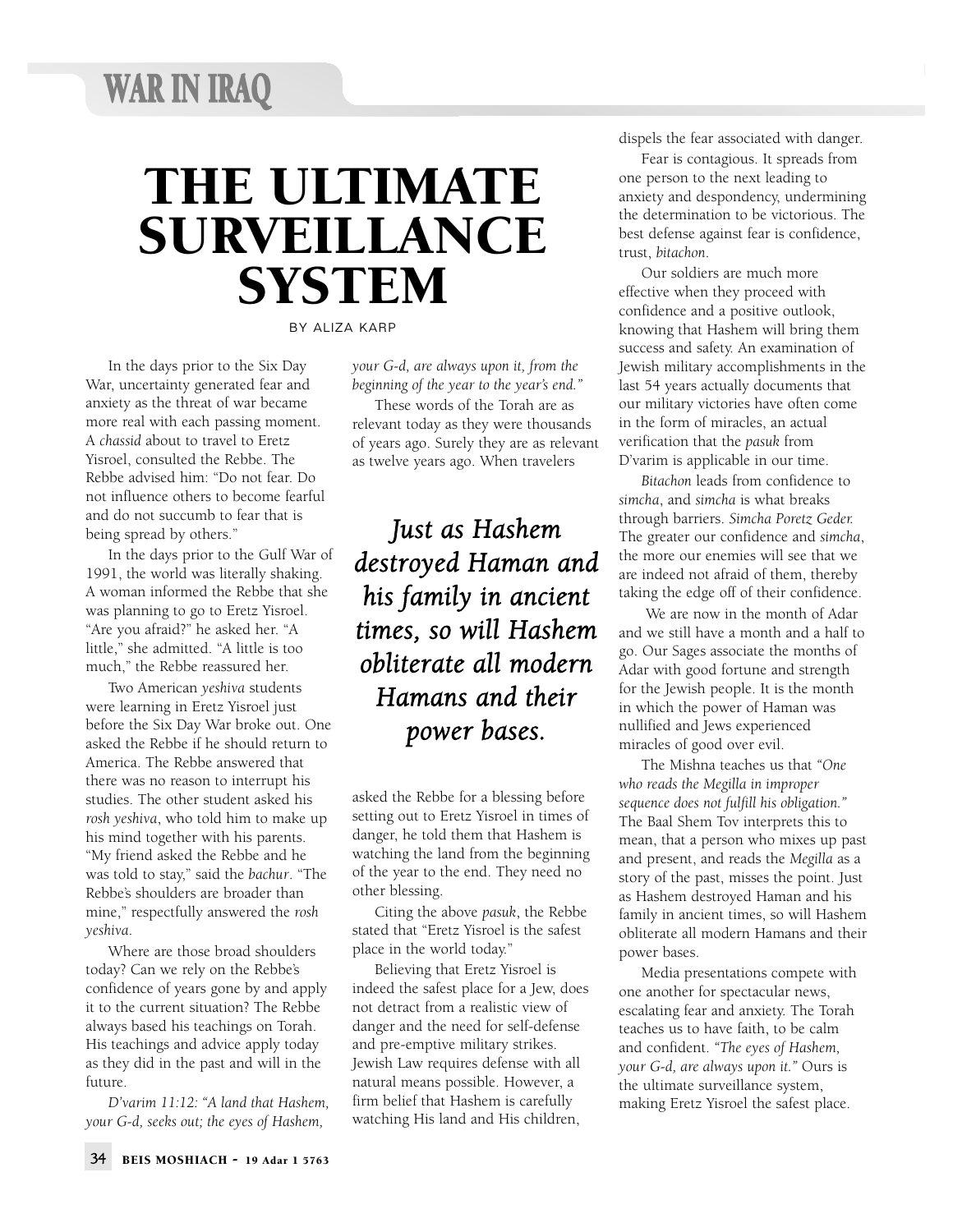# WAR IN IRAQ

# THE ULTIMATE SURVEILLANCE SYSTEM

BY ALIZA KARP

In the days prior to the Six Day War, uncertainty generated fear and anxiety as the threat of war became more real with each passing moment. A *chassid* about to travel to Eretz Yisroel, consulted the Rebbe. The Rebbe advised him: "Do not fear. Do not influence others to become fearful and do not succumb to fear that is being spread by others."

In the days prior to the Gulf War of 1991, the world was literally shaking. A woman informed the Rebbe that she was planning to go to Eretz Yisroel. "Are you afraid?" he asked her. "A little," she admitted. "A little is too much," the Rebbe reassured her.

Two American *yeshiva* students were learning in Eretz Yisroel just before the Six Day War broke out. One asked the Rebbe if he should return to America. The Rebbe answered that there was no reason to interrupt his studies. The other student asked his *rosh yeshiva*, who told him to make up his mind together with his parents. "My friend asked the Rebbe and he was told to stay," said the *bachur*. "The Rebbe's shoulders are broader than mine," respectfully answered the *rosh yeshiva*.

Where are those broad shoulders today? Can we rely on the Rebbe's confidence of years gone by and apply it to the current situation? The Rebbe always based his teachings on Torah. His teachings and advice apply today as they did in the past and will in the future.

*D'varim 11:12: "A land that Hashem, your G-d, seeks out; the eyes of Hashem, your G-d, are always upon it, from the beginning of the year to the year's end."*

These words of the Torah are as relevant today as they were thousands of years ago. Surely they are as relevant as twelve years ago. When travelers asked the Rebbe for a blessing before setting out to Eretz Yisroel in times of danger, he told them that Hashem is watching the land from the beginning of the year to the end. They need no other blessing.

> *Just as Hashem destroyed Haman and his family in ancient times, so will Hashem obliterate all modern Hamans and their power bases.*

Citing the above *pasuk*, the Rebbe stated that "Eretz Yisroel is the safest place in the world today."

Believing that Eretz Yisroel is indeed the safest place for a Jew, does not detract from a realistic view of danger and the need for self-defense and pre-emptive military strikes. Jewish Law requires defense with all natural means possible. However, a firm belief that Hashem is carefully watching His land and His children, dispels the fear associated with danger.

Fear is contagious. It spreads from one person to the next leading to anxiety and despondency, undermining the determination to be victorious. The best defense against fear is confidence, trust, *bitachon*.

Our soldiers are much more effective when they proceed with confidence and a positive outlook, knowing that Hashem will bring them success and safety. An examination of Jewish military accomplishments in the last 54 years actually documents that our military victories have often come in the form of miracles, an actual verification that the *pasuk* from D'varim is applicable in our time.

*Bitachon* leads from confidence to *simcha*, and *simcha* is what breaks through barriers. *Simcha Poretz Geder.* The greater our confidence and *simcha*, the more our enemies will see that we are indeed not afraid of them, thereby taking the edge off of their confidence.

We are now in the month of Adar and we still have a month and a half to go. Our Sages associate the months of Adar with good fortune and strength for the Jewish people. It is the month in which the power of Haman was nullified and Jews experienced miracles of good over evil.

The Mishna teaches us that *"One who reads the Megilla in improper sequence does not fulfill his obligation."* The Baal Shem Tov interprets this to mean, that a person who mixes up past and present, and reads the *Megilla* as a story of the past, misses the point. Just as Hashem destroyed Haman and his family in ancient times, so will Hashem obliterate all modern Hamans and their power bases.

Media presentations compete with one another for spectacular news, escalating fear and anxiety. The Torah teaches us to have faith, to be calm and confident. *"The eyes of Hashem, your G-d, are always upon it."* Ours is the ultimate surveillance system, making Eretz Yisroel the safest place.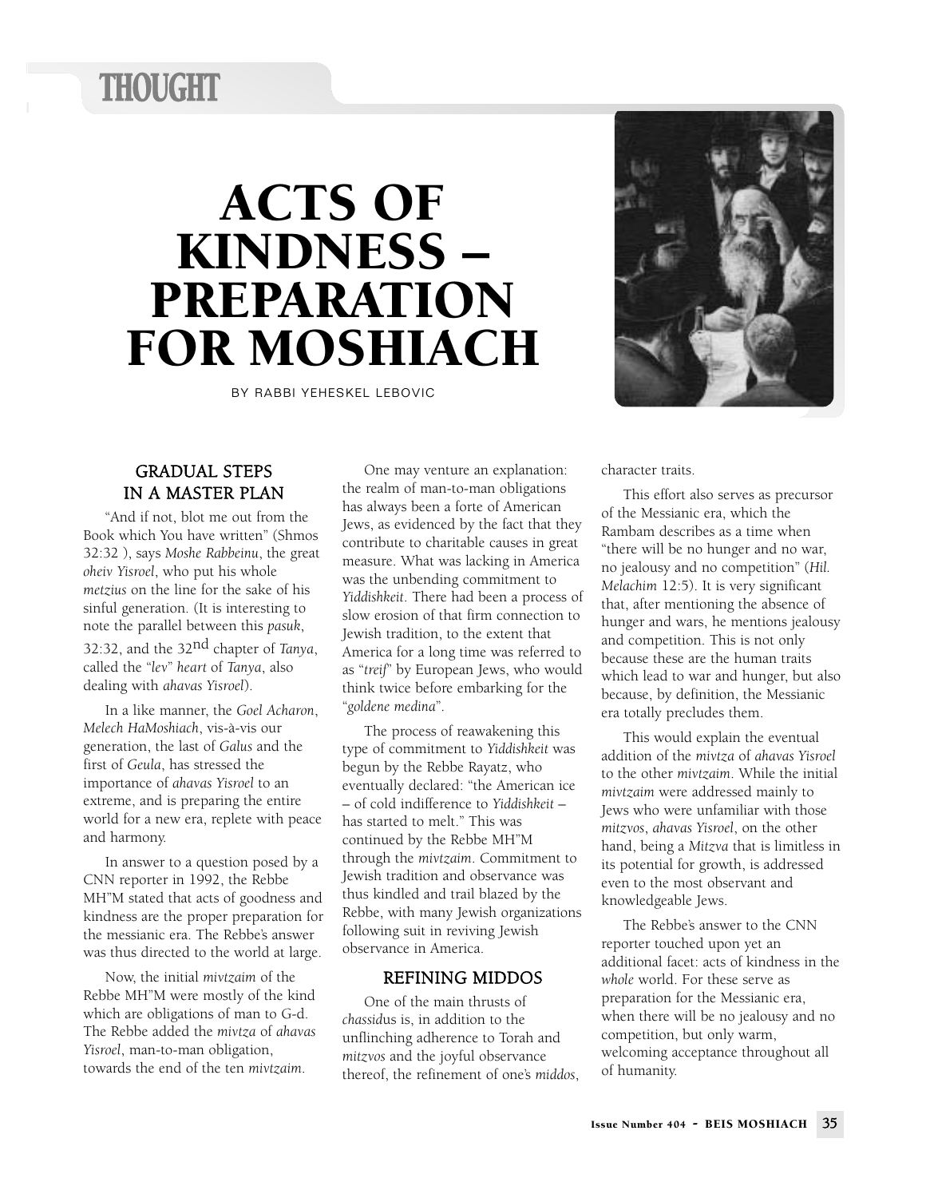THOUGHT

# ACTS OF KINDNESS – PREPARATION FOR MOSHIACH

BY RABBI YEHESKEL LEBOVIC

## GRADUAL STEPS IN A MASTER PLAN

"And if not, blot me out from the Book which You have written" (Shmos 32:32 ), says *Moshe Rabbeinu*, the great *oheiv Yisroel*, who put his whole *metzius* on the line for the sake of his sinful generation. (It is interesting to note the parallel between this *pasuk*, 32:32, and the 32nd chapter of *Tanya*, called the "*lev*" *heart* of *Tanya*, also dealing with *ahavas Yisroel*).

In a like manner, the *Goel Acharon*, *Melech HaMoshiach*, vis-à-vis our generation, the last of *Galus* and the first of *Geula*, has stressed the importance of *ahavas Yisroel* to an extreme, and is preparing the entire world for a new era, replete with peace and harmony.

In answer to a question posed by a CNN reporter in 1992, the Rebbe MH"M stated that acts of goodness and kindness are the proper preparation for the messianic era. The Rebbe's answer was thus directed to the world at large.

Now, the initial *mivtzaim* of the Rebbe MH"M were mostly of the kind which are obligations of man to G-d. The Rebbe added the *mivtza* of *ahavas Yisroel*, man-to-man obligation, towards the end of the ten *mivtzaim*.

One may venture an explanation: the realm of man-to-man obligations has always been a forte of American Jews, as evidenced by the fact that they contribute to charitable causes in great measure. What was lacking in America was the unbending commitment to *Yiddishkeit*. There had been a process of slow erosion of that firm connection to Jewish tradition, to the extent that America for a long time was referred to as "*treif*" by European Jews, who would think twice before embarking for the "*goldene medina*".

The process of reawakening this type of commitment to *Yiddishkeit* was begun by the Rebbe Rayatz, who eventually declared: "the American ice – of cold indifference to *Yiddishkeit* – has started to melt." This was continued by the Rebbe MH"M through the *mivtzaim*. Commitment to Jewish tradition and observance was thus kindled and trail blazed by the Rebbe, with many Jewish organizations following suit in reviving Jewish observance in America.

## REFINING MIDDOS

One of the main thrusts of *chassidus* is, in addition to the unflinching adherence to Torah and *mitzvos* and the joyful observance thereof, the refinement of one's *middos*, character traits.

This effort also serves as precursor of the Messianic era, which the Rambam describes as a time when "there will be no hunger and no war, no jealousy and no competition" (*Hil. Melachim* 12:5). It is very significant that, after mentioning the absence of hunger and wars, he mentions jealousy and competition. This is not only because these are the human traits which lead to war and hunger, but also because, by definition, the Messianic era totally precludes them.

This would explain the eventual addition of the *mivtza* of *ahavas Yisroel* to the other *mivtzaim*. While the initial *mivtzaim* were addressed mainly to Jews who were unfamiliar with those *mitzvos*, *ahavas Yisroel*, on the other hand, being a *Mitzva* that is limitless in its potential for growth, is addressed even to the most observant and knowledgeable Jews.

The Rebbe's answer to the CNN reporter touched upon yet an additional facet: acts of kindness in the *whole* world. For these serve as preparation for the Messianic era, when there will be no jealousy and no competition, but only warm, welcoming acceptance throughout all of humanity.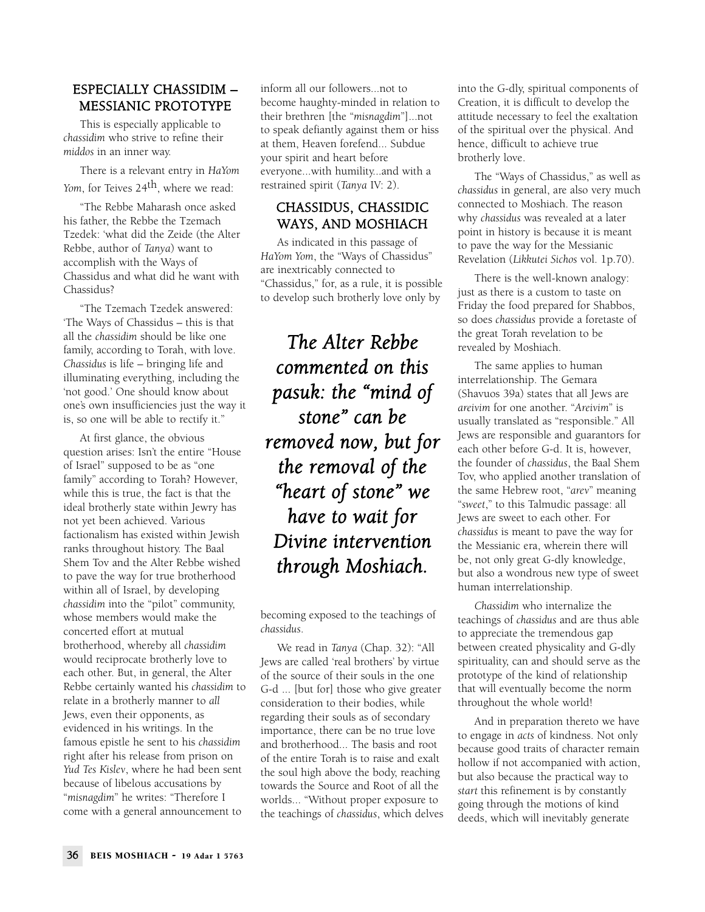## ESPECIALLY CHASSIDIM – MESSIANIC PROTOTYPE

This is especially applicable to *chassidim* who strive to refine their *middos* in an inner way.

There is a relevant entry in *HaYom Yom*, for Teives 24th, where we read:

"The Rebbe Maharash once asked his father, the Rebbe the Tzemach Tzedek: 'what did the Zeide (the Alter Rebbe, author of *Tanya*) want to accomplish with the Ways of Chassidus and what did he want with Chassidus?

"The Tzemach Tzedek answered: 'The Ways of Chassidus – this is that all the *chassidim* should be like one family, according to Torah, with love. *Chassidus* is life – bringing life and illuminating everything, including the 'not good.' One should know about one's own insufficiencies just the way it is, so one will be able to rectify it."

At first glance, the obvious question arises: Isn't the entire "House of Israel" supposed to be as "one family" according to Torah? However, while this is true, the fact is that the ideal brotherly state within Jewry has not yet been achieved. Various factionalism has existed within Jewish ranks throughout history. The Baal Shem Tov and the Alter Rebbe wished to pave the way for true brotherhood within all of Israel, by developing *chassidim* into the "pilot" community, whose members would make the concerted effort at mutual brotherhood, whereby all *chassidim* would reciprocate brotherly love to each other. But, in general, the Alter Rebbe certainly wanted his *chassidim* to relate in a brotherly manner to *all* Jews, even their opponents, as evidenced in his writings. In the famous epistle he sent to his *chassidim* right after his release from prison on *Yud Tes Kislev*, where he had been sent because of libelous accusations by "*misnagdim*" he writes: "Therefore I come with a general announcement to inform all our followers...not to become haughty-minded in relation to their brethren [the "*misnagdim*"]...not to speak defiantly against them or hiss at them, Heaven forefend... Subdue your spirit and heart before everyone...with humility...and with a restrained spirit (*Tanya* IV: 2).

## CHASSIDUS, CHASSIDIC WAYS, AND MOSHIACH

As indicated in this passage of *HaYom Yom*, the "Ways of Chassidus" are inextricably connected to "Chassidus," for, as a rule, it is possible to develop such brotherly love only by becoming exposed to the teachings of *chassidus*.

> *The Alter Rebbe commented on this pasuk: the "mind of stone" can be removed now, but for the removal of the "heart of stone" we have to wait for Divine intervention through Moshiach.*

We read in *Tanya* (Chap. 32): "All Jews are called 'real brothers' by virtue of the source of their souls in the one G-d ... [but for] those who give greater consideration to their bodies, while regarding their souls as of secondary importance, there can be no true love and brotherhood... The basis and root of the entire Torah is to raise and exalt the soul high above the body, reaching towards the Source and Root of all the worlds... "Without proper exposure to the teachings of *chassidus*, which delves into the G-dly, spiritual components of Creation, it is difficult to develop the attitude necessary to feel the exaltation of the spiritual over the physical. And hence, difficult to achieve true brotherly love.

The "Ways of Chassidus," as well as *chassidus* in general, are also very much connected to Moshiach. The reason why *chassidus* was revealed at a later point in history is because it is meant to pave the way for the Messianic Revelation (*Likkutei Sichos* vol. 1p.70).

There is the well-known analogy: just as there is a custom to taste on Friday the food prepared for Shabbos, so does *chassidus* provide a foretaste of the great Torah revelation to be revealed by Moshiach.

The same applies to human interrelationship. The Gemara (Shavuos 39a) states that all Jews are *areivim* for one another. "*Areivim*" is usually translated as "responsible." All Jews are responsible and guarantors for each other before G-d. It is, however, the founder of *chassidus*, the Baal Shem Tov, who applied another translation of the same Hebrew root, "*arev*" meaning "*sweet*," to this Talmudic passage: all Jews are sweet to each other. For *chassidus* is meant to pave the way for the Messianic era, wherein there will be, not only great G-dly knowledge, but also a wondrous new type of sweet human interrelationship.

*Chassidim* who internalize the teachings of *chassidus* and are thus able to appreciate the tremendous gap between created physicality and G-dly spirituality, can and should serve as the prototype of the kind of relationship that will eventually become the norm throughout the whole world!

And in preparation thereto we have to engage in *acts* of kindness. Not only because good traits of character remain hollow if not accompanied with action, but also because the practical way to *start* this refinement is by constantly going through the motions of kind deeds, which will inevitably generate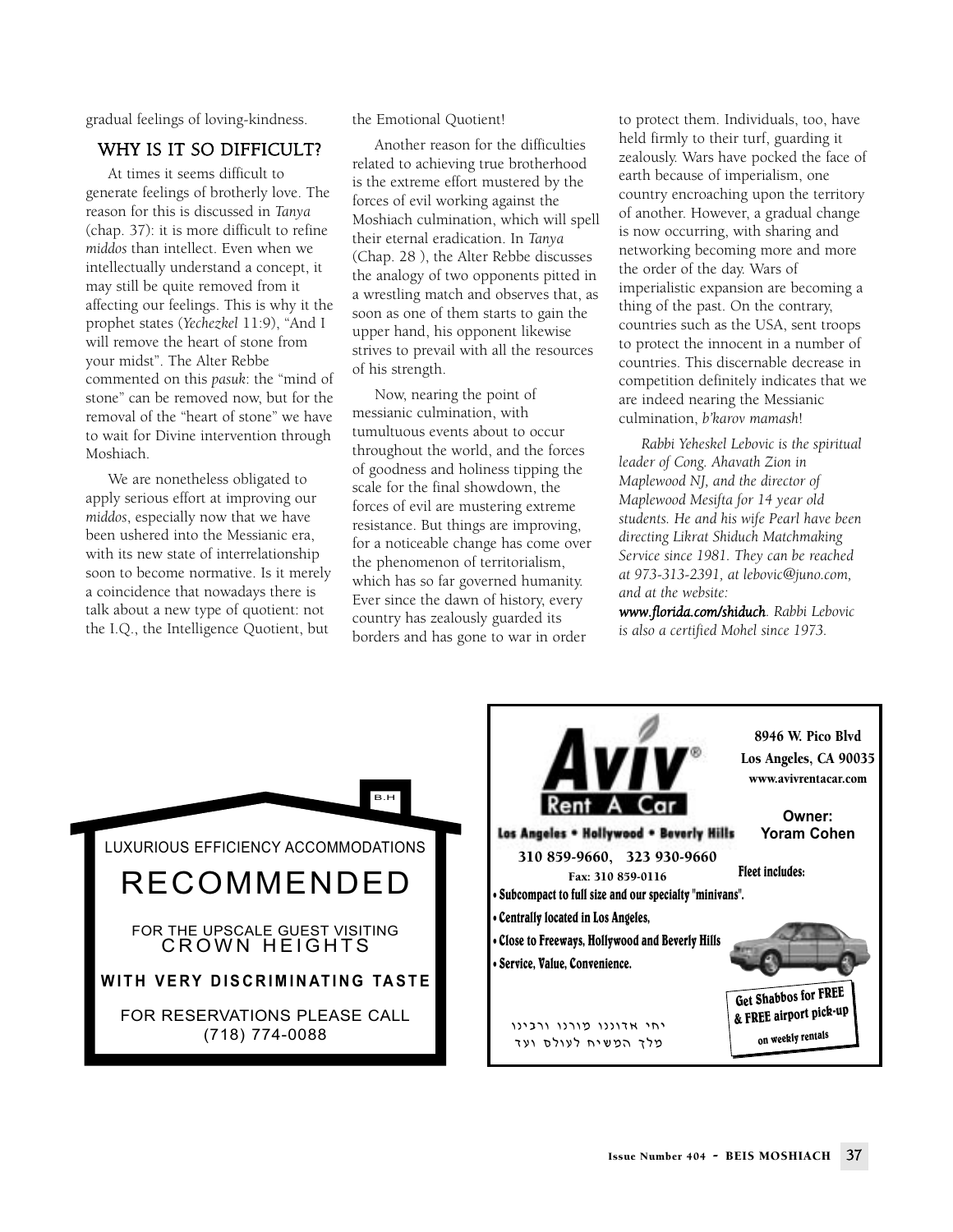gradual feelings of loving-kindness.

## WHY IS IT SO DIFFICULT?

At times it seems difficult to generate feelings of brotherly love. The reason for this is discussed in *Tanya* (chap. 37): it is more difficult to refine *middos* than intellect. Even when we intellectually understand a concept, it may still be quite removed from it affecting our feelings. This is why it the prophet states (*Yechezkel* 11:9), "And I will remove the heart of stone from your midst". The Alter Rebbe commented on this *pasuk*: the "mind of stone" can be removed now, but for the removal of the "heart of stone" we have to wait for Divine intervention through Moshiach.

We are nonetheless obligated to apply serious effort at improving our *middos*, especially now that we have been ushered into the Messianic era, with its new state of interrelationship soon to become normative. Is it merely a coincidence that nowadays there is talk about a new type of quotient: not the I.Q., the Intelligence Quotient, but the Emotional Quotient!

Another reason for the difficulties related to achieving true brotherhood is the extreme effort mustered by the forces of evil working against the Moshiach culmination, which will spell their eternal eradication. In *Tanya* (Chap. 28 ), the Alter Rebbe discusses the analogy of two opponents pitted in a wrestling match and observes that, as soon as one of them starts to gain the upper hand, his opponent likewise strives to prevail with all the resources of his strength.

Now, nearing the point of messianic culmination, with tumultuous events about to occur throughout the world, and the forces of goodness and holiness tipping the scale for the final showdown, the forces of evil are mustering extreme resistance. But things are improving, for a noticeable change has come over the phenomenon of territorialism, which has so far governed humanity. Ever since the dawn of history, every country has zealously guarded its borders and has gone to war in order to protect them. Individuals, too, have held firmly to their turf, guarding it zealously. Wars have pocked the face of earth because of imperialism, one country encroaching upon the territory of another. However, a gradual change is now occurring, with sharing and networking becoming more and more the order of the day. Wars of imperialistic expansion are becoming a thing of the past. On the contrary, countries such as the USA, sent troops to protect the innocent in a number of countries. This discernable decrease in competition definitely indicates that we are indeed nearing the Messianic culmination, *b'karov mamash*!

*Rabbi Yeheskel Lebovic is the spiritual leader of Cong. Ahavath Zion in Maplewood NJ, and the director of Maplewood Mesifta for 14 year old students. He and his wife Pearl have been directing Likrat Shiduch Matchmaking Service since 1981. They can be reached at 973-313-2391, at lebovic@juno.com, and at the website: **www.florida.com/shiduch**. Rabbi Lebovic is also a certified Mohel since 1973.*

---

B.H

LUXURIOUS EFFICIENCY ACCOMMODATIONS

# RECOMMENDED

FOR THE UPSCALE GUEST VISITING CROWN HEIGHTS

**WITH VERY DISCRIMINATING TASTE**

FOR RESERVATIONS PLEASE CALL
(718) 774-0088

---

**Aviv®**
**Rent A Car**

**Los Angeles • Hollywood • Beverly Hills**

**310 859-9660, 323 930-9660**
**Fax: 310 859-0116**

**8946 W. Pico Blvd**
**Los Angeles, CA 90035**
**www.avivrentacar.com**

**Owner:**
**Yoram Cohen**

**Fleet includes:**

- **Subcompact to full size and our specialty "minivans".**
- **Centrally located in Los Angeles,**
- **Close to Freeways, Hollywood and Beverly Hills**
- **Service, Value, Convenience.**

**Get Shabbos for FREE & FREE airport pick-up on weekly rentals**

יחי אדוננו מורנו ורבינו
מלך המשיח לעולם ועד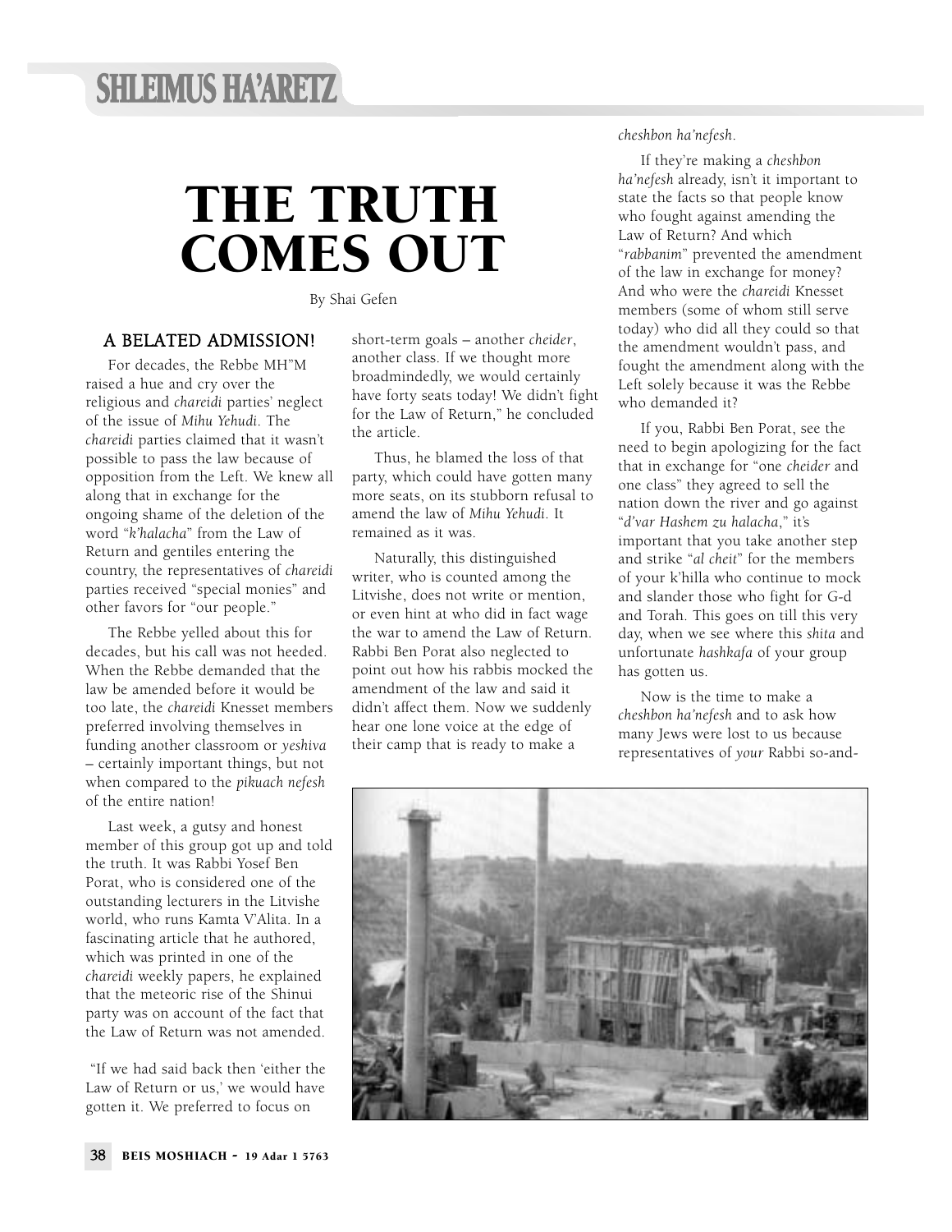# THE TRUTH COMES OUT

By Shai Gefen

## A BELATED ADMISSION!

For decades, the Rebbe MH"M raised a hue and cry over the religious and *chareidi* parties' neglect of the issue of *Mihu Yehudi*. The *chareidi* parties claimed that it wasn't possible to pass the law because of opposition from the Left. We knew all along that in exchange for the ongoing shame of the deletion of the word "*k'halacha*" from the Law of Return and gentiles entering the country, the representatives of *chareidi* parties received "special monies" and other favors for "our people."

The Rebbe yelled about this for decades, but his call was not heeded. When the Rebbe demanded that the law be amended before it would be too late, the *chareidi* Knesset members preferred involving themselves in funding another classroom or *yeshiva* – certainly important things, but not when compared to the *pikuach nefesh* of the entire nation!

Last week, a gutsy and honest member of this group got up and told the truth. It was Rabbi Yosef Ben Porat, who is considered one of the outstanding lecturers in the Litvishe world, who runs Kamta V'Alita. In a fascinating article that he authored, which was printed in one of the *chareidi* weekly papers, he explained that the meteoric rise of the Shinui party was on account of the fact that the Law of Return was not amended.

"If we had said back then 'either the Law of Return or us,' we would have gotten it. We preferred to focus on short-term goals – another *cheider*, another class. If we thought more broadmindedly, we would certainly have forty seats today! We didn't fight for the Law of Return," he concluded the article.

Thus, he blamed the loss of that party, which could have gotten many more seats, on its stubborn refusal to amend the law of *Mihu Yehudi*. It remained as it was.

Naturally, this distinguished writer, who is counted among the Litvishe, does not write or mention, or even hint at who did in fact wage the war to amend the Law of Return. Rabbi Ben Porat also neglected to point out how his rabbis mocked the amendment of the law and said it didn't affect them. Now we suddenly hear one lone voice at the edge of their camp that is ready to make a *cheshbon ha'nefesh*.

If they're making a *cheshbon ha'nefesh* already, isn't it important to state the facts so that people know who fought against amending the Law of Return? And which "*rabbanim*" prevented the amendment of the law in exchange for money? And who were the *chareidi* Knesset members (some of whom still serve today) who did all they could so that the amendment wouldn't pass, and fought the amendment along with the Left solely because it was the Rebbe who demanded it?

If you, Rabbi Ben Porat, see the need to begin apologizing for the fact that in exchange for "one *cheider* and one class" they agreed to sell the nation down the river and go against "*d'var Hashem zu halacha*," it's important that you take another step and strike "*al cheit*" for the members of your k'hilla who continue to mock and slander those who fight for G-d and Torah. This goes on till this very day, when we see where this *shita* and unfortunate *hashkafa* of your group has gotten us.

Now is the time to make a *cheshbon ha'nefesh* and to ask how many Jews were lost to us because representatives of *your* Rabbi so-and-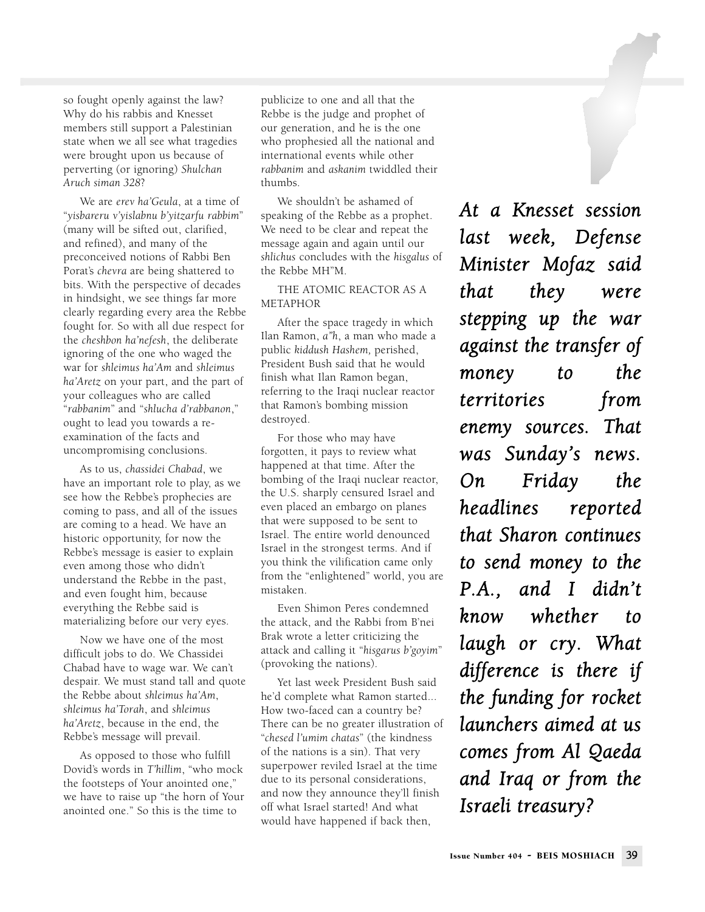so fought openly against the law? Why do his rabbis and Knesset members still support a Palestinian state when we all see what tragedies were brought upon us because of perverting (or ignoring) *Shulchan Aruch siman 328*?

We are *erev ha'Geula*, at a time of "*yisbareru v'yislabnu b'yitzarfu rabbim*" (many will be sifted out, clarified, and refined), and many of the preconceived notions of Rabbi Ben Porat's *chevra* are being shattered to bits. With the perspective of decades in hindsight, we see things far more clearly regarding every area the Rebbe fought for. So with all due respect for the *cheshbon ha'nefesh*, the deliberate ignoring of the one who waged the war for *shleimus ha'Am* and *shleimus ha'Aretz* on your part, and the part of your colleagues who are called "*rabbanim*" and "*shlucha d'rabbanon*," ought to lead you towards a re-examination of the facts and uncompromising conclusions.

As to us, *chassidei Chabad*, we have an important role to play, as we see how the Rebbe's prophecies are coming to pass, and all of the issues are coming to a head. We have an historic opportunity, for now the Rebbe's message is easier to explain even among those who didn't understand the Rebbe in the past, and even fought him, because everything the Rebbe said is materializing before our very eyes.

Now we have one of the most difficult jobs to do. We Chassidei Chabad have to wage war. We can't despair. We must stand tall and quote the Rebbe about *shleimus ha'Am*, *shleimus ha'Torah*, and *shleimus ha'Aretz*, because in the end, the Rebbe's message will prevail.

As opposed to those who fulfill Dovid's words in *T'hillim*, "who mock the footsteps of Your anointed one," we have to raise up "the horn of Your anointed one." So this is the time to publicize to one and all that the Rebbe is the judge and prophet of our generation, and he is the one who prophesied all the national and international events while other *rabbanim* and *askanim* twiddled their thumbs.

We shouldn't be ashamed of speaking of the Rebbe as a prophet. We need to be clear and repeat the message again and again until our *shlichus* concludes with the *hisgalus* of the Rebbe MH"M.

## THE ATOMIC REACTOR AS A METAPHOR

After the space tragedy in which Ilan Ramon, *a"h*, a man who made a public *kiddush Hashem*, perished, President Bush said that he would finish what Ilan Ramon began, referring to the Iraqi nuclear reactor that Ramon's bombing mission destroyed.

For those who may have forgotten, it pays to review what happened at that time. After the bombing of the Iraqi nuclear reactor, the U.S. sharply censured Israel and even placed an embargo on planes that were supposed to be sent to Israel. The entire world denounced Israel in the strongest terms. And if you think the vilification came only from the "enlightened" world, you are mistaken.

Even Shimon Peres condemned the attack, and the Rabbi from B'nei Brak wrote a letter criticizing the attack and calling it "*hisgarus b'goyim*" (provoking the nations).

Yet last week President Bush said he'd complete what Ramon started... How two-faced can a country be? There can be no greater illustration of "*chesed l'umim chatas*" (the kindness of the nations is a sin). That very superpower reviled Israel at the time due to its personal considerations, and now they announce they'll finish off what Israel started! And what would have happened if back then,

***At a Knesset session last week, Defense Minister Mofaz said that they were stepping up the war against the transfer of money to the territories from enemy sources. That was Sunday's news. On Friday the headlines reported that Sharon continues to send money to the P.A., and I didn't know whether to laugh or cry. What difference is there if the funding for rocket launchers aimed at us comes from Al Qaeda and Iraq or from the Israeli treasury?***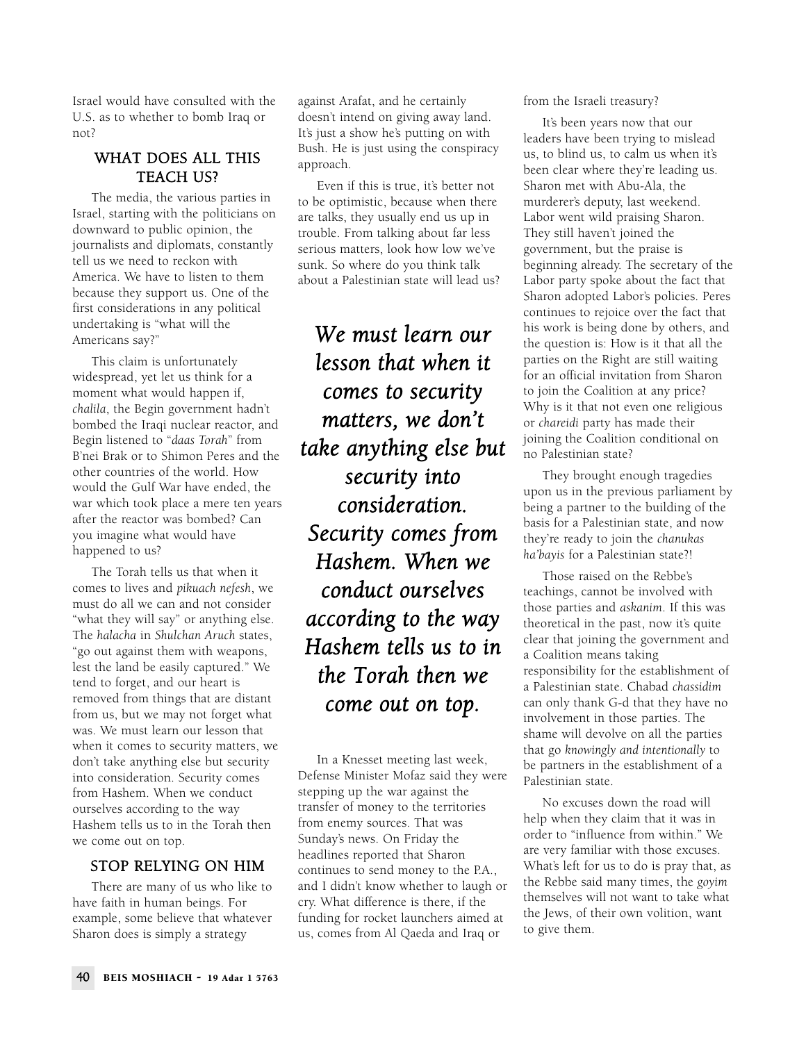Israel would have consulted with the U.S. as to whether to bomb Iraq or not?

## WHAT DOES ALL THIS TEACH US?

The media, the various parties in Israel, starting with the politicians on downward to public opinion, the journalists and diplomats, constantly tell us we need to reckon with America. We have to listen to them because they support us. One of the first considerations in any political undertaking is "what will the Americans say?"

This claim is unfortunately widespread, yet let us think for a moment what would happen if, *chalila*, the Begin government hadn't bombed the Iraqi nuclear reactor, and Begin listened to "*daas Torah*" from B'nei Brak or to Shimon Peres and the other countries of the world. How would the Gulf War have ended, the war which took place a mere ten years after the reactor was bombed? Can you imagine what would have happened to us?

The Torah tells us that when it comes to lives and *pikuach nefesh*, we must do all we can and not consider "what they will say" or anything else. The *halacha* in *Shulchan Aruch* states, "go out against them with weapons, lest the land be easily captured." We tend to forget, and our heart is removed from things that are distant from us, but we may not forget what was. We must learn our lesson that when it comes to security matters, we don't take anything else but security into consideration. Security comes from Hashem. When we conduct ourselves according to the way Hashem tells us to in the Torah then we come out on top.

## STOP RELYING ON HIM

There are many of us who like to have faith in human beings. For example, some believe that whatever Sharon does is simply a strategy against Arafat, and he certainly doesn't intend on giving away land. It's just a show he's putting on with Bush. He is just using the conspiracy approach.

Even if this is true, it's better not to be optimistic, because when there are talks, they usually end us up in trouble. From talking about far less serious matters, look how low we've sunk. So where do you think talk about a Palestinian state will lead us?

***We must learn our lesson that when it comes to security matters, we don't take anything else but security into consideration. Security comes from Hashem. When we conduct ourselves according to the way Hashem tells us to in the Torah then we come out on top.***

In a Knesset meeting last week, Defense Minister Mofaz said they were stepping up the war against the transfer of money to the territories from enemy sources. That was Sunday's news. On Friday the headlines reported that Sharon continues to send money to the P.A., and I didn't know whether to laugh or cry. What difference is there, if the funding for rocket launchers aimed at us, comes from Al Qaeda and Iraq or from the Israeli treasury?

It's been years now that our leaders have been trying to mislead us, to blind us, to calm us when it's been clear where they're leading us. Sharon met with Abu-Ala, the murderer's deputy, last weekend. Labor went wild praising Sharon. They still haven't joined the government, but the praise is beginning already. The secretary of the Labor party spoke about the fact that Sharon adopted Labor's policies. Peres continues to rejoice over the fact that his work is being done by others, and the question is: How is it that all the parties on the Right are still waiting for an official invitation from Sharon to join the Coalition at any price? Why is it that not even one religious or *chareidi* party has made their joining the Coalition conditional on no Palestinian state?

They brought enough tragedies upon us in the previous parliament by being a partner to the building of the basis for a Palestinian state, and now they're ready to join the *chanukas ha'bayis* for a Palestinian state?!

Those raised on the Rebbe's teachings, cannot be involved with those parties and *askanim*. If this was theoretical in the past, now it's quite clear that joining the government and a Coalition means taking responsibility for the establishment of a Palestinian state. Chabad *chassidim* can only thank G-d that they have no involvement in those parties. The shame will devolve on all the parties that go *knowingly and intentionally* to be partners in the establishment of a Palestinian state.

No excuses down the road will help when they claim that it was in order to "influence from within." We are very familiar with those excuses. What's left for us to do is pray that, as the Rebbe said many times, the *goyim* themselves will not want to take what the Jews, of their own volition, want to give them.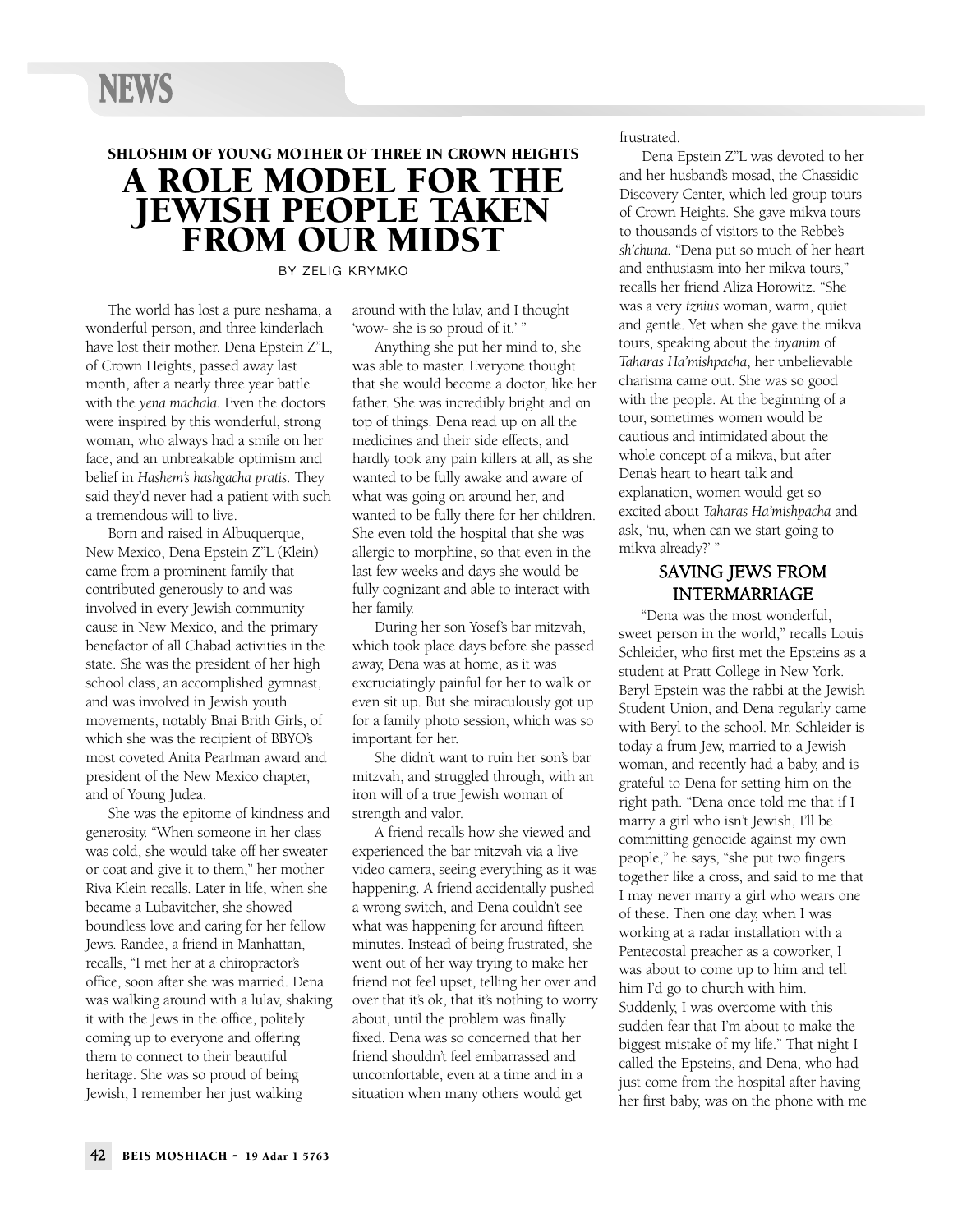# NEWS

### SHLOSHIM OF YOUNG MOTHER OF THREE IN CROWN HEIGHTS

# A ROLE MODEL FOR THE JEWISH PEOPLE TAKEN FROM OUR MIDST

BY ZELIG KRYMKO

The world has lost a pure neshama, a wonderful person, and three kinderlach have lost their mother. Dena Epstein Z"L, of Crown Heights, passed away last month, after a nearly three year battle with the *yena machala.* Even the doctors were inspired by this wonderful, strong woman, who always had a smile on her face, and an unbreakable optimism and belief in *Hashem's hashgacha pratis.* They said they'd never had a patient with such a tremendous will to live.

Born and raised in Albuquerque, New Mexico, Dena Epstein Z"L (Klein) came from a prominent family that contributed generously to and was involved in every Jewish community cause in New Mexico, and the primary benefactor of all Chabad activities in the state. She was the president of her high school class, an accomplished gymnast, and was involved in Jewish youth movements, notably Bnai Brith Girls, of which she was the recipient of BBYO's most coveted Anita Pearlman award and president of the New Mexico chapter, and of Young Judea.

She was the epitome of kindness and generosity. "When someone in her class was cold, she would take off her sweater or coat and give it to them," her mother Riva Klein recalls. Later in life, when she became a Lubavitcher, she showed boundless love and caring for her fellow Jews. Randee, a friend in Manhattan, recalls, "I met her at a chiropractor's office, soon after she was married. Dena was walking around with a lulav, shaking it with the Jews in the office, politely coming up to everyone and offering them to connect to their beautiful heritage. She was so proud of being Jewish, I remember her just walking around with the lulav, and I thought 'wow- she is so proud of it.' "

Anything she put her mind to, she was able to master. Everyone thought that she would become a doctor, like her father. She was incredibly bright and on top of things. Dena read up on all the medicines and their side effects, and hardly took any pain killers at all, as she wanted to be fully awake and aware of what was going on around her, and wanted to be fully there for her children. She even told the hospital that she was allergic to morphine, so that even in the last few weeks and days she would be fully cognizant and able to interact with her family.

During her son Yosef's bar mitzvah, which took place days before she passed away, Dena was at home, as it was excruciatingly painful for her to walk or even sit up. But she miraculously got up for a family photo session, which was so important for her.

She didn't want to ruin her son's bar mitzvah, and struggled through, with an iron will of a true Jewish woman of strength and valor.

A friend recalls how she viewed and experienced the bar mitzvah via a live video camera, seeing everything as it was happening. A friend accidentally pushed a wrong switch, and Dena couldn't see what was happening for around fifteen minutes. Instead of being frustrated, she went out of her way trying to make her friend not feel upset, telling her over and over that it's ok, that it's nothing to worry about, until the problem was finally fixed. Dena was so concerned that her friend shouldn't feel embarrassed and uncomfortable, even at a time and in a situation when many others would get frustrated.

Dena Epstein Z"L was devoted to her and her husband's mosad, the Chassidic Discovery Center, which led group tours of Crown Heights. She gave mikva tours to thousands of visitors to the Rebbe's *sh'chuna.* "Dena put so much of her heart and enthusiasm into her mikva tours," recalls her friend Aliza Horowitz. "She was a very *tznius* woman, warm, quiet and gentle. Yet when she gave the mikva tours, speaking about the *inyanim* of *Taharas Ha'mishpacha*, her unbelievable charisma came out. She was so good with the people. At the beginning of a tour, sometimes women would be cautious and intimidated about the whole concept of a mikva, but after Dena's heart to heart talk and explanation, women would get so excited about *Taharas Ha'mishpacha* and ask, 'nu, when can we start going to mikva already?' "

## SAVING JEWS FROM INTERMARRIAGE

"Dena was the most wonderful, sweet person in the world," recalls Louis Schleider, who first met the Epsteins as a student at Pratt College in New York. Beryl Epstein was the rabbi at the Jewish Student Union, and Dena regularly came with Beryl to the school. Mr. Schleider is today a frum Jew, married to a Jewish woman, and recently had a baby, and is grateful to Dena for setting him on the right path. "Dena once told me that if I marry a girl who isn't Jewish, I'll be committing genocide against my own people," he says, "she put two fingers together like a cross, and said to me that I may never marry a girl who wears one of these. Then one day, when I was working at a radar installation with a Pentecostal preacher as a coworker, I was about to come up to him and tell him I'd go to church with him. Suddenly, I was overcome with this sudden fear that I'm about to make the biggest mistake of my life." That night I called the Epsteins, and Dena, who had just come from the hospital after having her first baby, was on the phone with me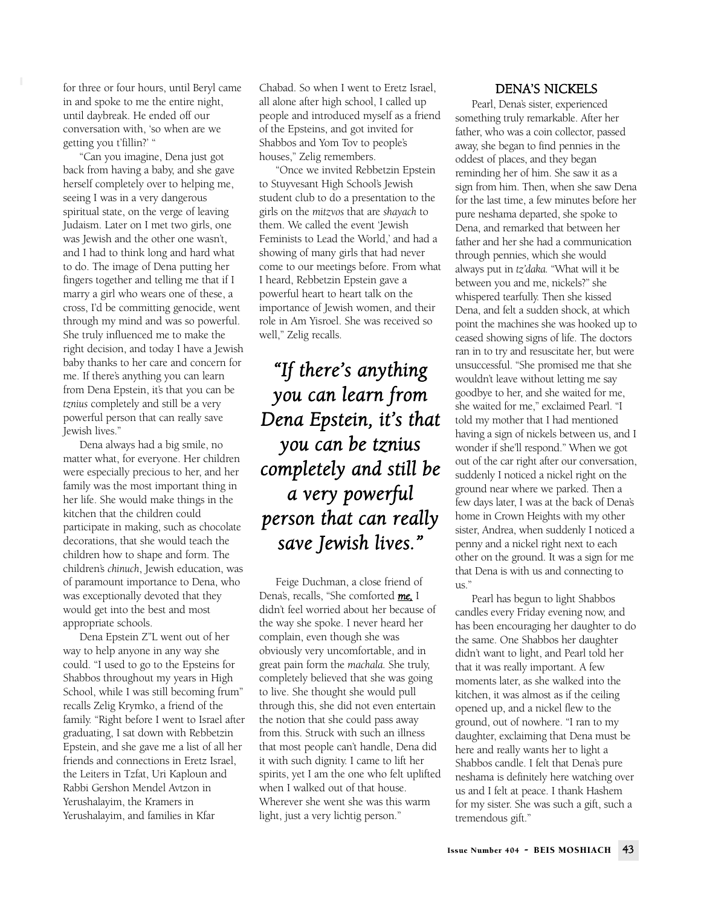for three or four hours, until Beryl came in and spoke to me the entire night, until daybreak. He ended off our conversation with, 'so when are we getting you t'fillin?' "

"Can you imagine, Dena just got back from having a baby, and she gave herself completely over to helping me, seeing I was in a very dangerous spiritual state, on the verge of leaving Judaism. Later on I met two girls, one was Jewish and the other one wasn't, and I had to think long and hard what to do. The image of Dena putting her fingers together and telling me that if I marry a girl who wears one of these, a cross, I'd be committing genocide, went through my mind and was so powerful. She truly influenced me to make the right decision, and today I have a Jewish baby thanks to her care and concern for me. If there's anything you can learn from Dena Epstein, it's that you can be *tznius* completely and still be a very powerful person that can really save Jewish lives."

Dena always had a big smile, no matter what, for everyone. Her children were especially precious to her, and her family was the most important thing in her life. She would make things in the kitchen that the children could participate in making, such as chocolate decorations, that she would teach the children how to shape and form. The children's *chinuch*, Jewish education, was of paramount importance to Dena, who was exceptionally devoted that they would get into the best and most appropriate schools.

Dena Epstein Z"L went out of her way to help anyone in any way she could. "I used to go to the Epsteins for Shabbos throughout my years in High School, while I was still becoming frum" recalls Zelig Krymko, a friend of the family. "Right before I went to Israel after graduating, I sat down with Rebbetzin Epstein, and she gave me a list of all her friends and connections in Eretz Israel, the Leiters in Tzfat, Uri Kaploun and Rabbi Gershon Mendel Avtzon in Yerushalayim, the Kramers in Yerushalayim, and families in Kfar Chabad. So when I went to Eretz Israel, all alone after high school, I called up people and introduced myself as a friend of the Epsteins, and got invited for Shabbos and Yom Tov to people's houses," Zelig remembers.

"Once we invited Rebbetzin Epstein to Stuyvesant High School's Jewish student club to do a presentation to the girls on the *mitzvos* that are *shayach* to them. We called the event 'Jewish Feminists to Lead the World,' and had a showing of many girls that had never come to our meetings before. From what I heard, Rebbetzin Epstein gave a powerful heart to heart talk on the importance of Jewish women, and their role in Am Yisroel. She was received so well," Zelig recalls.

> *"If there's anything you can learn from Dena Epstein, it's that you can be tznius completely and still be a very powerful person that can really save Jewish lives."*

Feige Duchman, a close friend of Dena's, recalls, "She comforted ***me.*** I didn't feel worried about her because of the way she spoke. I never heard her complain, even though she was obviously very uncomfortable, and in great pain form the *machala.* She truly, completely believed that she was going to live. She thought she would pull through this, she did not even entertain the notion that she could pass away from this. Struck with such an illness that most people can't handle, Dena did it with such dignity. I came to lift her spirits, yet I am the one who felt uplifted when I walked out of that house. Wherever she went she was this warm light, just a very lichtig person."

## DENA'S NICKELS

Pearl, Dena's sister, experienced something truly remarkable. After her father, who was a coin collector, passed away, she began to find pennies in the oddest of places, and they began reminding her of him. She saw it as a sign from him. Then, when she saw Dena for the last time, a few minutes before her pure neshama departed, she spoke to Dena, and remarked that between her father and her she had a communication through pennies, which she would always put in *tz'daka.* "What will it be between you and me, nickels?" she whispered tearfully. Then she kissed Dena, and felt a sudden shock, at which point the machines she was hooked up to ceased showing signs of life. The doctors ran in to try and resuscitate her, but were unsuccessful. "She promised me that she wouldn't leave without letting me say goodbye to her, and she waited for me, she waited for me," exclaimed Pearl. "I told my mother that I had mentioned having a sign of nickels between us, and I wonder if she'll respond." When we got out of the car right after our conversation, suddenly I noticed a nickel right on the ground near where we parked. Then a few days later, I was at the back of Dena's home in Crown Heights with my other sister, Andrea, when suddenly I noticed a penny and a nickel right next to each other on the ground. It was a sign for me that Dena is with us and connecting to us."

Pearl has begun to light Shabbos candles every Friday evening now, and has been encouraging her daughter to do the same. One Shabbos her daughter didn't want to light, and Pearl told her that it was really important. A few moments later, as she walked into the kitchen, it was almost as if the ceiling opened up, and a nickel flew to the ground, out of nowhere. "I ran to my daughter, exclaiming that Dena must be here and really wants her to light a Shabbos candle. I felt that Dena's pure neshama is definitely here watching over us and I felt at peace. I thank Hashem for my sister. She was such a gift, such a tremendous gift."